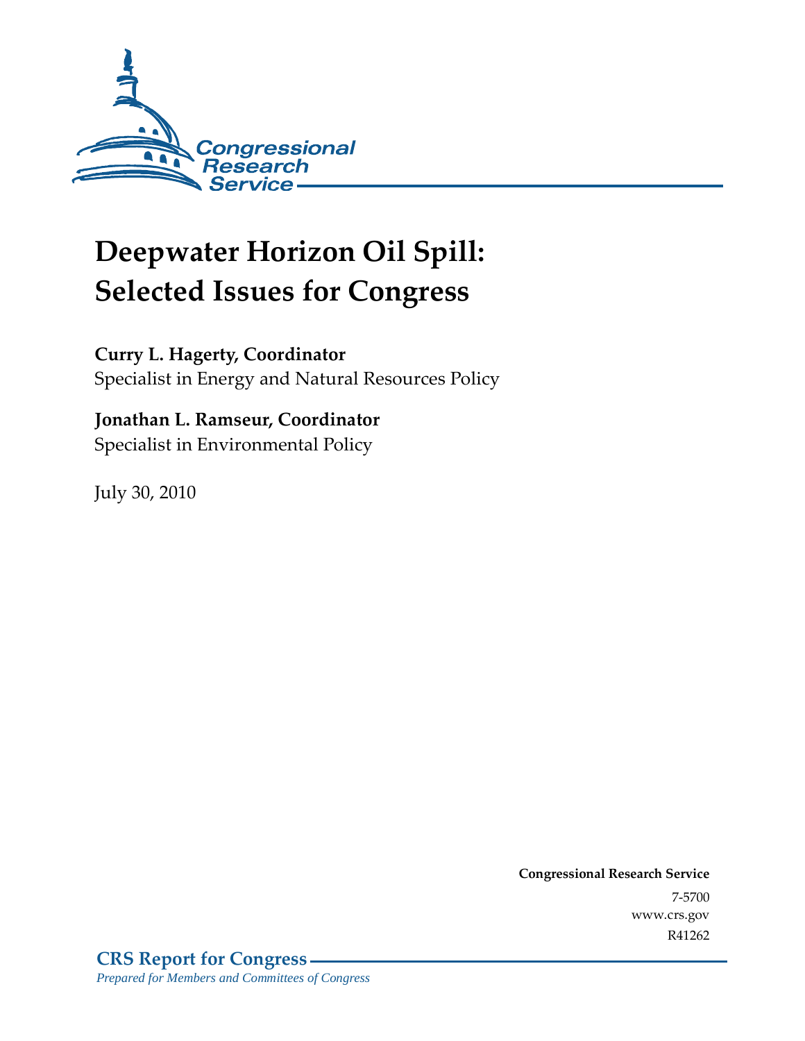Congressional Research Service

# Deepwater Horizon Oil Spill: Selected Issues for Congress

**Curry L. Hagerty, Coordinator**
Specialist in Energy and Natural Resources Policy

**Jonathan L. Ramseur, Coordinator**
Specialist in Environmental Policy

July 30, 2010

**Congressional Research Service**
7-5700
www.crs.gov
R41262

**CRS Report for Congress**
*Prepared for Members and Committees of Congress*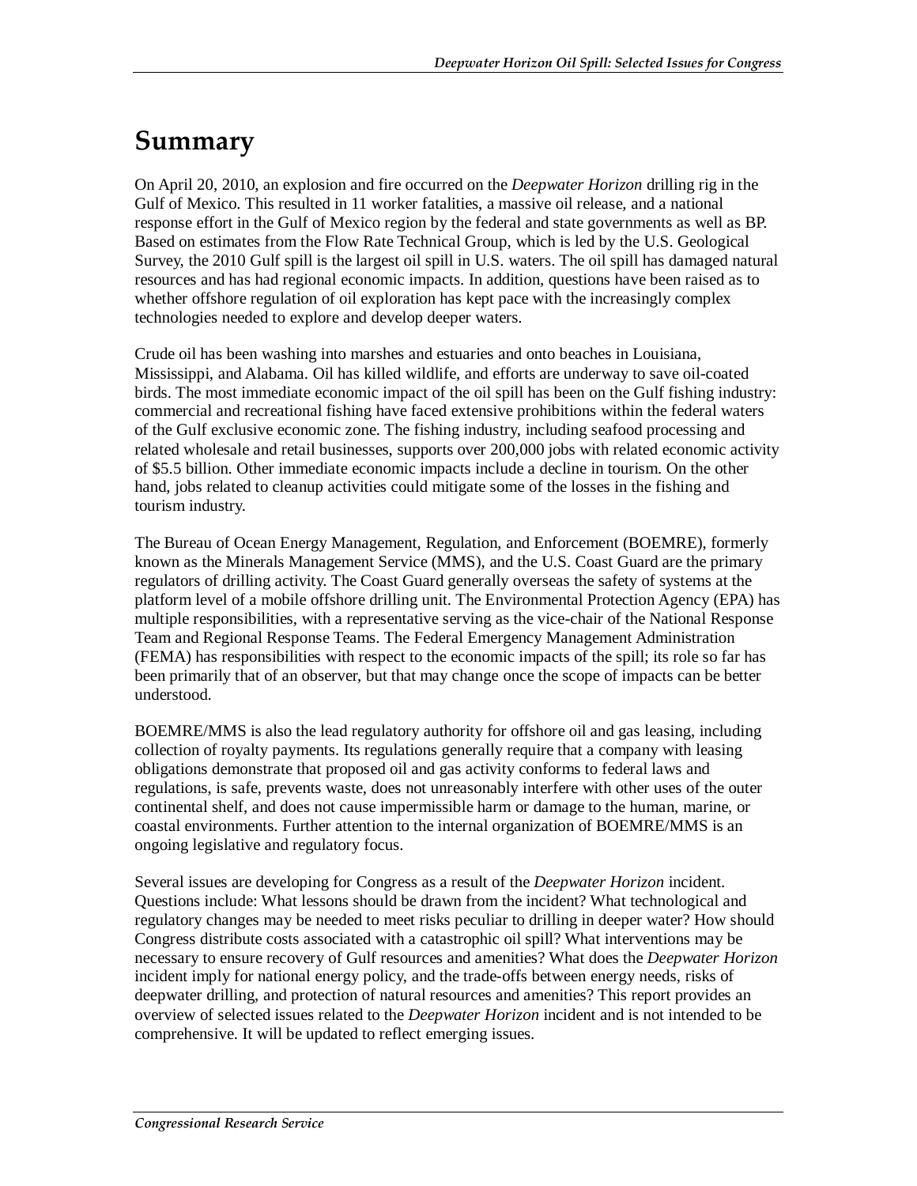# Summary

On April 20, 2010, an explosion and fire occurred on the *Deepwater Horizon* drilling rig in the Gulf of Mexico. This resulted in 11 worker fatalities, a massive oil release, and a national response effort in the Gulf of Mexico region by the federal and state governments as well as BP. Based on estimates from the Flow Rate Technical Group, which is led by the U.S. Geological Survey, the 2010 Gulf spill is the largest oil spill in U.S. waters. The oil spill has damaged natural resources and has had regional economic impacts. In addition, questions have been raised as to whether offshore regulation of oil exploration has kept pace with the increasingly complex technologies needed to explore and develop deeper waters.

Crude oil has been washing into marshes and estuaries and onto beaches in Louisiana, Mississippi, and Alabama. Oil has killed wildlife, and efforts are underway to save oil-coated birds. The most immediate economic impact of the oil spill has been on the Gulf fishing industry: commercial and recreational fishing have faced extensive prohibitions within the federal waters of the Gulf exclusive economic zone. The fishing industry, including seafood processing and related wholesale and retail businesses, supports over 200,000 jobs with related economic activity of $5.5 billion. Other immediate economic impacts include a decline in tourism. On the other hand, jobs related to cleanup activities could mitigate some of the losses in the fishing and tourism industry.

The Bureau of Ocean Energy Management, Regulation, and Enforcement (BOEMRE), formerly known as the Minerals Management Service (MMS), and the U.S. Coast Guard are the primary regulators of drilling activity. The Coast Guard generally overseas the safety of systems at the platform level of a mobile offshore drilling unit. The Environmental Protection Agency (EPA) has multiple responsibilities, with a representative serving as the vice-chair of the National Response Team and Regional Response Teams. The Federal Emergency Management Administration (FEMA) has responsibilities with respect to the economic impacts of the spill; its role so far has been primarily that of an observer, but that may change once the scope of impacts can be better understood.

BOEMRE/MMS is also the lead regulatory authority for offshore oil and gas leasing, including collection of royalty payments. Its regulations generally require that a company with leasing obligations demonstrate that proposed oil and gas activity conforms to federal laws and regulations, is safe, prevents waste, does not unreasonably interfere with other uses of the outer continental shelf, and does not cause impermissible harm or damage to the human, marine, or coastal environments. Further attention to the internal organization of BOEMRE/MMS is an ongoing legislative and regulatory focus.

Several issues are developing for Congress as a result of the *Deepwater Horizon* incident. Questions include: What lessons should be drawn from the incident? What technological and regulatory changes may be needed to meet risks peculiar to drilling in deeper water? How should Congress distribute costs associated with a catastrophic oil spill? What interventions may be necessary to ensure recovery of Gulf resources and amenities? What does the *Deepwater Horizon* incident imply for national energy policy, and the trade-offs between energy needs, risks of deepwater drilling, and protection of natural resources and amenities? This report provides an overview of selected issues related to the *Deepwater Horizon* incident and is not intended to be comprehensive. It will be updated to reflect emerging issues.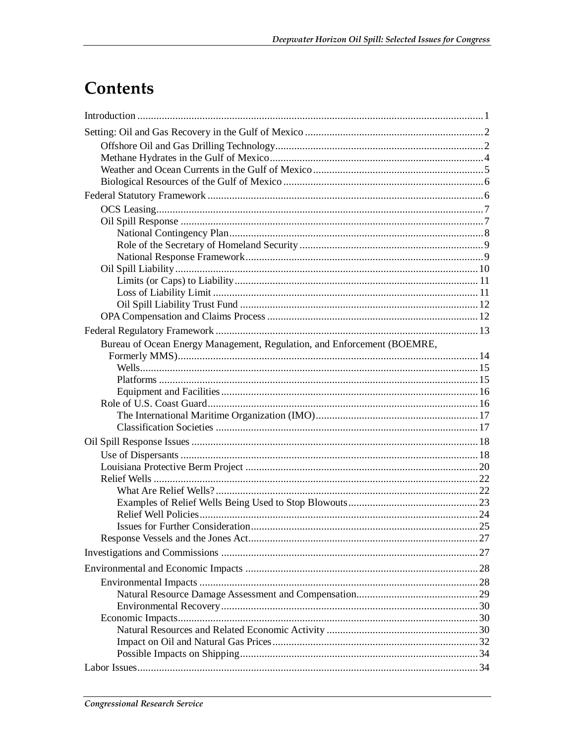# Contents

Introduction ..... 1

Setting: Oil and Gas Recovery in the Gulf of Mexico ..... 2

- Offshore Oil and Gas Drilling Technology ..... 2
- Methane Hydrates in the Gulf of Mexico ..... 4
- Weather and Ocean Currents in the Gulf of Mexico ..... 5
- Biological Resources of the Gulf of Mexico ..... 6

Federal Statutory Framework ..... 6

- OCS Leasing ..... 7
- Oil Spill Response ..... 7
  - National Contingency Plan ..... 8
  - Role of the Secretary of Homeland Security ..... 9
  - National Response Framework ..... 9
- Oil Spill Liability ..... 10
  - Limits (or Caps) to Liability ..... 11
  - Loss of Liability Limit ..... 11
  - Oil Spill Liability Trust Fund ..... 12
- OPA Compensation and Claims Process ..... 12

Federal Regulatory Framework ..... 13

- Bureau of Ocean Energy Management, Regulation, and Enforcement (BOEMRE, Formerly MMS) ..... 14
  - Wells ..... 15
  - Platforms ..... 15
  - Equipment and Facilities ..... 16
- Role of U.S. Coast Guard ..... 16
  - The International Maritime Organization (IMO) ..... 17
  - Classification Societies ..... 17

Oil Spill Response Issues ..... 18

- Use of Dispersants ..... 18
- Louisiana Protective Berm Project ..... 20
- Relief Wells ..... 22
  - What Are Relief Wells? ..... 22
  - Examples of Relief Wells Being Used to Stop Blowouts ..... 23
  - Relief Well Policies ..... 24
  - Issues for Further Consideration ..... 25
- Response Vessels and the Jones Act ..... 27

Investigations and Commissions ..... 27

Environmental and Economic Impacts ..... 28

- Environmental Impacts ..... 28
  - Natural Resource Damage Assessment and Compensation ..... 29
  - Environmental Recovery ..... 30
- Economic Impacts ..... 30
  - Natural Resources and Related Economic Activity ..... 30
  - Impact on Oil and Natural Gas Prices ..... 32
  - Possible Impacts on Shipping ..... 34

Labor Issues ..... 34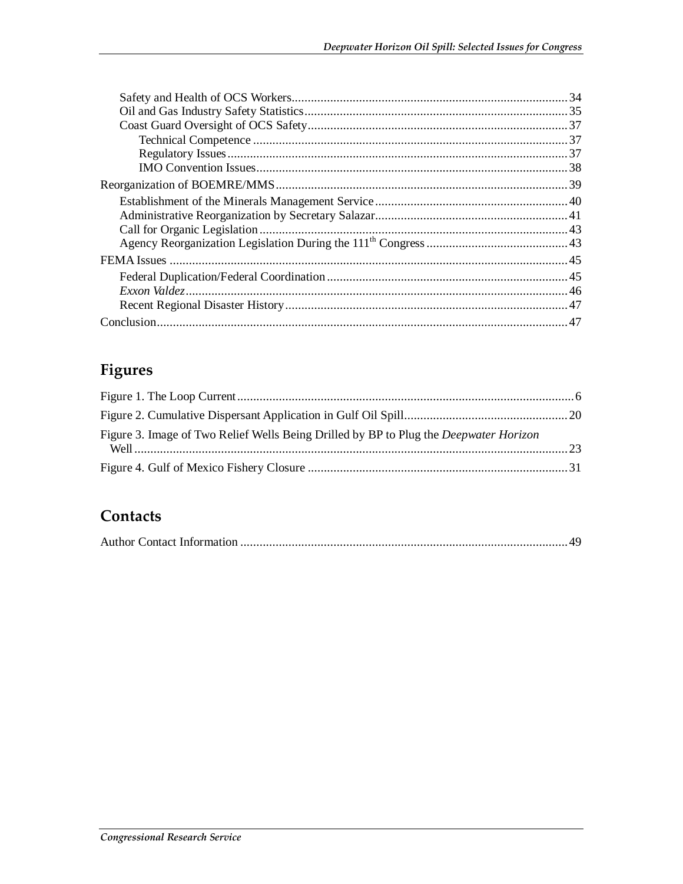Safety and Health of OCS Workers ..... 34
Oil and Gas Industry Safety Statistics ..... 35
Coast Guard Oversight of OCS Safety ..... 37
Technical Competence ..... 37
Regulatory Issues ..... 37
IMO Convention Issues ..... 38
Reorganization of BOEMRE/MMS ..... 39
Establishment of the Minerals Management Service ..... 40
Administrative Reorganization by Secretary Salazar ..... 41
Call for Organic Legislation ..... 43
Agency Reorganization Legislation During the 111th Congress ..... 43
FEMA Issues ..... 45
Federal Duplication/Federal Coordination ..... 45
*Exxon Valdez* ..... 46
Recent Regional Disaster History ..... 47
Conclusion ..... 47

## Figures

Figure 1. The Loop Current ..... 6
Figure 2. Cumulative Dispersant Application in Gulf Oil Spill ..... 20
Figure 3. Image of Two Relief Wells Being Drilled by BP to Plug the *Deepwater Horizon* Well ..... 23
Figure 4. Gulf of Mexico Fishery Closure ..... 31

## Contacts

Author Contact Information ..... 49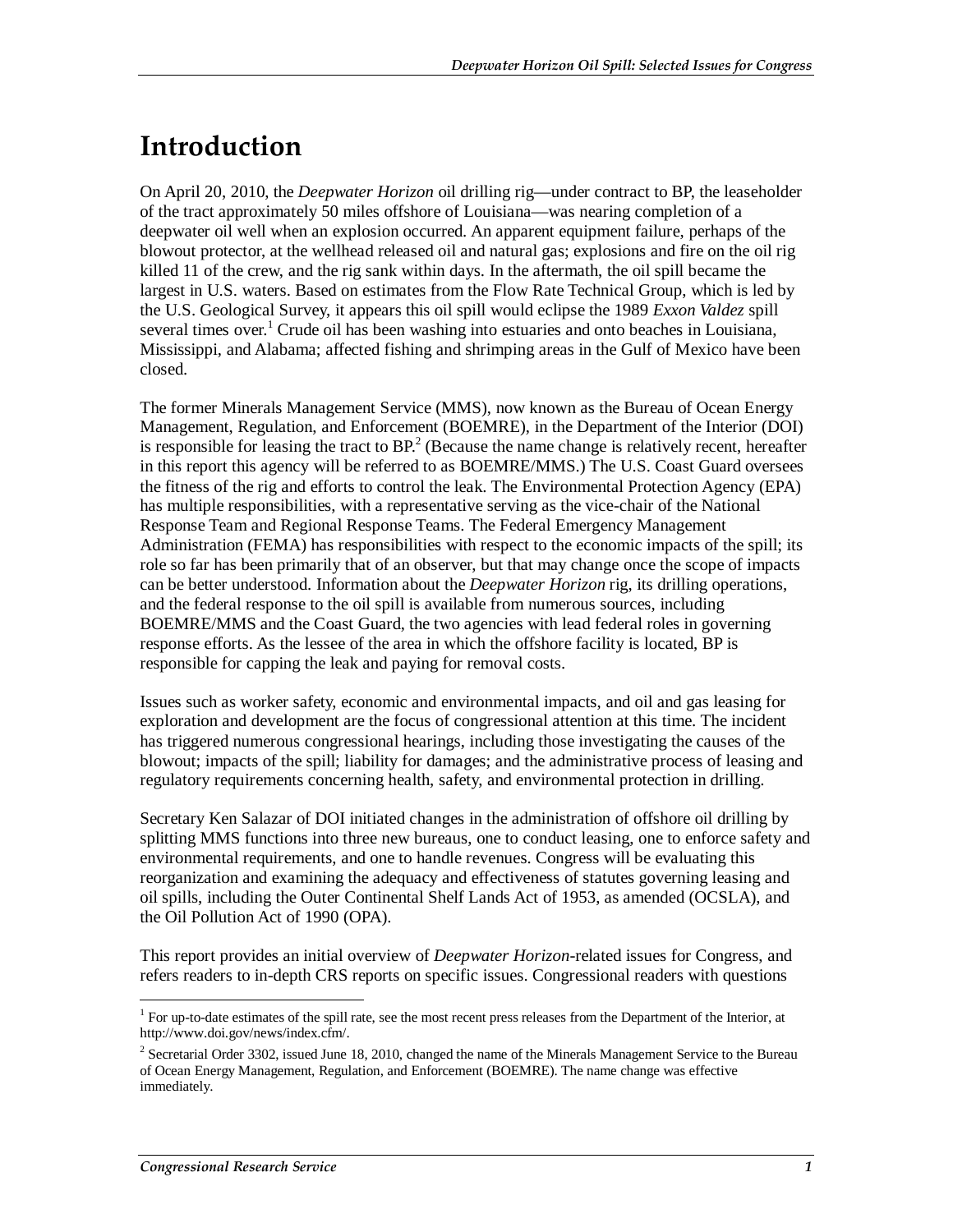# Introduction

On April 20, 2010, the *Deepwater Horizon* oil drilling rig—under contract to BP, the leaseholder of the tract approximately 50 miles offshore of Louisiana—was nearing completion of a deepwater oil well when an explosion occurred. An apparent equipment failure, perhaps of the blowout protector, at the wellhead released oil and natural gas; explosions and fire on the oil rig killed 11 of the crew, and the rig sank within days. In the aftermath, the oil spill became the largest in U.S. waters. Based on estimates from the Flow Rate Technical Group, which is led by the U.S. Geological Survey, it appears this oil spill would eclipse the 1989 *Exxon Valdez* spill several times over.[1] Crude oil has been washing into estuaries and onto beaches in Louisiana, Mississippi, and Alabama; affected fishing and shrimping areas in the Gulf of Mexico have been closed.

The former Minerals Management Service (MMS), now known as the Bureau of Ocean Energy Management, Regulation, and Enforcement (BOEMRE), in the Department of the Interior (DOI) is responsible for leasing the tract to BP.[2] (Because the name change is relatively recent, hereafter in this report this agency will be referred to as BOEMRE/MMS.) The U.S. Coast Guard oversees the fitness of the rig and efforts to control the leak. The Environmental Protection Agency (EPA) has multiple responsibilities, with a representative serving as the vice-chair of the National Response Team and Regional Response Teams. The Federal Emergency Management Administration (FEMA) has responsibilities with respect to the economic impacts of the spill; its role so far has been primarily that of an observer, but that may change once the scope of impacts can be better understood. Information about the *Deepwater Horizon* rig, its drilling operations, and the federal response to the oil spill is available from numerous sources, including BOEMRE/MMS and the Coast Guard, the two agencies with lead federal roles in governing response efforts. As the lessee of the area in which the offshore facility is located, BP is responsible for capping the leak and paying for removal costs.

Issues such as worker safety, economic and environmental impacts, and oil and gas leasing for exploration and development are the focus of congressional attention at this time. The incident has triggered numerous congressional hearings, including those investigating the causes of the blowout; impacts of the spill; liability for damages; and the administrative process of leasing and regulatory requirements concerning health, safety, and environmental protection in drilling.

Secretary Ken Salazar of DOI initiated changes in the administration of offshore oil drilling by splitting MMS functions into three new bureaus, one to conduct leasing, one to enforce safety and environmental requirements, and one to handle revenues. Congress will be evaluating this reorganization and examining the adequacy and effectiveness of statutes governing leasing and oil spills, including the Outer Continental Shelf Lands Act of 1953, as amended (OCSLA), and the Oil Pollution Act of 1990 (OPA).

This report provides an initial overview of *Deepwater Horizon*-related issues for Congress, and refers readers to in-depth CRS reports on specific issues. Congressional readers with questions

---

[1] For up-to-date estimates of the spill rate, see the most recent press releases from the Department of the Interior, at http://www.doi.gov/news/index.cfm/.

[2] Secretarial Order 3302, issued June 18, 2010, changed the name of the Minerals Management Service to the Bureau of Ocean Energy Management, Regulation, and Enforcement (BOEMRE). The name change was effective immediately.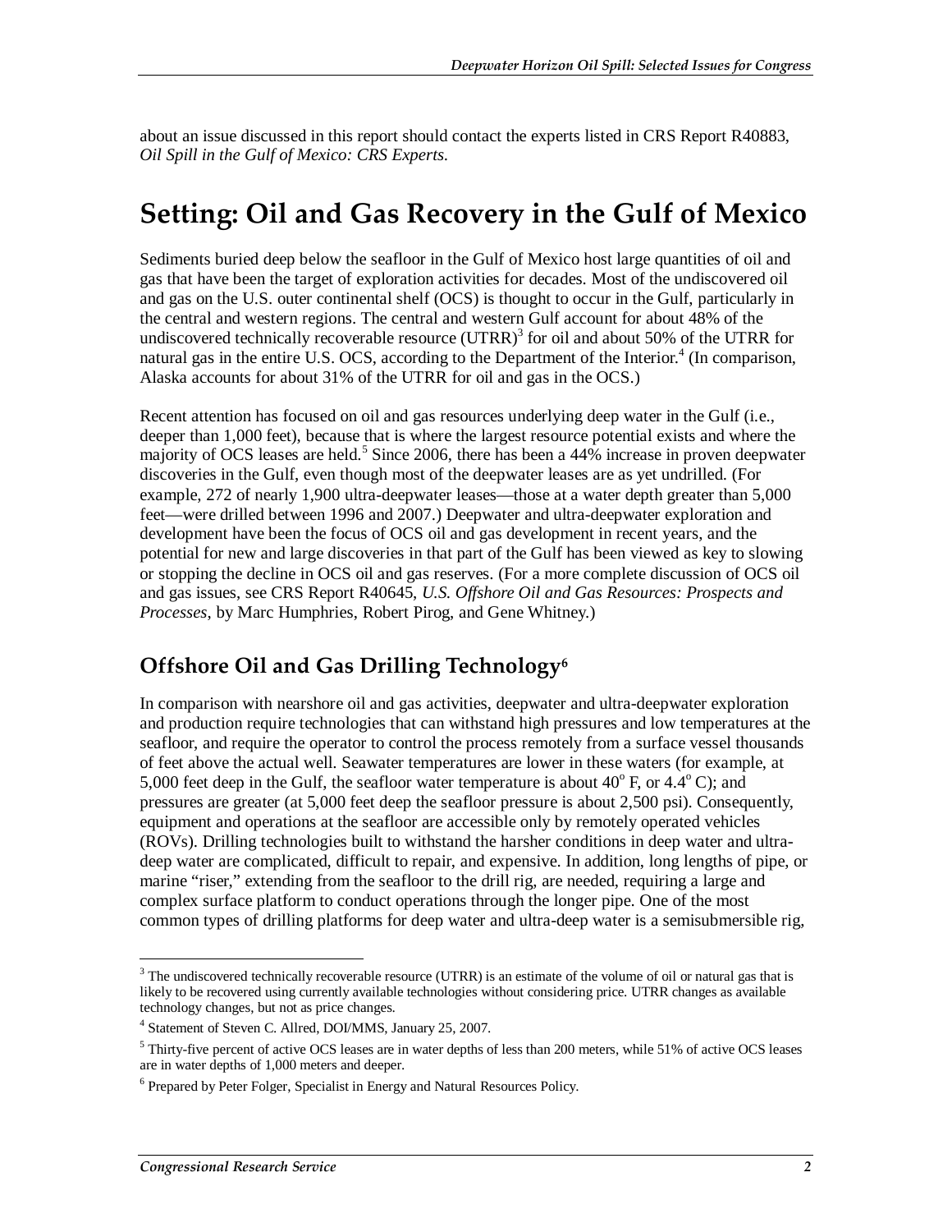about an issue discussed in this report should contact the experts listed in CRS Report R40883, *Oil Spill in the Gulf of Mexico: CRS Experts.*

# Setting: Oil and Gas Recovery in the Gulf of Mexico

Sediments buried deep below the seafloor in the Gulf of Mexico host large quantities of oil and gas that have been the target of exploration activities for decades. Most of the undiscovered oil and gas on the U.S. outer continental shelf (OCS) is thought to occur in the Gulf, particularly in the central and western regions. The central and western Gulf account for about 48% of the undiscovered technically recoverable resource (UTRR)[3] for oil and about 50% of the UTRR for natural gas in the entire U.S. OCS, according to the Department of the Interior.[4] (In comparison, Alaska accounts for about 31% of the UTRR for oil and gas in the OCS.)

Recent attention has focused on oil and gas resources underlying deep water in the Gulf (i.e., deeper than 1,000 feet), because that is where the largest resource potential exists and where the majority of OCS leases are held.[5] Since 2006, there has been a 44% increase in proven deepwater discoveries in the Gulf, even though most of the deepwater leases are as yet undrilled. (For example, 272 of nearly 1,900 ultra-deepwater leases—those at a water depth greater than 5,000 feet—were drilled between 1996 and 2007.) Deepwater and ultra-deepwater exploration and development have been the focus of OCS oil and gas development in recent years, and the potential for new and large discoveries in that part of the Gulf has been viewed as key to slowing or stopping the decline in OCS oil and gas reserves. (For a more complete discussion of OCS oil and gas issues, see CRS Report R40645, *U.S. Offshore Oil and Gas Resources: Prospects and Processes*, by Marc Humphries, Robert Pirog, and Gene Whitney.)

## Offshore Oil and Gas Drilling Technology[6]

In comparison with nearshore oil and gas activities, deepwater and ultra-deepwater exploration and production require technologies that can withstand high pressures and low temperatures at the seafloor, and require the operator to control the process remotely from a surface vessel thousands of feet above the actual well. Seawater temperatures are lower in these waters (for example, at 5,000 feet deep in the Gulf, the seafloor water temperature is about 40° F, or 4.4° C); and pressures are greater (at 5,000 feet deep the seafloor pressure is about 2,500 psi). Consequently, equipment and operations at the seafloor are accessible only by remotely operated vehicles (ROVs). Drilling technologies built to withstand the harsher conditions in deep water and ultra-deep water are complicated, difficult to repair, and expensive. In addition, long lengths of pipe, or marine "riser," extending from the seafloor to the drill rig, are needed, requiring a large and complex surface platform to conduct operations through the longer pipe. One of the most common types of drilling platforms for deep water and ultra-deep water is a semisubmersible rig,

---

[3] The undiscovered technically recoverable resource (UTRR) is an estimate of the volume of oil or natural gas that is likely to be recovered using currently available technologies without considering price. UTRR changes as available technology changes, but not as price changes.

[4] Statement of Steven C. Allred, DOI/MMS, January 25, 2007.

[5] Thirty-five percent of active OCS leases are in water depths of less than 200 meters, while 51% of active OCS leases are in water depths of 1,000 meters and deeper.

[6] Prepared by Peter Folger, Specialist in Energy and Natural Resources Policy.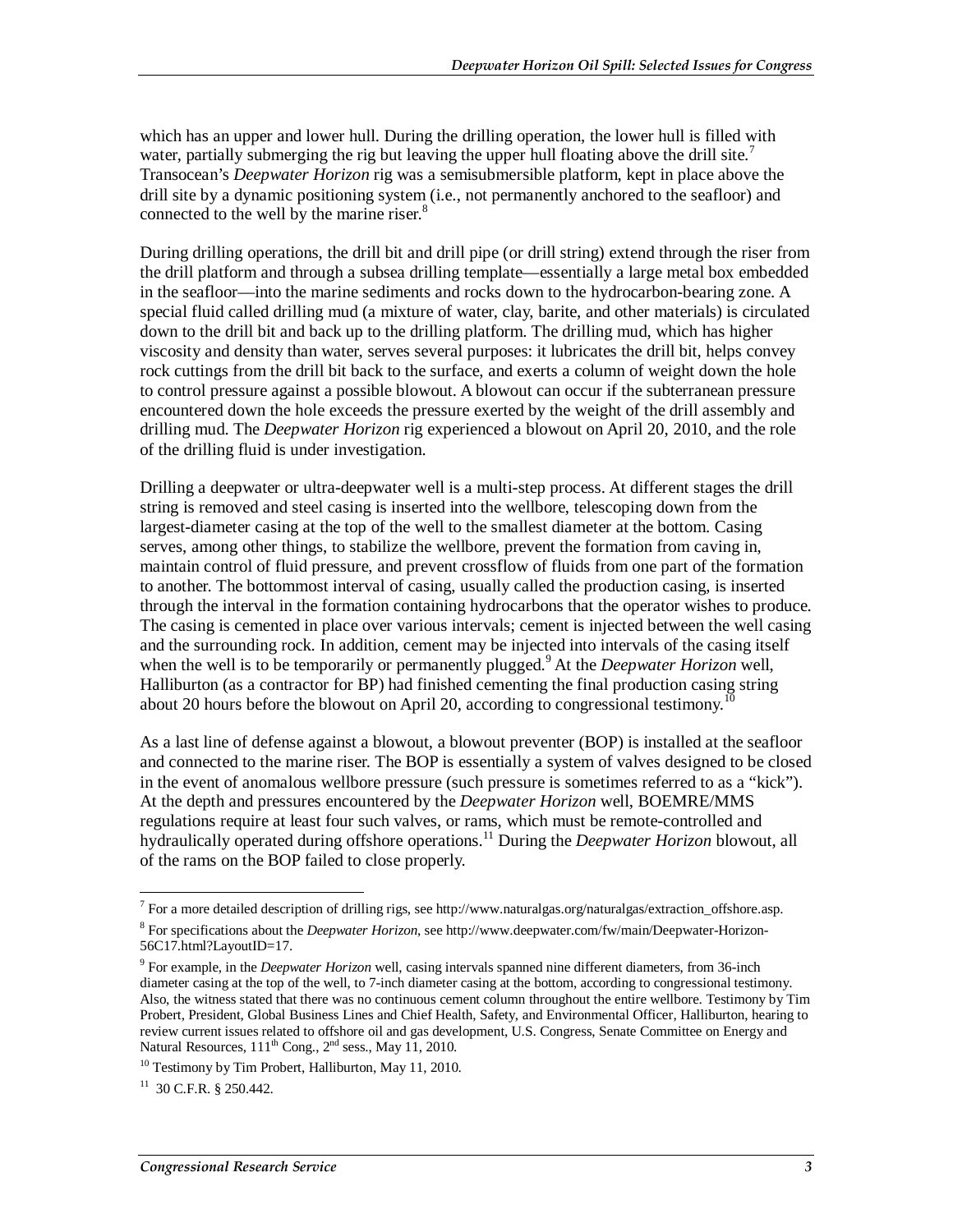which has an upper and lower hull. During the drilling operation, the lower hull is filled with water, partially submerging the rig but leaving the upper hull floating above the drill site.[7] Transocean's *Deepwater Horizon* rig was a semisubmersible platform, kept in place above the drill site by a dynamic positioning system (i.e., not permanently anchored to the seafloor) and connected to the well by the marine riser.[8]

During drilling operations, the drill bit and drill pipe (or drill string) extend through the riser from the drill platform and through a subsea drilling template—essentially a large metal box embedded in the seafloor—into the marine sediments and rocks down to the hydrocarbon-bearing zone. A special fluid called drilling mud (a mixture of water, clay, barite, and other materials) is circulated down to the drill bit and back up to the drilling platform. The drilling mud, which has higher viscosity and density than water, serves several purposes: it lubricates the drill bit, helps convey rock cuttings from the drill bit back to the surface, and exerts a column of weight down the hole to control pressure against a possible blowout. A blowout can occur if the subterranean pressure encountered down the hole exceeds the pressure exerted by the weight of the drill assembly and drilling mud. The *Deepwater Horizon* rig experienced a blowout on April 20, 2010, and the role of the drilling fluid is under investigation.

Drilling a deepwater or ultra-deepwater well is a multi-step process. At different stages the drill string is removed and steel casing is inserted into the wellbore, telescoping down from the largest-diameter casing at the top of the well to the smallest diameter at the bottom. Casing serves, among other things, to stabilize the wellbore, prevent the formation from caving in, maintain control of fluid pressure, and prevent crossflow of fluids from one part of the formation to another. The bottommost interval of casing, usually called the production casing, is inserted through the interval in the formation containing hydrocarbons that the operator wishes to produce. The casing is cemented in place over various intervals; cement is injected between the well casing and the surrounding rock. In addition, cement may be injected into intervals of the casing itself when the well is to be temporarily or permanently plugged.[9] At the *Deepwater Horizon* well, Halliburton (as a contractor for BP) had finished cementing the final production casing string about 20 hours before the blowout on April 20, according to congressional testimony.[10]

As a last line of defense against a blowout, a blowout preventer (BOP) is installed at the seafloor and connected to the marine riser. The BOP is essentially a system of valves designed to be closed in the event of anomalous wellbore pressure (such pressure is sometimes referred to as a "kick"). At the depth and pressures encountered by the *Deepwater Horizon* well, BOEMRE/MMS regulations require at least four such valves, or rams, which must be remote-controlled and hydraulically operated during offshore operations.[11] During the *Deepwater Horizon* blowout, all of the rams on the BOP failed to close properly.

---

[7] For a more detailed description of drilling rigs, see http://www.naturalgas.org/naturalgas/extraction_offshore.asp.

[8] For specifications about the *Deepwater Horizon*, see http://www.deepwater.com/fw/main/Deepwater-Horizon-56C17.html?LayoutID=17.

[9] For example, in the *Deepwater Horizon* well, casing intervals spanned nine different diameters, from 36-inch diameter casing at the top of the well, to 7-inch diameter casing at the bottom, according to congressional testimony. Also, the witness stated that there was no continuous cement column throughout the entire wellbore. Testimony by Tim Probert, President, Global Business Lines and Chief Health, Safety, and Environmental Officer, Halliburton, hearing to review current issues related to offshore oil and gas development, U.S. Congress, Senate Committee on Energy and Natural Resources, 111th Cong., 2nd sess., May 11, 2010.

[10] Testimony by Tim Probert, Halliburton, May 11, 2010.

[11] 30 C.F.R. § 250.442.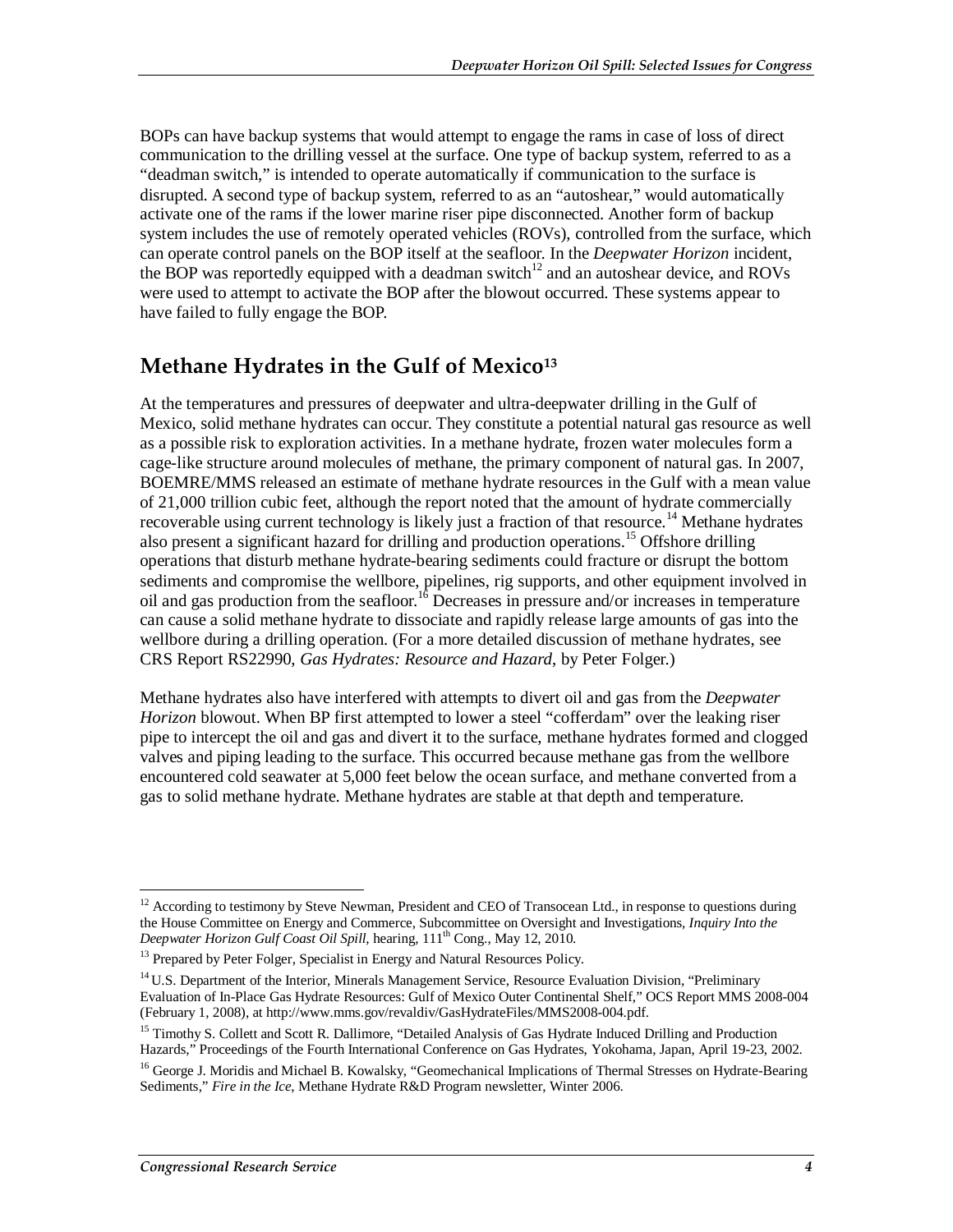BOPs can have backup systems that would attempt to engage the rams in case of loss of direct communication to the drilling vessel at the surface. One type of backup system, referred to as a "deadman switch," is intended to operate automatically if communication to the surface is disrupted. A second type of backup system, referred to as an "autoshear," would automatically activate one of the rams if the lower marine riser pipe disconnected. Another form of backup system includes the use of remotely operated vehicles (ROVs), controlled from the surface, which can operate control panels on the BOP itself at the seafloor. In the *Deepwater Horizon* incident, the BOP was reportedly equipped with a deadman switch[12] and an autoshear device, and ROVs were used to attempt to activate the BOP after the blowout occurred. These systems appear to have failed to fully engage the BOP.

## Methane Hydrates in the Gulf of Mexico[13]

At the temperatures and pressures of deepwater and ultra-deepwater drilling in the Gulf of Mexico, solid methane hydrates can occur. They constitute a potential natural gas resource as well as a possible risk to exploration activities. In a methane hydrate, frozen water molecules form a cage-like structure around molecules of methane, the primary component of natural gas. In 2007, BOEMRE/MMS released an estimate of methane hydrate resources in the Gulf with a mean value of 21,000 trillion cubic feet, although the report noted that the amount of hydrate commercially recoverable using current technology is likely just a fraction of that resource.[14] Methane hydrates also present a significant hazard for drilling and production operations.[15] Offshore drilling operations that disturb methane hydrate-bearing sediments could fracture or disrupt the bottom sediments and compromise the wellbore, pipelines, rig supports, and other equipment involved in oil and gas production from the seafloor.[16] Decreases in pressure and/or increases in temperature can cause a solid methane hydrate to dissociate and rapidly release large amounts of gas into the wellbore during a drilling operation. (For a more detailed discussion of methane hydrates, see CRS Report RS22990, *Gas Hydrates: Resource and Hazard*, by Peter Folger.)

Methane hydrates also have interfered with attempts to divert oil and gas from the *Deepwater Horizon* blowout. When BP first attempted to lower a steel "cofferdam" over the leaking riser pipe to intercept the oil and gas and divert it to the surface, methane hydrates formed and clogged valves and piping leading to the surface. This occurred because methane gas from the wellbore encountered cold seawater at 5,000 feet below the ocean surface, and methane converted from a gas to solid methane hydrate. Methane hydrates are stable at that depth and temperature.

---

[12] According to testimony by Steve Newman, President and CEO of Transocean Ltd., in response to questions during the House Committee on Energy and Commerce, Subcommittee on Oversight and Investigations, *Inquiry Into the Deepwater Horizon Gulf Coast Oil Spill*, hearing, 111th Cong., May 12, 2010.

[13] Prepared by Peter Folger, Specialist in Energy and Natural Resources Policy.

[14] U.S. Department of the Interior, Minerals Management Service, Resource Evaluation Division, "Preliminary Evaluation of In-Place Gas Hydrate Resources: Gulf of Mexico Outer Continental Shelf," OCS Report MMS 2008-004 (February 1, 2008), at http://www.mms.gov/revaldiv/GasHydrateFiles/MMS2008-004.pdf.

[15] Timothy S. Collett and Scott R. Dallimore, "Detailed Analysis of Gas Hydrate Induced Drilling and Production Hazards," Proceedings of the Fourth International Conference on Gas Hydrates, Yokohama, Japan, April 19-23, 2002.

[16] George J. Moridis and Michael B. Kowalsky, "Geomechanical Implications of Thermal Stresses on Hydrate-Bearing Sediments," *Fire in the Ice*, Methane Hydrate R&D Program newsletter, Winter 2006.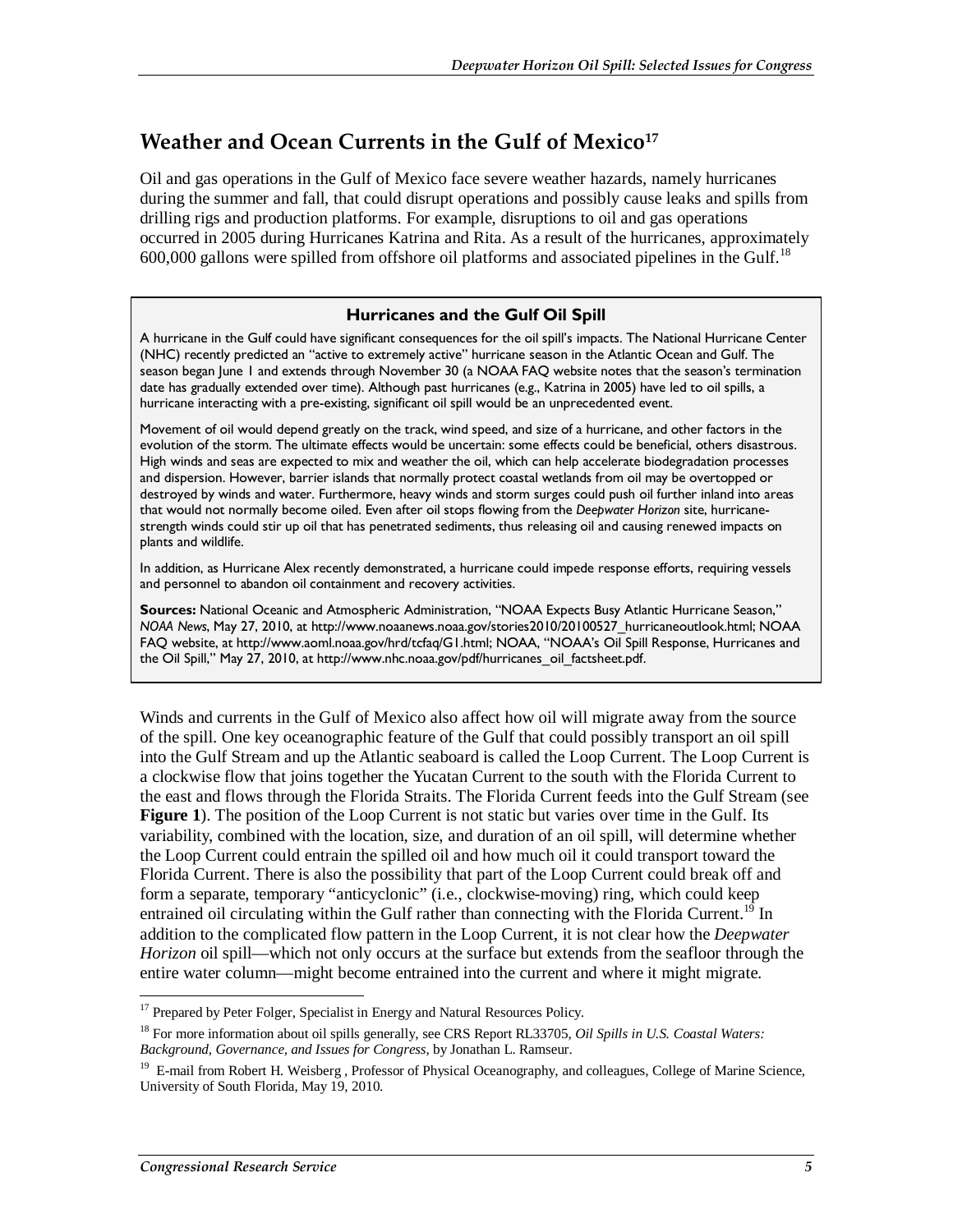## Weather and Ocean Currents in the Gulf of Mexico[17]

Oil and gas operations in the Gulf of Mexico face severe weather hazards, namely hurricanes during the summer and fall, that could disrupt operations and possibly cause leaks and spills from drilling rigs and production platforms. For example, disruptions to oil and gas operations occurred in 2005 during Hurricanes Katrina and Rita. As a result of the hurricanes, approximately 600,000 gallons were spilled from offshore oil platforms and associated pipelines in the Gulf.[18]

> **Hurricanes and the Gulf Oil Spill**
>
> A hurricane in the Gulf could have significant consequences for the oil spill's impacts. The National Hurricane Center (NHC) recently predicted an "active to extremely active" hurricane season in the Atlantic Ocean and Gulf. The season began June 1 and extends through November 30 (a NOAA FAQ website notes that the season's termination date has gradually extended over time). Although past hurricanes (e.g., Katrina in 2005) have led to oil spills, a hurricane interacting with a pre-existing, significant oil spill would be an unprecedented event.
>
> Movement of oil would depend greatly on the track, wind speed, and size of a hurricane, and other factors in the evolution of the storm. The ultimate effects would be uncertain: some effects could be beneficial, others disastrous. High winds and seas are expected to mix and weather the oil, which can help accelerate biodegradation processes and dispersion. However, barrier islands that normally protect coastal wetlands from oil may be overtopped or destroyed by winds and water. Furthermore, heavy winds and storm surges could push oil further inland into areas that would not normally become oiled. Even after oil stops flowing from the *Deepwater Horizon* site, hurricane-strength winds could stir up oil that has penetrated sediments, thus releasing oil and causing renewed impacts on plants and wildlife.
>
> In addition, as Hurricane Alex recently demonstrated, a hurricane could impede response efforts, requiring vessels and personnel to abandon oil containment and recovery activities.
>
> **Sources:** National Oceanic and Atmospheric Administration, "NOAA Expects Busy Atlantic Hurricane Season," *NOAA News*, May 27, 2010, at http://www.noaanews.noaa.gov/stories2010/20100527_hurricaneoutlook.html; NOAA FAQ website, at http://www.aoml.noaa.gov/hrd/tcfaq/G1.html; NOAA, "NOAA's Oil Spill Response, Hurricanes and the Oil Spill," May 27, 2010, at http://www.nhc.noaa.gov/pdf/hurricanes_oil_factsheet.pdf.

Winds and currents in the Gulf of Mexico also affect how oil will migrate away from the source of the spill. One key oceanographic feature of the Gulf that could possibly transport an oil spill into the Gulf Stream and up the Atlantic seaboard is called the Loop Current. The Loop Current is a clockwise flow that joins together the Yucatan Current to the south with the Florida Current to the east and flows through the Florida Straits. The Florida Current feeds into the Gulf Stream (see **Figure 1**). The position of the Loop Current is not static but varies over time in the Gulf. Its variability, combined with the location, size, and duration of an oil spill, will determine whether the Loop Current could entrain the spilled oil and how much oil it could transport toward the Florida Current. There is also the possibility that part of the Loop Current could break off and form a separate, temporary "anticyclonic" (i.e., clockwise-moving) ring, which could keep entrained oil circulating within the Gulf rather than connecting with the Florida Current.[19] In addition to the complicated flow pattern in the Loop Current, it is not clear how the *Deepwater Horizon* oil spill—which not only occurs at the surface but extends from the seafloor through the entire water column—might become entrained into the current and where it might migrate.

---

[17] Prepared by Peter Folger, Specialist in Energy and Natural Resources Policy.

[18] For more information about oil spills generally, see CRS Report RL33705, *Oil Spills in U.S. Coastal Waters: Background, Governance, and Issues for Congress*, by Jonathan L. Ramseur.

[19] E-mail from Robert H. Weisberg , Professor of Physical Oceanography, and colleagues, College of Marine Science, University of South Florida, May 19, 2010.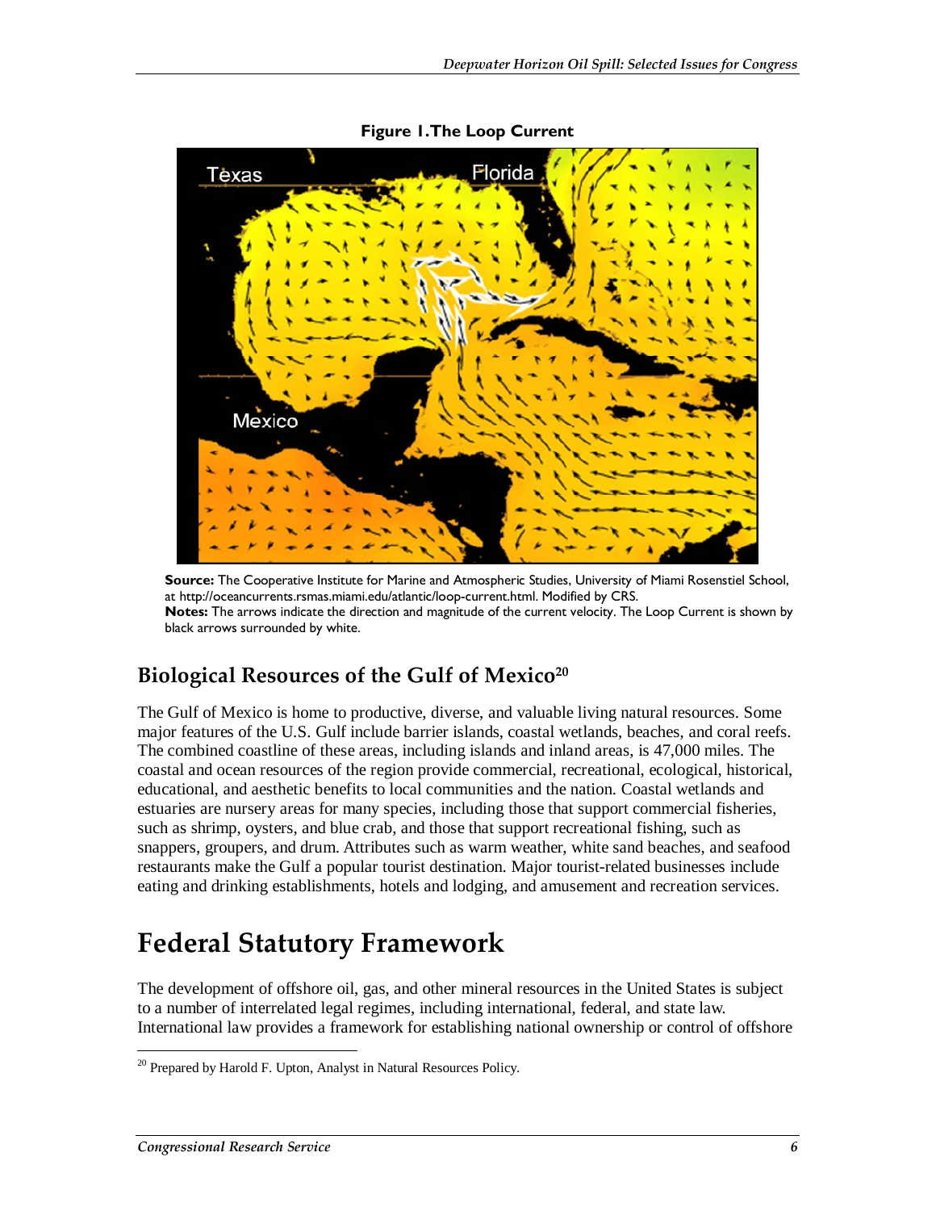**Figure 1. The Loop Current**

**Source:** The Cooperative Institute for Marine and Atmospheric Studies, University of Miami Rosenstiel School, at http://oceancurrents.rsmas.miami.edu/atlantic/loop-current.html. Modified by CRS.

**Notes:** The arrows indicate the direction and magnitude of the current velocity. The Loop Current is shown by black arrows surrounded by white.

## Biological Resources of the Gulf of Mexico[20]

The Gulf of Mexico is home to productive, diverse, and valuable living natural resources. Some major features of the U.S. Gulf include barrier islands, coastal wetlands, beaches, and coral reefs. The combined coastline of these areas, including islands and inland areas, is 47,000 miles. The coastal and ocean resources of the region provide commercial, recreational, ecological, historical, educational, and aesthetic benefits to local communities and the nation. Coastal wetlands and estuaries are nursery areas for many species, including those that support commercial fisheries, such as shrimp, oysters, and blue crab, and those that support recreational fishing, such as snappers, groupers, and drum. Attributes such as warm weather, white sand beaches, and seafood restaurants make the Gulf a popular tourist destination. Major tourist-related businesses include eating and drinking establishments, hotels and lodging, and amusement and recreation services.

# Federal Statutory Framework

The development of offshore oil, gas, and other mineral resources in the United States is subject to a number of interrelated legal regimes, including international, federal, and state law. International law provides a framework for establishing national ownership or control of offshore

[20] Prepared by Harold F. Upton, Analyst in Natural Resources Policy.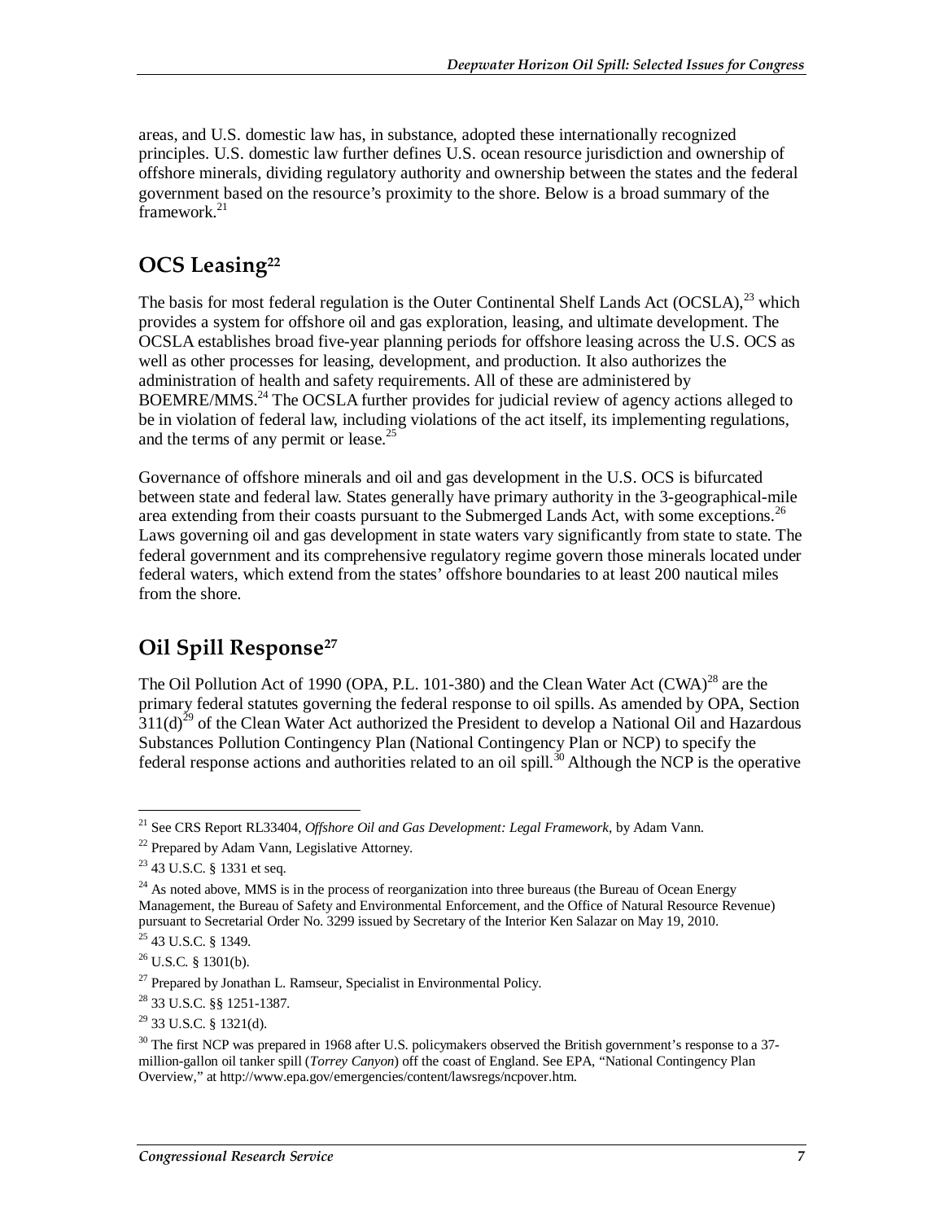areas, and U.S. domestic law has, in substance, adopted these internationally recognized principles. U.S. domestic law further defines U.S. ocean resource jurisdiction and ownership of offshore minerals, dividing regulatory authority and ownership between the states and the federal government based on the resource's proximity to the shore. Below is a broad summary of the framework.[21]

## OCS Leasing[22]

The basis for most federal regulation is the Outer Continental Shelf Lands Act (OCSLA),[23] which provides a system for offshore oil and gas exploration, leasing, and ultimate development. The OCSLA establishes broad five-year planning periods for offshore leasing across the U.S. OCS as well as other processes for leasing, development, and production. It also authorizes the administration of health and safety requirements. All of these are administered by BOEMRE/MMS.[24] The OCSLA further provides for judicial review of agency actions alleged to be in violation of federal law, including violations of the act itself, its implementing regulations, and the terms of any permit or lease.[25]

Governance of offshore minerals and oil and gas development in the U.S. OCS is bifurcated between state and federal law. States generally have primary authority in the 3-geographical-mile area extending from their coasts pursuant to the Submerged Lands Act, with some exceptions.[26] Laws governing oil and gas development in state waters vary significantly from state to state. The federal government and its comprehensive regulatory regime govern those minerals located under federal waters, which extend from the states' offshore boundaries to at least 200 nautical miles from the shore.

## Oil Spill Response[27]

The Oil Pollution Act of 1990 (OPA, P.L. 101-380) and the Clean Water Act (CWA)[28] are the primary federal statutes governing the federal response to oil spills. As amended by OPA, Section 311(d)[29] of the Clean Water Act authorized the President to develop a National Oil and Hazardous Substances Pollution Contingency Plan (National Contingency Plan or NCP) to specify the federal response actions and authorities related to an oil spill.[30] Although the NCP is the operative

---

[21] See CRS Report RL33404, *Offshore Oil and Gas Development: Legal Framework*, by Adam Vann.

[22] Prepared by Adam Vann, Legislative Attorney.

[23] 43 U.S.C. § 1331 et seq.

[24] As noted above, MMS is in the process of reorganization into three bureaus (the Bureau of Ocean Energy Management, the Bureau of Safety and Environmental Enforcement, and the Office of Natural Resource Revenue) pursuant to Secretarial Order No. 3299 issued by Secretary of the Interior Ken Salazar on May 19, 2010.

[25] 43 U.S.C. § 1349.

[26] U.S.C. § 1301(b).

[27] Prepared by Jonathan L. Ramseur, Specialist in Environmental Policy.

[28] 33 U.S.C. §§ 1251-1387.

[29] 33 U.S.C. § 1321(d).

[30] The first NCP was prepared in 1968 after U.S. policymakers observed the British government's response to a 37-million-gallon oil tanker spill (*Torrey Canyon*) off the coast of England. See EPA, "National Contingency Plan Overview," at http://www.epa.gov/emergencies/content/lawsregs/ncpover.htm.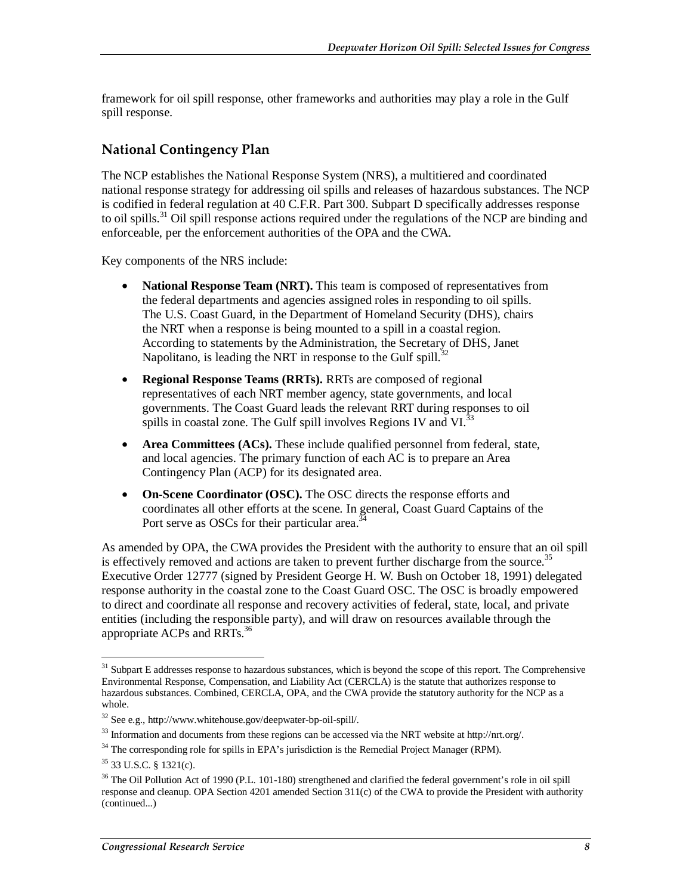framework for oil spill response, other frameworks and authorities may play a role in the Gulf spill response.

## National Contingency Plan

The NCP establishes the National Response System (NRS), a multitiered and coordinated national response strategy for addressing oil spills and releases of hazardous substances. The NCP is codified in federal regulation at 40 C.F.R. Part 300. Subpart D specifically addresses response to oil spills.[31] Oil spill response actions required under the regulations of the NCP are binding and enforceable, per the enforcement authorities of the OPA and the CWA.

Key components of the NRS include:

- **National Response Team (NRT).** This team is composed of representatives from the federal departments and agencies assigned roles in responding to oil spills. The U.S. Coast Guard, in the Department of Homeland Security (DHS), chairs the NRT when a response is being mounted to a spill in a coastal region. According to statements by the Administration, the Secretary of DHS, Janet Napolitano, is leading the NRT in response to the Gulf spill.[32]
- **Regional Response Teams (RRTs).** RRTs are composed of regional representatives of each NRT member agency, state governments, and local governments. The Coast Guard leads the relevant RRT during responses to oil spills in coastal zone. The Gulf spill involves Regions IV and VI.[33]
- **Area Committees (ACs).** These include qualified personnel from federal, state, and local agencies. The primary function of each AC is to prepare an Area Contingency Plan (ACP) for its designated area.
- **On-Scene Coordinator (OSC).** The OSC directs the response efforts and coordinates all other efforts at the scene. In general, Coast Guard Captains of the Port serve as OSCs for their particular area.[34]

As amended by OPA, the CWA provides the President with the authority to ensure that an oil spill is effectively removed and actions are taken to prevent further discharge from the source.[35] Executive Order 12777 (signed by President George H. W. Bush on October 18, 1991) delegated response authority in the coastal zone to the Coast Guard OSC. The OSC is broadly empowered to direct and coordinate all response and recovery activities of federal, state, local, and private entities (including the responsible party), and will draw on resources available through the appropriate ACPs and RRTs.[36]

---

[31] Subpart E addresses response to hazardous substances, which is beyond the scope of this report. The Comprehensive Environmental Response, Compensation, and Liability Act (CERCLA) is the statute that authorizes response to hazardous substances. Combined, CERCLA, OPA, and the CWA provide the statutory authority for the NCP as a whole.

[32] See e.g., http://www.whitehouse.gov/deepwater-bp-oil-spill/.

[33] Information and documents from these regions can be accessed via the NRT website at http://nrt.org/.

[34] The corresponding role for spills in EPA's jurisdiction is the Remedial Project Manager (RPM).

[35] 33 U.S.C. § 1321(c).

[36] The Oil Pollution Act of 1990 (P.L. 101-180) strengthened and clarified the federal government's role in oil spill response and cleanup. OPA Section 4201 amended Section 311(c) of the CWA to provide the President with authority (continued...)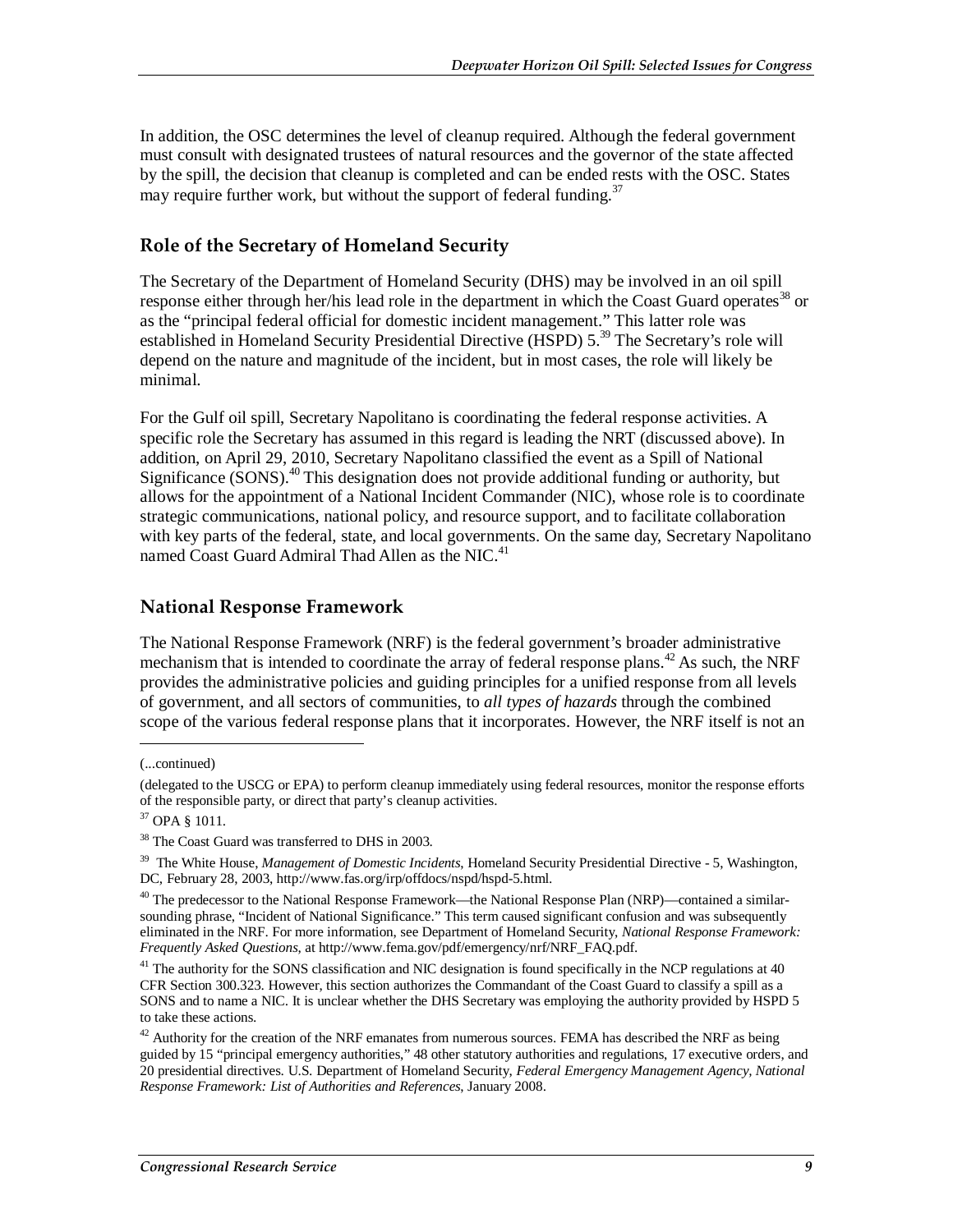In addition, the OSC determines the level of cleanup required. Although the federal government must consult with designated trustees of natural resources and the governor of the state affected by the spill, the decision that cleanup is completed and can be ended rests with the OSC. States may require further work, but without the support of federal funding.[37]

## Role of the Secretary of Homeland Security

The Secretary of the Department of Homeland Security (DHS) may be involved in an oil spill response either through her/his lead role in the department in which the Coast Guard operates[38] or as the "principal federal official for domestic incident management." This latter role was established in Homeland Security Presidential Directive (HSPD) 5.[39] The Secretary's role will depend on the nature and magnitude of the incident, but in most cases, the role will likely be minimal.

For the Gulf oil spill, Secretary Napolitano is coordinating the federal response activities. A specific role the Secretary has assumed in this regard is leading the NRT (discussed above). In addition, on April 29, 2010, Secretary Napolitano classified the event as a Spill of National Significance (SONS).[40] This designation does not provide additional funding or authority, but allows for the appointment of a National Incident Commander (NIC), whose role is to coordinate strategic communications, national policy, and resource support, and to facilitate collaboration with key parts of the federal, state, and local governments. On the same day, Secretary Napolitano named Coast Guard Admiral Thad Allen as the NIC.[41]

## National Response Framework

The National Response Framework (NRF) is the federal government's broader administrative mechanism that is intended to coordinate the array of federal response plans.[42] As such, the NRF provides the administrative policies and guiding principles for a unified response from all levels of government, and all sectors of communities, to *all types of hazards* through the combined scope of the various federal response plans that it incorporates. However, the NRF itself is not an

---

(...continued)

(delegated to the USCG or EPA) to perform cleanup immediately using federal resources, monitor the response efforts of the responsible party, or direct that party's cleanup activities.

[37] OPA § 1011.

[38] The Coast Guard was transferred to DHS in 2003.

[39] The White House, *Management of Domestic Incidents*, Homeland Security Presidential Directive - 5, Washington, DC, February 28, 2003, http://www.fas.org/irp/offdocs/nspd/hspd-5.html.

[40] The predecessor to the National Response Framework—the National Response Plan (NRP)—contained a similar-sounding phrase, "Incident of National Significance." This term caused significant confusion and was subsequently eliminated in the NRF. For more information, see Department of Homeland Security, *National Response Framework: Frequently Asked Questions*, at http://www.fema.gov/pdf/emergency/nrf/NRF_FAQ.pdf.

[41] The authority for the SONS classification and NIC designation is found specifically in the NCP regulations at 40 CFR Section 300.323. However, this section authorizes the Commandant of the Coast Guard to classify a spill as a SONS and to name a NIC. It is unclear whether the DHS Secretary was employing the authority provided by HSPD 5 to take these actions.

[42] Authority for the creation of the NRF emanates from numerous sources. FEMA has described the NRF as being guided by 15 "principal emergency authorities," 48 other statutory authorities and regulations, 17 executive orders, and 20 presidential directives. U.S. Department of Homeland Security, *Federal Emergency Management Agency, National Response Framework: List of Authorities and References*, January 2008.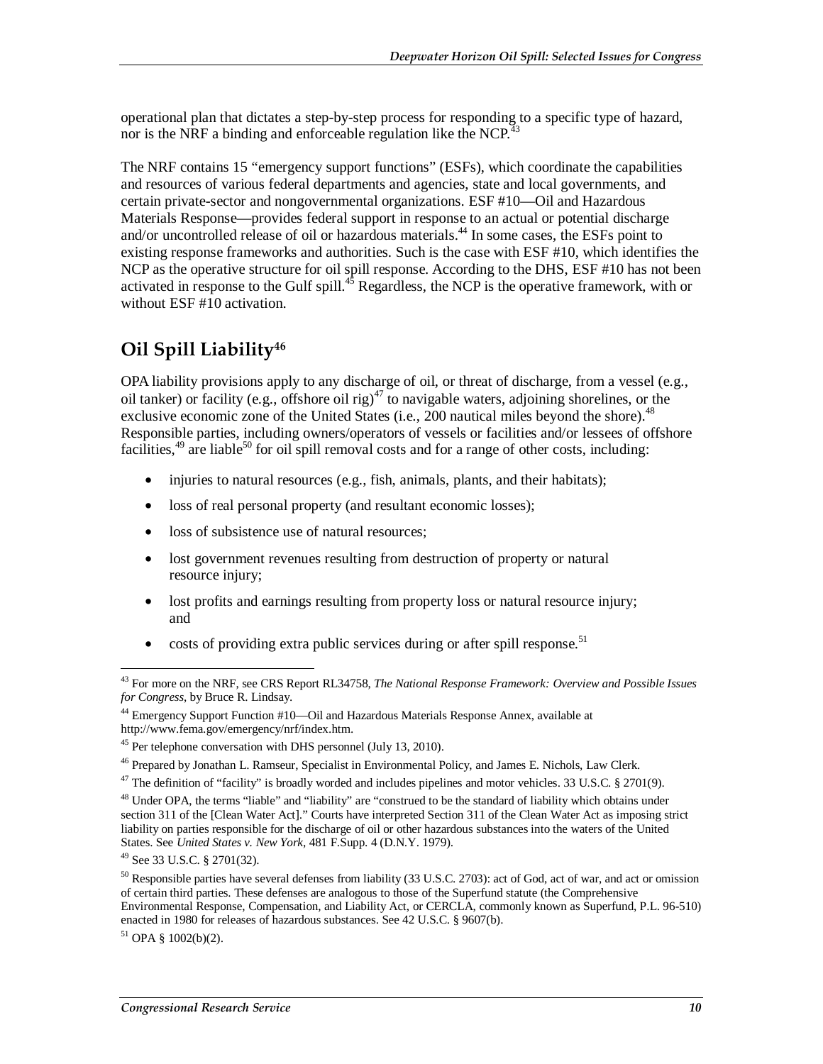operational plan that dictates a step-by-step process for responding to a specific type of hazard, nor is the NRF a binding and enforceable regulation like the NCP.[43]

The NRF contains 15 "emergency support functions" (ESFs), which coordinate the capabilities and resources of various federal departments and agencies, state and local governments, and certain private-sector and nongovernmental organizations. ESF #10—Oil and Hazardous Materials Response—provides federal support in response to an actual or potential discharge and/or uncontrolled release of oil or hazardous materials.[44] In some cases, the ESFs point to existing response frameworks and authorities. Such is the case with ESF #10, which identifies the NCP as the operative structure for oil spill response. According to the DHS, ESF #10 has not been activated in response to the Gulf spill.[45] Regardless, the NCP is the operative framework, with or without ESF #10 activation.

## Oil Spill Liability[46]

OPA liability provisions apply to any discharge of oil, or threat of discharge, from a vessel (e.g., oil tanker) or facility (e.g., offshore oil rig)[47] to navigable waters, adjoining shorelines, or the exclusive economic zone of the United States (i.e., 200 nautical miles beyond the shore).[48] Responsible parties, including owners/operators of vessels or facilities and/or lessees of offshore facilities,[49] are liable[50] for oil spill removal costs and for a range of other costs, including:

- injuries to natural resources (e.g., fish, animals, plants, and their habitats);
- loss of real personal property (and resultant economic losses);
- loss of subsistence use of natural resources;
- lost government revenues resulting from destruction of property or natural resource injury;
- lost profits and earnings resulting from property loss or natural resource injury; and
- costs of providing extra public services during or after spill response.[51]

---

[43] For more on the NRF, see CRS Report RL34758, *The National Response Framework: Overview and Possible Issues for Congress*, by Bruce R. Lindsay.

[44] Emergency Support Function #10—Oil and Hazardous Materials Response Annex, available at http://www.fema.gov/emergency/nrf/index.htm.

[45] Per telephone conversation with DHS personnel (July 13, 2010).

[46] Prepared by Jonathan L. Ramseur, Specialist in Environmental Policy, and James E. Nichols, Law Clerk.

[47] The definition of "facility" is broadly worded and includes pipelines and motor vehicles. 33 U.S.C. § 2701(9).

[48] Under OPA, the terms "liable" and "liability" are "construed to be the standard of liability which obtains under section 311 of the [Clean Water Act]." Courts have interpreted Section 311 of the Clean Water Act as imposing strict liability on parties responsible for the discharge of oil or other hazardous substances into the waters of the United States. See *United States v. New York*, 481 F.Supp. 4 (D.N.Y. 1979).

[49] See 33 U.S.C. § 2701(32).

[50] Responsible parties have several defenses from liability (33 U.S.C. 2703): act of God, act of war, and act or omission of certain third parties. These defenses are analogous to those of the Superfund statute (the Comprehensive Environmental Response, Compensation, and Liability Act, or CERCLA, commonly known as Superfund, P.L. 96-510) enacted in 1980 for releases of hazardous substances. See 42 U.S.C. § 9607(b).

[51] OPA § 1002(b)(2).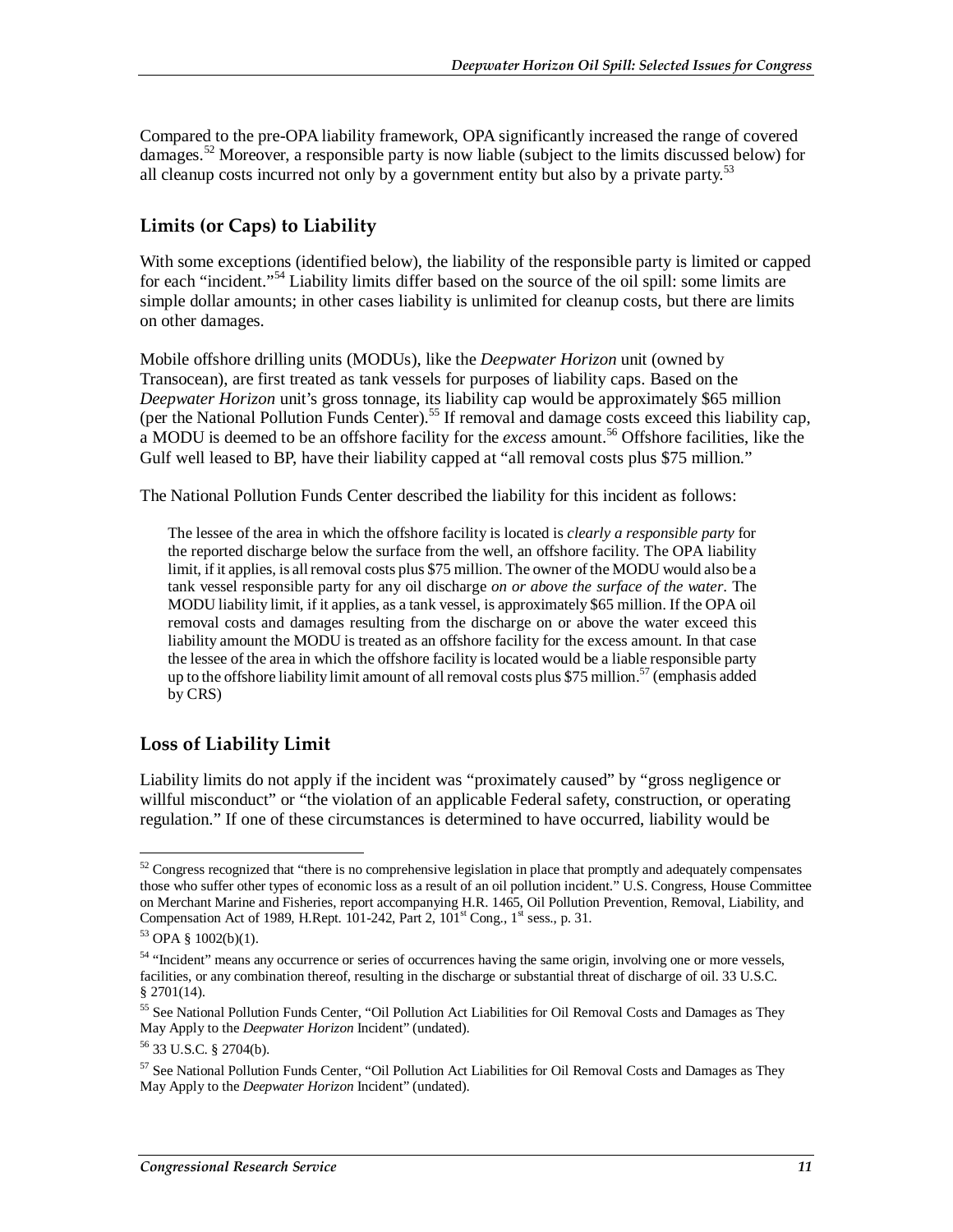Compared to the pre-OPA liability framework, OPA significantly increased the range of covered damages.[52] Moreover, a responsible party is now liable (subject to the limits discussed below) for all cleanup costs incurred not only by a government entity but also by a private party.[53]

## Limits (or Caps) to Liability

With some exceptions (identified below), the liability of the responsible party is limited or capped for each "incident."[54] Liability limits differ based on the source of the oil spill: some limits are simple dollar amounts; in other cases liability is unlimited for cleanup costs, but there are limits on other damages.

Mobile offshore drilling units (MODUs), like the *Deepwater Horizon* unit (owned by Transocean), are first treated as tank vessels for purposes of liability caps. Based on the *Deepwater Horizon* unit's gross tonnage, its liability cap would be approximately $65 million (per the National Pollution Funds Center).[55] If removal and damage costs exceed this liability cap, a MODU is deemed to be an offshore facility for the *excess* amount.[56] Offshore facilities, like the Gulf well leased to BP, have their liability capped at "all removal costs plus $75 million."

The National Pollution Funds Center described the liability for this incident as follows:

> The lessee of the area in which the offshore facility is located is *clearly a responsible party* for the reported discharge below the surface from the well, an offshore facility. The OPA liability limit, if it applies, is all removal costs plus $75 million. The owner of the MODU would also be a tank vessel responsible party for any oil discharge *on or above the surface of the water*. The MODU liability limit, if it applies, as a tank vessel, is approximately $65 million. If the OPA oil removal costs and damages resulting from the discharge on or above the water exceed this liability amount the MODU is treated as an offshore facility for the excess amount. In that case the lessee of the area in which the offshore facility is located would be a liable responsible party up to the offshore liability limit amount of all removal costs plus $75 million.[57] (emphasis added by CRS)

## Loss of Liability Limit

Liability limits do not apply if the incident was "proximately caused" by "gross negligence or willful misconduct" or "the violation of an applicable Federal safety, construction, or operating regulation." If one of these circumstances is determined to have occurred, liability would be

---

[52] Congress recognized that "there is no comprehensive legislation in place that promptly and adequately compensates those who suffer other types of economic loss as a result of an oil pollution incident." U.S. Congress, House Committee on Merchant Marine and Fisheries, report accompanying H.R. 1465, Oil Pollution Prevention, Removal, Liability, and Compensation Act of 1989, H.Rept. 101-242, Part 2, 101st Cong., 1st sess., p. 31.

[53] OPA § 1002(b)(1).

[54] "Incident" means any occurrence or series of occurrences having the same origin, involving one or more vessels, facilities, or any combination thereof, resulting in the discharge or substantial threat of discharge of oil. 33 U.S.C. § 2701(14).

[55] See National Pollution Funds Center, "Oil Pollution Act Liabilities for Oil Removal Costs and Damages as They May Apply to the *Deepwater Horizon* Incident" (undated).

[56] 33 U.S.C. § 2704(b).

[57] See National Pollution Funds Center, "Oil Pollution Act Liabilities for Oil Removal Costs and Damages as They May Apply to the *Deepwater Horizon* Incident" (undated).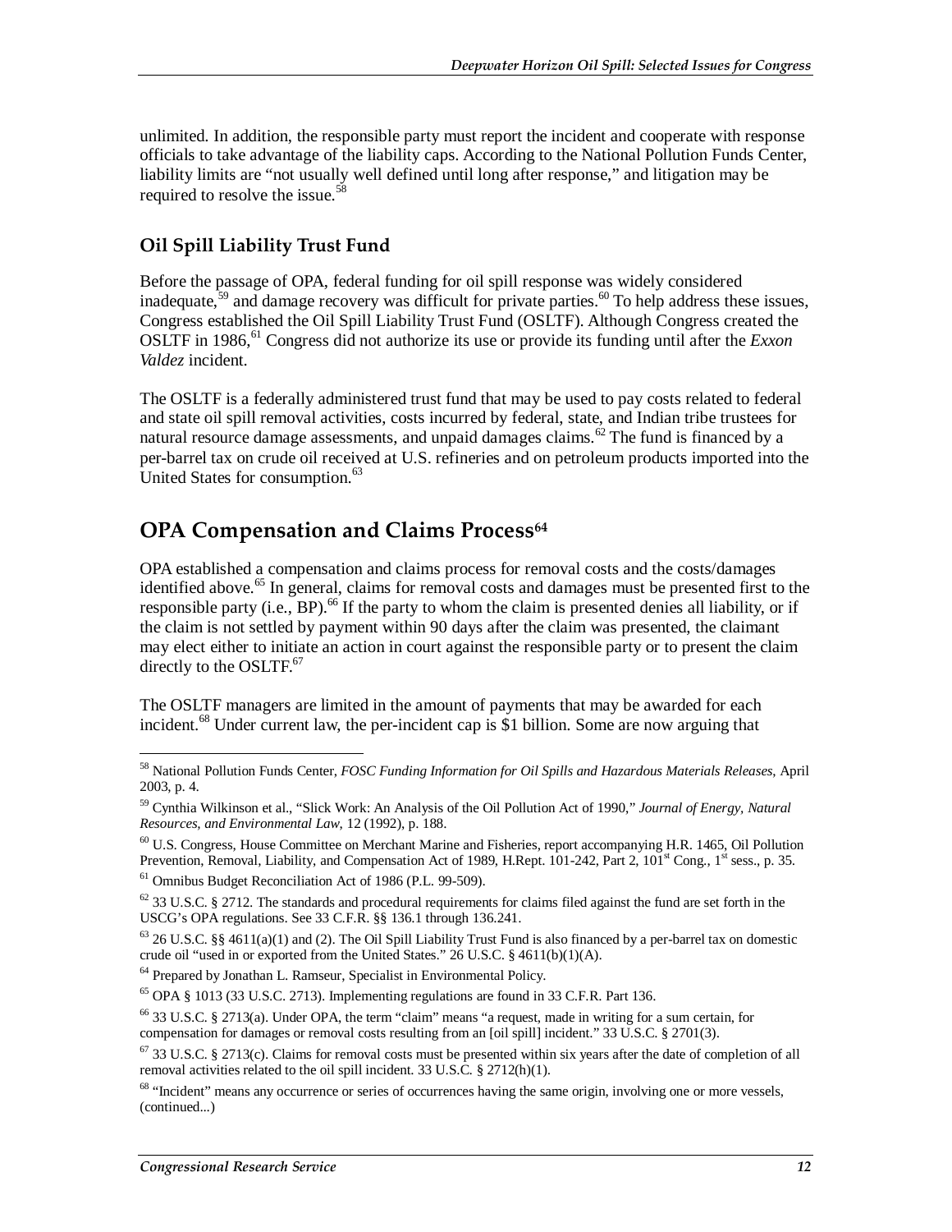unlimited. In addition, the responsible party must report the incident and cooperate with response officials to take advantage of the liability caps. According to the National Pollution Funds Center, liability limits are "not usually well defined until long after response," and litigation may be required to resolve the issue.[58]

### Oil Spill Liability Trust Fund

Before the passage of OPA, federal funding for oil spill response was widely considered inadequate,[59] and damage recovery was difficult for private parties.[60] To help address these issues, Congress established the Oil Spill Liability Trust Fund (OSLTF). Although Congress created the OSLTF in 1986,[61] Congress did not authorize its use or provide its funding until after the *Exxon Valdez* incident.

The OSLTF is a federally administered trust fund that may be used to pay costs related to federal and state oil spill removal activities, costs incurred by federal, state, and Indian tribe trustees for natural resource damage assessments, and unpaid damages claims.[62] The fund is financed by a per-barrel tax on crude oil received at U.S. refineries and on petroleum products imported into the United States for consumption.[63]

## OPA Compensation and Claims Process[64]

OPA established a compensation and claims process for removal costs and the costs/damages identified above.[65] In general, claims for removal costs and damages must be presented first to the responsible party (i.e., BP).[66] If the party to whom the claim is presented denies all liability, or if the claim is not settled by payment within 90 days after the claim was presented, the claimant may elect either to initiate an action in court against the responsible party or to present the claim directly to the OSLTF.[67]

The OSLTF managers are limited in the amount of payments that may be awarded for each incident.[68] Under current law, the per-incident cap is $1 billion. Some are now arguing that

---

[58] National Pollution Funds Center, *FOSC Funding Information for Oil Spills and Hazardous Materials Releases*, April 2003, p. 4.

[59] Cynthia Wilkinson et al., "Slick Work: An Analysis of the Oil Pollution Act of 1990," *Journal of Energy, Natural Resources, and Environmental Law*, 12 (1992), p. 188.

[60] U.S. Congress, House Committee on Merchant Marine and Fisheries, report accompanying H.R. 1465, Oil Pollution Prevention, Removal, Liability, and Compensation Act of 1989, H.Rept. 101-242, Part 2, 101st Cong., 1st sess., p. 35.

[61] Omnibus Budget Reconciliation Act of 1986 (P.L. 99-509).

[62] 33 U.S.C. § 2712. The standards and procedural requirements for claims filed against the fund are set forth in the USCG's OPA regulations. See 33 C.F.R. §§ 136.1 through 136.241.

[63] 26 U.S.C. §§ 4611(a)(1) and (2). The Oil Spill Liability Trust Fund is also financed by a per-barrel tax on domestic crude oil "used in or exported from the United States." 26 U.S.C. § 4611(b)(1)(A).

[64] Prepared by Jonathan L. Ramseur, Specialist in Environmental Policy.

[65] OPA § 1013 (33 U.S.C. 2713). Implementing regulations are found in 33 C.F.R. Part 136.

[66] 33 U.S.C. § 2713(a). Under OPA, the term "claim" means "a request, made in writing for a sum certain, for compensation for damages or removal costs resulting from an [oil spill] incident." 33 U.S.C. § 2701(3).

[67] 33 U.S.C. § 2713(c). Claims for removal costs must be presented within six years after the date of completion of all removal activities related to the oil spill incident. 33 U.S.C. § 2712(h)(1).

[68] "Incident" means any occurrence or series of occurrences having the same origin, involving one or more vessels, (continued...)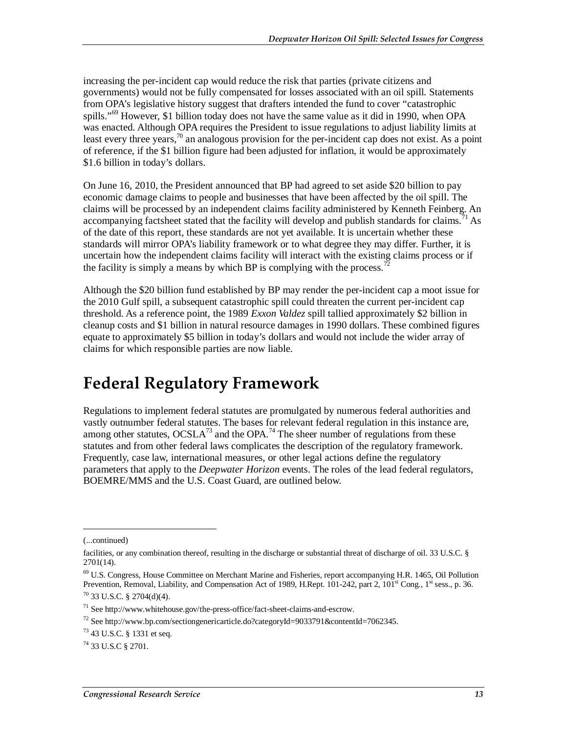increasing the per-incident cap would reduce the risk that parties (private citizens and governments) would not be fully compensated for losses associated with an oil spill. Statements from OPA's legislative history suggest that drafters intended the fund to cover "catastrophic spills."[69] However, $1 billion today does not have the same value as it did in 1990, when OPA was enacted. Although OPA requires the President to issue regulations to adjust liability limits at least every three years,[70] an analogous provision for the per-incident cap does not exist. As a point of reference, if the $1 billion figure had been adjusted for inflation, it would be approximately $1.6 billion in today's dollars.

On June 16, 2010, the President announced that BP had agreed to set aside $20 billion to pay economic damage claims to people and businesses that have been affected by the oil spill. The claims will be processed by an independent claims facility administered by Kenneth Feinberg. An accompanying factsheet stated that the facility will develop and publish standards for claims.[71] As of the date of this report, these standards are not yet available. It is uncertain whether these standards will mirror OPA's liability framework or to what degree they may differ. Further, it is uncertain how the independent claims facility will interact with the existing claims process or if the facility is simply a means by which BP is complying with the process.[72]

Although the $20 billion fund established by BP may render the per-incident cap a moot issue for the 2010 Gulf spill, a subsequent catastrophic spill could threaten the current per-incident cap threshold. As a reference point, the 1989 *Exxon Valdez* spill tallied approximately $2 billion in cleanup costs and $1 billion in natural resource damages in 1990 dollars. These combined figures equate to approximately $5 billion in today's dollars and would not include the wider array of claims for which responsible parties are now liable.

# Federal Regulatory Framework

Regulations to implement federal statutes are promulgated by numerous federal authorities and vastly outnumber federal statutes. The bases for relevant federal regulation in this instance are, among other statutes, OCSLA[73] and the OPA.[74] The sheer number of regulations from these statutes and from other federal laws complicates the description of the regulatory framework. Frequently, case law, international measures, or other legal actions define the regulatory parameters that apply to the *Deepwater Horizon* events. The roles of the lead federal regulators, BOEMRE/MMS and the U.S. Coast Guard, are outlined below.

---

(...continued)

facilities, or any combination thereof, resulting in the discharge or substantial threat of discharge of oil. 33 U.S.C. § 2701(14).

[69] U.S. Congress, House Committee on Merchant Marine and Fisheries, report accompanying H.R. 1465, Oil Pollution Prevention, Removal, Liability, and Compensation Act of 1989, H.Rept. 101-242, part 2, 101st Cong., 1st sess., p. 36.

[70] 33 U.S.C. § 2704(d)(4).

[71] See http://www.whitehouse.gov/the-press-office/fact-sheet-claims-and-escrow.

[72] See http://www.bp.com/sectiongenericarticle.do?categoryId=9033791&contentId=7062345.

[73] 43 U.S.C. § 1331 et seq.

[74] 33 U.S.C § 2701.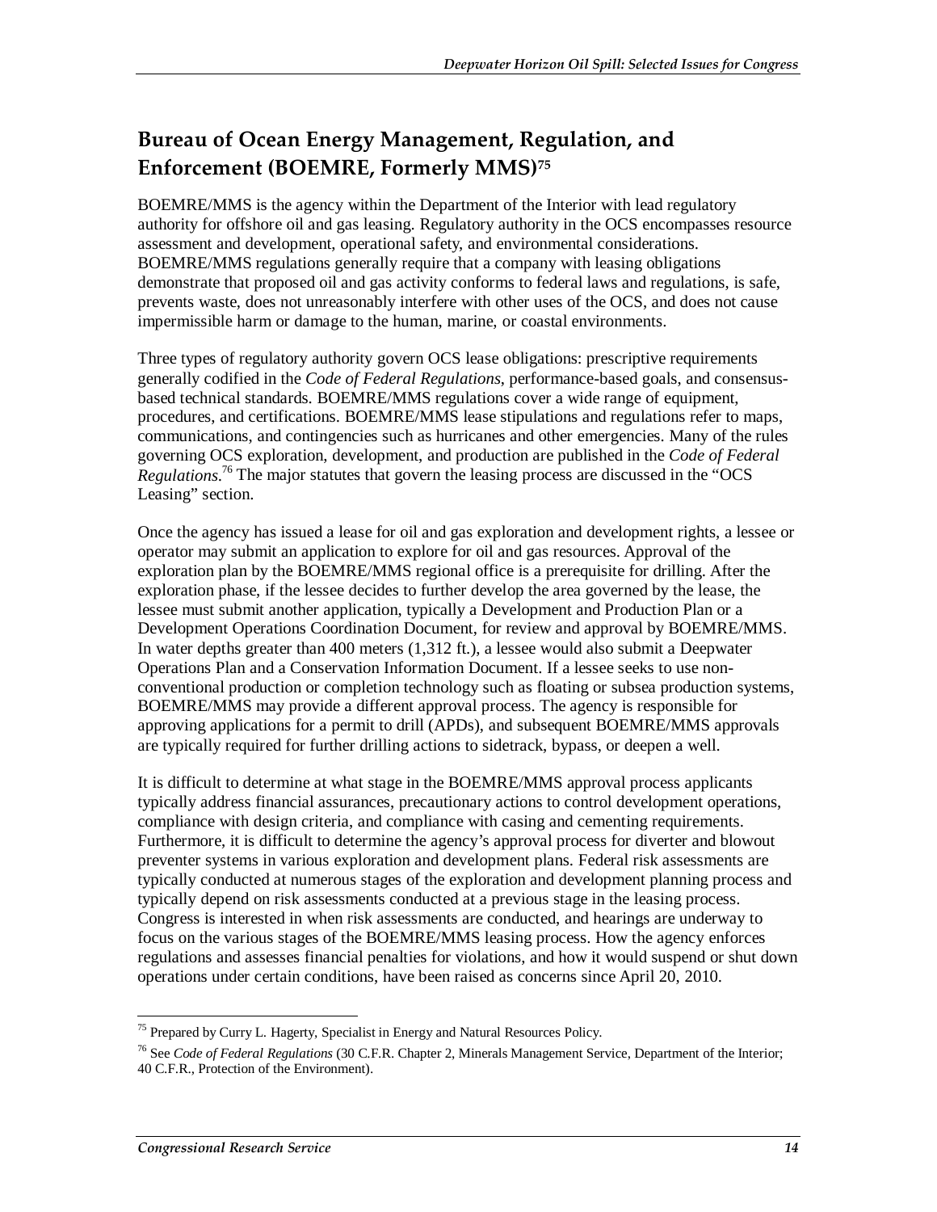## Bureau of Ocean Energy Management, Regulation, and Enforcement (BOEMRE, Formerly MMS)[75]

BOEMRE/MMS is the agency within the Department of the Interior with lead regulatory authority for offshore oil and gas leasing. Regulatory authority in the OCS encompasses resource assessment and development, operational safety, and environmental considerations. BOEMRE/MMS regulations generally require that a company with leasing obligations demonstrate that proposed oil and gas activity conforms to federal laws and regulations, is safe, prevents waste, does not unreasonably interfere with other uses of the OCS, and does not cause impermissible harm or damage to the human, marine, or coastal environments.

Three types of regulatory authority govern OCS lease obligations: prescriptive requirements generally codified in the *Code of Federal Regulations*, performance-based goals, and consensus-based technical standards. BOEMRE/MMS regulations cover a wide range of equipment, procedures, and certifications. BOEMRE/MMS lease stipulations and regulations refer to maps, communications, and contingencies such as hurricanes and other emergencies. Many of the rules governing OCS exploration, development, and production are published in the *Code of Federal Regulations*.[76] The major statutes that govern the leasing process are discussed in the "OCS Leasing" section.

Once the agency has issued a lease for oil and gas exploration and development rights, a lessee or operator may submit an application to explore for oil and gas resources. Approval of the exploration plan by the BOEMRE/MMS regional office is a prerequisite for drilling. After the exploration phase, if the lessee decides to further develop the area governed by the lease, the lessee must submit another application, typically a Development and Production Plan or a Development Operations Coordination Document, for review and approval by BOEMRE/MMS. In water depths greater than 400 meters (1,312 ft.), a lessee would also submit a Deepwater Operations Plan and a Conservation Information Document. If a lessee seeks to use non-conventional production or completion technology such as floating or subsea production systems, BOEMRE/MMS may provide a different approval process. The agency is responsible for approving applications for a permit to drill (APDs), and subsequent BOEMRE/MMS approvals are typically required for further drilling actions to sidetrack, bypass, or deepen a well.

It is difficult to determine at what stage in the BOEMRE/MMS approval process applicants typically address financial assurances, precautionary actions to control development operations, compliance with design criteria, and compliance with casing and cementing requirements. Furthermore, it is difficult to determine the agency's approval process for diverter and blowout preventer systems in various exploration and development plans. Federal risk assessments are typically conducted at numerous stages of the exploration and development planning process and typically depend on risk assessments conducted at a previous stage in the leasing process. Congress is interested in when risk assessments are conducted, and hearings are underway to focus on the various stages of the BOEMRE/MMS leasing process. How the agency enforces regulations and assesses financial penalties for violations, and how it would suspend or shut down operations under certain conditions, have been raised as concerns since April 20, 2010.

---

[75] Prepared by Curry L. Hagerty, Specialist in Energy and Natural Resources Policy.

[76] See *Code of Federal Regulations* (30 C.F.R. Chapter 2, Minerals Management Service, Department of the Interior; 40 C.F.R., Protection of the Environment).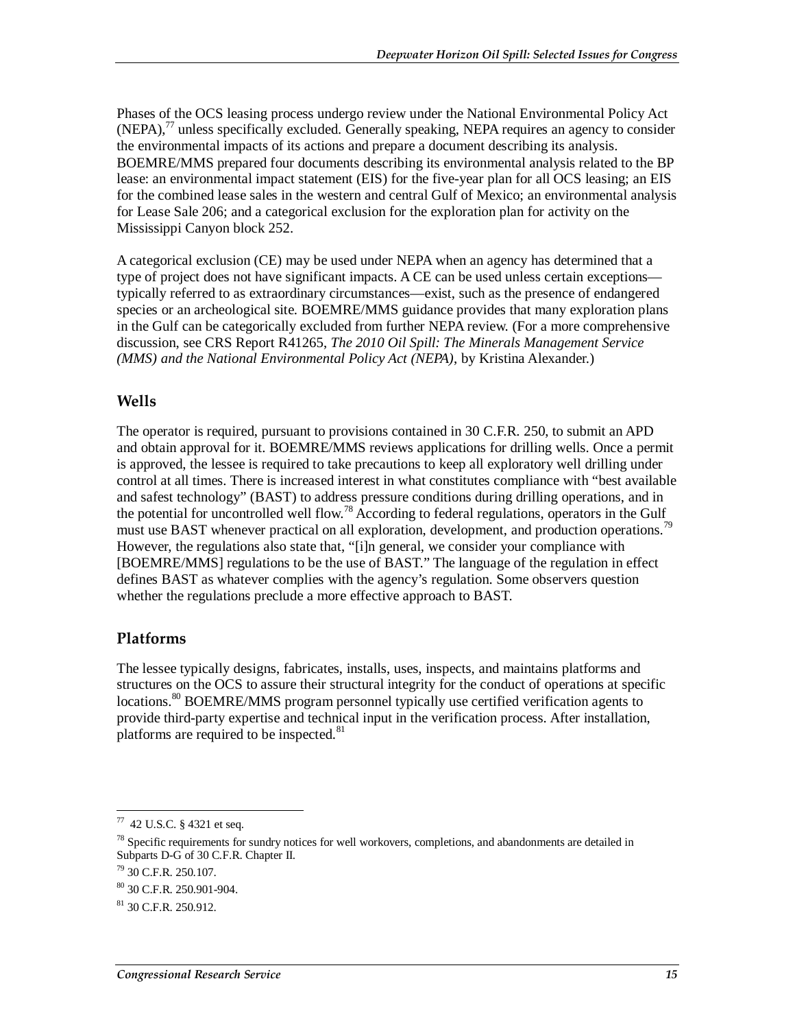Phases of the OCS leasing process undergo review under the National Environmental Policy Act (NEPA),[77] unless specifically excluded. Generally speaking, NEPA requires an agency to consider the environmental impacts of its actions and prepare a document describing its analysis. BOEMRE/MMS prepared four documents describing its environmental analysis related to the BP lease: an environmental impact statement (EIS) for the five-year plan for all OCS leasing; an EIS for the combined lease sales in the western and central Gulf of Mexico; an environmental analysis for Lease Sale 206; and a categorical exclusion for the exploration plan for activity on the Mississippi Canyon block 252.

A categorical exclusion (CE) may be used under NEPA when an agency has determined that a type of project does not have significant impacts. A CE can be used unless certain exceptions—typically referred to as extraordinary circumstances—exist, such as the presence of endangered species or an archeological site. BOEMRE/MMS guidance provides that many exploration plans in the Gulf can be categorically excluded from further NEPA review. (For a more comprehensive discussion, see CRS Report R41265, *The 2010 Oil Spill: The Minerals Management Service (MMS) and the National Environmental Policy Act (NEPA)*, by Kristina Alexander.)

## Wells

The operator is required, pursuant to provisions contained in 30 C.F.R. 250, to submit an APD and obtain approval for it. BOEMRE/MMS reviews applications for drilling wells. Once a permit is approved, the lessee is required to take precautions to keep all exploratory well drilling under control at all times. There is increased interest in what constitutes compliance with "best available and safest technology" (BAST) to address pressure conditions during drilling operations, and in the potential for uncontrolled well flow.[78] According to federal regulations, operators in the Gulf must use BAST whenever practical on all exploration, development, and production operations.[79] However, the regulations also state that, "[i]n general, we consider your compliance with [BOEMRE/MMS] regulations to be the use of BAST." The language of the regulation in effect defines BAST as whatever complies with the agency's regulation. Some observers question whether the regulations preclude a more effective approach to BAST.

## Platforms

The lessee typically designs, fabricates, installs, uses, inspects, and maintains platforms and structures on the OCS to assure their structural integrity for the conduct of operations at specific locations.[80] BOEMRE/MMS program personnel typically use certified verification agents to provide third-party expertise and technical input in the verification process. After installation, platforms are required to be inspected.[81]

---

[77] 42 U.S.C. § 4321 et seq.

[78] Specific requirements for sundry notices for well workovers, completions, and abandonments are detailed in Subparts D-G of 30 C.F.R. Chapter II.

[79] 30 C.F.R. 250.107.

[80] 30 C.F.R. 250.901-904.

[81] 30 C.F.R. 250.912.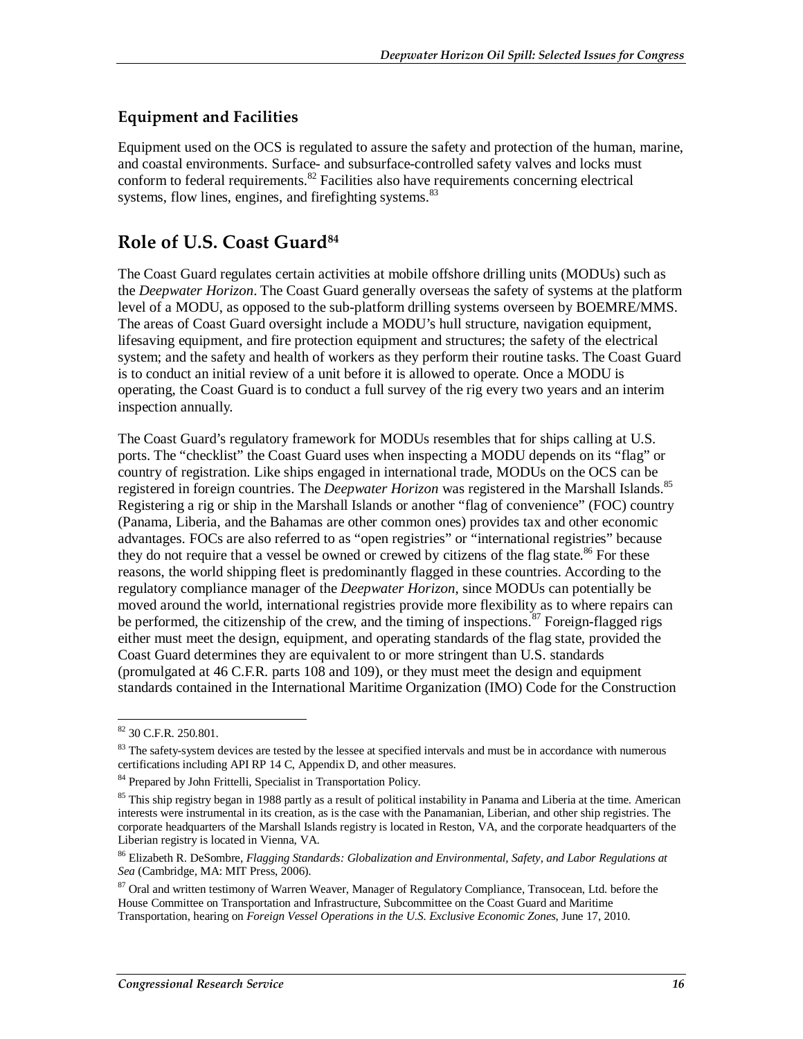### Equipment and Facilities

Equipment used on the OCS is regulated to assure the safety and protection of the human, marine, and coastal environments. Surface- and subsurface-controlled safety valves and locks must conform to federal requirements.[82] Facilities also have requirements concerning electrical systems, flow lines, engines, and firefighting systems.[83]

## Role of U.S. Coast Guard[84]

The Coast Guard regulates certain activities at mobile offshore drilling units (MODUs) such as the *Deepwater Horizon*. The Coast Guard generally overseas the safety of systems at the platform level of a MODU, as opposed to the sub-platform drilling systems overseen by BOEMRE/MMS. The areas of Coast Guard oversight include a MODU's hull structure, navigation equipment, lifesaving equipment, and fire protection equipment and structures; the safety of the electrical system; and the safety and health of workers as they perform their routine tasks. The Coast Guard is to conduct an initial review of a unit before it is allowed to operate. Once a MODU is operating, the Coast Guard is to conduct a full survey of the rig every two years and an interim inspection annually.

The Coast Guard's regulatory framework for MODUs resembles that for ships calling at U.S. ports. The "checklist" the Coast Guard uses when inspecting a MODU depends on its "flag" or country of registration. Like ships engaged in international trade, MODUs on the OCS can be registered in foreign countries. The *Deepwater Horizon* was registered in the Marshall Islands.[85] Registering a rig or ship in the Marshall Islands or another "flag of convenience" (FOC) country (Panama, Liberia, and the Bahamas are other common ones) provides tax and other economic advantages. FOCs are also referred to as "open registries" or "international registries" because they do not require that a vessel be owned or crewed by citizens of the flag state.[86] For these reasons, the world shipping fleet is predominantly flagged in these countries. According to the regulatory compliance manager of the *Deepwater Horizon*, since MODUs can potentially be moved around the world, international registries provide more flexibility as to where repairs can be performed, the citizenship of the crew, and the timing of inspections.[87] Foreign-flagged rigs either must meet the design, equipment, and operating standards of the flag state, provided the Coast Guard determines they are equivalent to or more stringent than U.S. standards (promulgated at 46 C.F.R. parts 108 and 109), or they must meet the design and equipment standards contained in the International Maritime Organization (IMO) Code for the Construction

---

[82] 30 C.F.R. 250.801.

[83] The safety-system devices are tested by the lessee at specified intervals and must be in accordance with numerous certifications including API RP 14 C, Appendix D, and other measures.

[84] Prepared by John Frittelli, Specialist in Transportation Policy.

[85] This ship registry began in 1988 partly as a result of political instability in Panama and Liberia at the time. American interests were instrumental in its creation, as is the case with the Panamanian, Liberian, and other ship registries. The corporate headquarters of the Marshall Islands registry is located in Reston, VA, and the corporate headquarters of the Liberian registry is located in Vienna, VA.

[86] Elizabeth R. DeSombre, *Flagging Standards: Globalization and Environmental, Safety, and Labor Regulations at Sea* (Cambridge, MA: MIT Press, 2006).

[87] Oral and written testimony of Warren Weaver, Manager of Regulatory Compliance, Transocean, Ltd. before the House Committee on Transportation and Infrastructure, Subcommittee on the Coast Guard and Maritime Transportation, hearing on *Foreign Vessel Operations in the U.S. Exclusive Economic Zones*, June 17, 2010.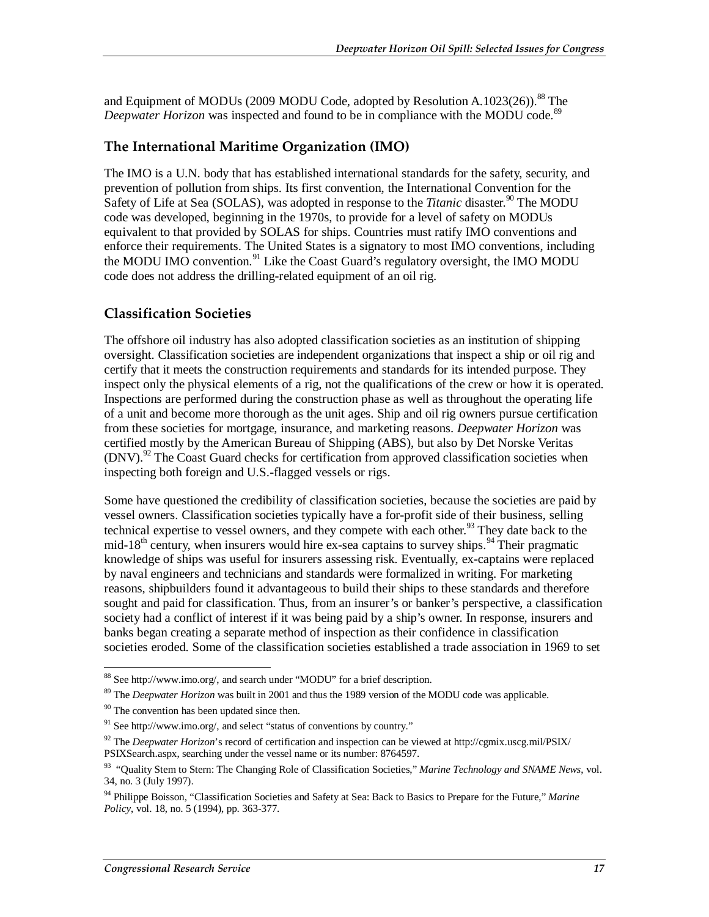and Equipment of MODUs (2009 MODU Code, adopted by Resolution A.1023(26)).[88] The *Deepwater Horizon* was inspected and found to be in compliance with the MODU code.[89]

## The International Maritime Organization (IMO)

The IMO is a U.N. body that has established international standards for the safety, security, and prevention of pollution from ships. Its first convention, the International Convention for the Safety of Life at Sea (SOLAS), was adopted in response to the *Titanic* disaster.[90] The MODU code was developed, beginning in the 1970s, to provide for a level of safety on MODUs equivalent to that provided by SOLAS for ships. Countries must ratify IMO conventions and enforce their requirements. The United States is a signatory to most IMO conventions, including the MODU IMO convention.[91] Like the Coast Guard's regulatory oversight, the IMO MODU code does not address the drilling-related equipment of an oil rig.

## Classification Societies

The offshore oil industry has also adopted classification societies as an institution of shipping oversight. Classification societies are independent organizations that inspect a ship or oil rig and certify that it meets the construction requirements and standards for its intended purpose. They inspect only the physical elements of a rig, not the qualifications of the crew or how it is operated. Inspections are performed during the construction phase as well as throughout the operating life of a unit and become more thorough as the unit ages. Ship and oil rig owners pursue certification from these societies for mortgage, insurance, and marketing reasons. *Deepwater Horizon* was certified mostly by the American Bureau of Shipping (ABS), but also by Det Norske Veritas (DNV).[92] The Coast Guard checks for certification from approved classification societies when inspecting both foreign and U.S.-flagged vessels or rigs.

Some have questioned the credibility of classification societies, because the societies are paid by vessel owners. Classification societies typically have a for-profit side of their business, selling technical expertise to vessel owners, and they compete with each other.[93] They date back to the mid-18th century, when insurers would hire ex-sea captains to survey ships.[94] Their pragmatic knowledge of ships was useful for insurers assessing risk. Eventually, ex-captains were replaced by naval engineers and technicians and standards were formalized in writing. For marketing reasons, shipbuilders found it advantageous to build their ships to these standards and therefore sought and paid for classification. Thus, from an insurer's or banker's perspective, a classification society had a conflict of interest if it was being paid by a ship's owner. In response, insurers and banks began creating a separate method of inspection as their confidence in classification societies eroded. Some of the classification societies established a trade association in 1969 to set

---

[88] See http://www.imo.org/, and search under "MODU" for a brief description.

[89] The *Deepwater Horizon* was built in 2001 and thus the 1989 version of the MODU code was applicable.

[90] The convention has been updated since then.

[91] See http://www.imo.org/, and select "status of conventions by country."

[92] The *Deepwater Horizon*'s record of certification and inspection can be viewed at http://cgmix.uscg.mil/PSIX/PSIXSearch.aspx, searching under the vessel name or its number: 8764597.

[93] "Quality Stem to Stern: The Changing Role of Classification Societies," *Marine Technology and SNAME News*, vol. 34, no. 3 (July 1997).

[94] Philippe Boisson, "Classification Societies and Safety at Sea: Back to Basics to Prepare for the Future," *Marine Policy*, vol. 18, no. 5 (1994), pp. 363-377.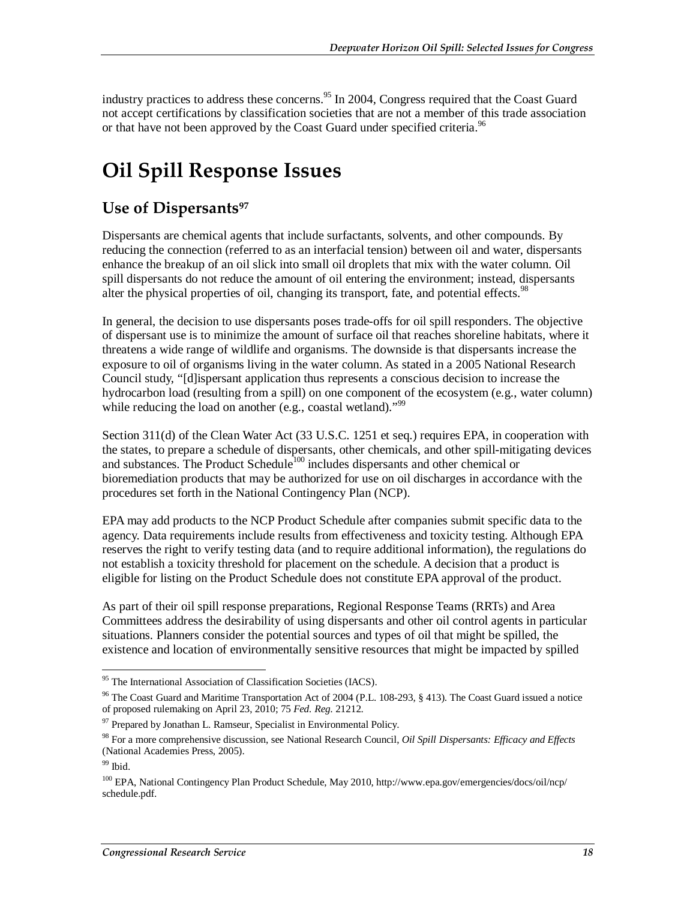industry practices to address these concerns.[95] In 2004, Congress required that the Coast Guard not accept certifications by classification societies that are not a member of this trade association or that have not been approved by the Coast Guard under specified criteria.[96]

# Oil Spill Response Issues

## Use of Dispersants[97]

Dispersants are chemical agents that include surfactants, solvents, and other compounds. By reducing the connection (referred to as an interfacial tension) between oil and water, dispersants enhance the breakup of an oil slick into small oil droplets that mix with the water column. Oil spill dispersants do not reduce the amount of oil entering the environment; instead, dispersants alter the physical properties of oil, changing its transport, fate, and potential effects.[98]

In general, the decision to use dispersants poses trade-offs for oil spill responders. The objective of dispersant use is to minimize the amount of surface oil that reaches shoreline habitats, where it threatens a wide range of wildlife and organisms. The downside is that dispersants increase the exposure to oil of organisms living in the water column. As stated in a 2005 National Research Council study, "[d]ispersant application thus represents a conscious decision to increase the hydrocarbon load (resulting from a spill) on one component of the ecosystem (e.g., water column) while reducing the load on another (e.g., coastal wetland)."[99]

Section 311(d) of the Clean Water Act (33 U.S.C. 1251 et seq.) requires EPA, in cooperation with the states, to prepare a schedule of dispersants, other chemicals, and other spill-mitigating devices and substances. The Product Schedule[100] includes dispersants and other chemical or bioremediation products that may be authorized for use on oil discharges in accordance with the procedures set forth in the National Contingency Plan (NCP).

EPA may add products to the NCP Product Schedule after companies submit specific data to the agency. Data requirements include results from effectiveness and toxicity testing. Although EPA reserves the right to verify testing data (and to require additional information), the regulations do not establish a toxicity threshold for placement on the schedule. A decision that a product is eligible for listing on the Product Schedule does not constitute EPA approval of the product.

As part of their oil spill response preparations, Regional Response Teams (RRTs) and Area Committees address the desirability of using dispersants and other oil control agents in particular situations. Planners consider the potential sources and types of oil that might be spilled, the existence and location of environmentally sensitive resources that might be impacted by spilled

---

[95] The International Association of Classification Societies (IACS).

[96] The Coast Guard and Maritime Transportation Act of 2004 (P.L. 108-293, § 413). The Coast Guard issued a notice of proposed rulemaking on April 23, 2010; 75 *Fed. Reg.* 21212.

[97] Prepared by Jonathan L. Ramseur, Specialist in Environmental Policy.

[98] For a more comprehensive discussion, see National Research Council, *Oil Spill Dispersants: Efficacy and Effects* (National Academies Press, 2005).

[99] Ibid.

[100] EPA, National Contingency Plan Product Schedule, May 2010, http://www.epa.gov/emergencies/docs/oil/ncp/schedule.pdf.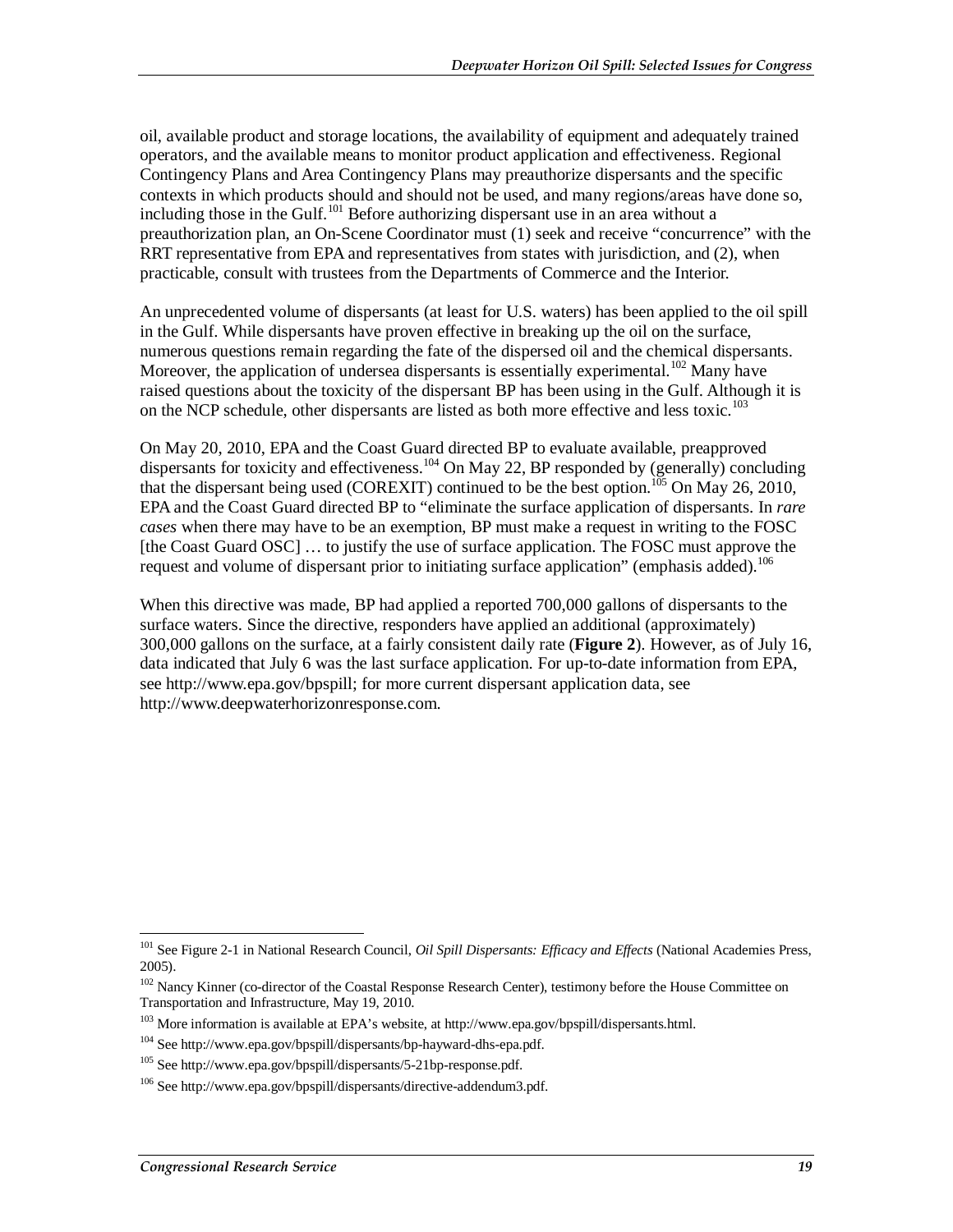oil, available product and storage locations, the availability of equipment and adequately trained operators, and the available means to monitor product application and effectiveness. Regional Contingency Plans and Area Contingency Plans may preauthorize dispersants and the specific contexts in which products should and should not be used, and many regions/areas have done so, including those in the Gulf.[101] Before authorizing dispersant use in an area without a preauthorization plan, an On-Scene Coordinator must (1) seek and receive "concurrence" with the RRT representative from EPA and representatives from states with jurisdiction, and (2), when practicable, consult with trustees from the Departments of Commerce and the Interior.

An unprecedented volume of dispersants (at least for U.S. waters) has been applied to the oil spill in the Gulf. While dispersants have proven effective in breaking up the oil on the surface, numerous questions remain regarding the fate of the dispersed oil and the chemical dispersants. Moreover, the application of undersea dispersants is essentially experimental.[102] Many have raised questions about the toxicity of the dispersant BP has been using in the Gulf. Although it is on the NCP schedule, other dispersants are listed as both more effective and less toxic.[103]

On May 20, 2010, EPA and the Coast Guard directed BP to evaluate available, preapproved dispersants for toxicity and effectiveness.[104] On May 22, BP responded by (generally) concluding that the dispersant being used (COREXIT) continued to be the best option.[105] On May 26, 2010, EPA and the Coast Guard directed BP to "eliminate the surface application of dispersants. In *rare cases* when there may have to be an exemption, BP must make a request in writing to the FOSC [the Coast Guard OSC] … to justify the use of surface application. The FOSC must approve the request and volume of dispersant prior to initiating surface application" (emphasis added).[106]

When this directive was made, BP had applied a reported 700,000 gallons of dispersants to the surface waters. Since the directive, responders have applied an additional (approximately) 300,000 gallons on the surface, at a fairly consistent daily rate (**Figure 2**). However, as of July 16, data indicated that July 6 was the last surface application. For up-to-date information from EPA, see http://www.epa.gov/bpspill; for more current dispersant application data, see http://www.deepwaterhorizonresponse.com.

---

[101] See Figure 2-1 in National Research Council, *Oil Spill Dispersants: Efficacy and Effects* (National Academies Press, 2005).

[102] Nancy Kinner (co-director of the Coastal Response Research Center), testimony before the House Committee on Transportation and Infrastructure, May 19, 2010.

[103] More information is available at EPA's website, at http://www.epa.gov/bpspill/dispersants.html.

[104] See http://www.epa.gov/bpspill/dispersants/bp-hayward-dhs-epa.pdf.

[105] See http://www.epa.gov/bpspill/dispersants/5-21bp-response.pdf.

[106] See http://www.epa.gov/bpspill/dispersants/directive-addendum3.pdf.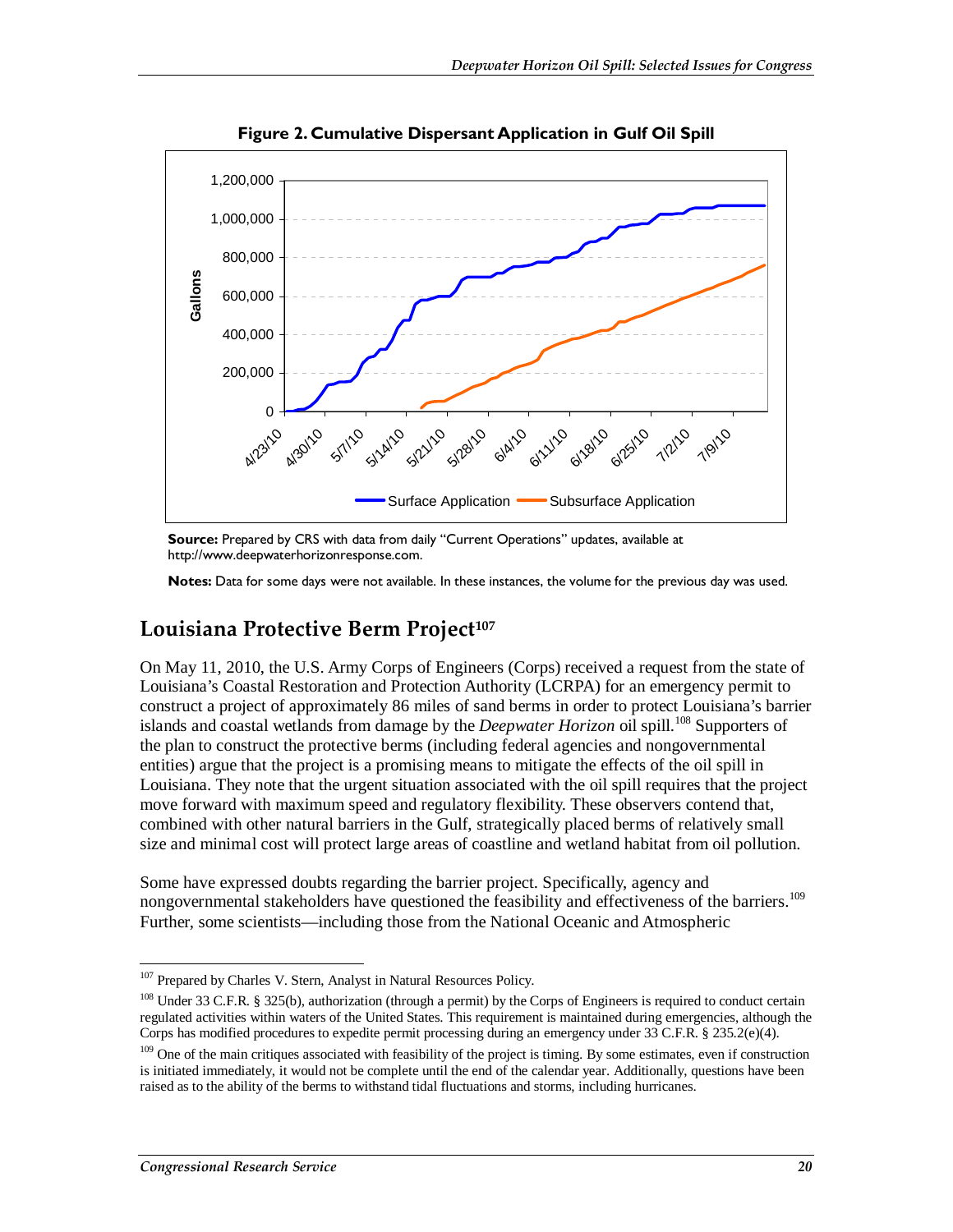**Figure 2. Cumulative Dispersant Application in Gulf Oil Spill**

**Source:** Prepared by CRS with data from daily "Current Operations" updates, available at http://www.deepwaterhorizonresponse.com.

**Notes:** Data for some days were not available. In these instances, the volume for the previous day was used.

## Louisiana Protective Berm Project[107]

On May 11, 2010, the U.S. Army Corps of Engineers (Corps) received a request from the state of Louisiana's Coastal Restoration and Protection Authority (LCRPA) for an emergency permit to construct a project of approximately 86 miles of sand berms in order to protect Louisiana's barrier islands and coastal wetlands from damage by the *Deepwater Horizon* oil spill.[108] Supporters of the plan to construct the protective berms (including federal agencies and nongovernmental entities) argue that the project is a promising means to mitigate the effects of the oil spill in Louisiana. They note that the urgent situation associated with the oil spill requires that the project move forward with maximum speed and regulatory flexibility. These observers contend that, combined with other natural barriers in the Gulf, strategically placed berms of relatively small size and minimal cost will protect large areas of coastline and wetland habitat from oil pollution.

Some have expressed doubts regarding the barrier project. Specifically, agency and nongovernmental stakeholders have questioned the feasibility and effectiveness of the barriers.[109] Further, some scientists—including those from the National Oceanic and Atmospheric

---

[107] Prepared by Charles V. Stern, Analyst in Natural Resources Policy.

[108] Under 33 C.F.R. § 325(b), authorization (through a permit) by the Corps of Engineers is required to conduct certain regulated activities within waters of the United States. This requirement is maintained during emergencies, although the Corps has modified procedures to expedite permit processing during an emergency under 33 C.F.R. § 235.2(e)(4).

[109] One of the main critiques associated with feasibility of the project is timing. By some estimates, even if construction is initiated immediately, it would not be complete until the end of the calendar year. Additionally, questions have been raised as to the ability of the berms to withstand tidal fluctuations and storms, including hurricanes.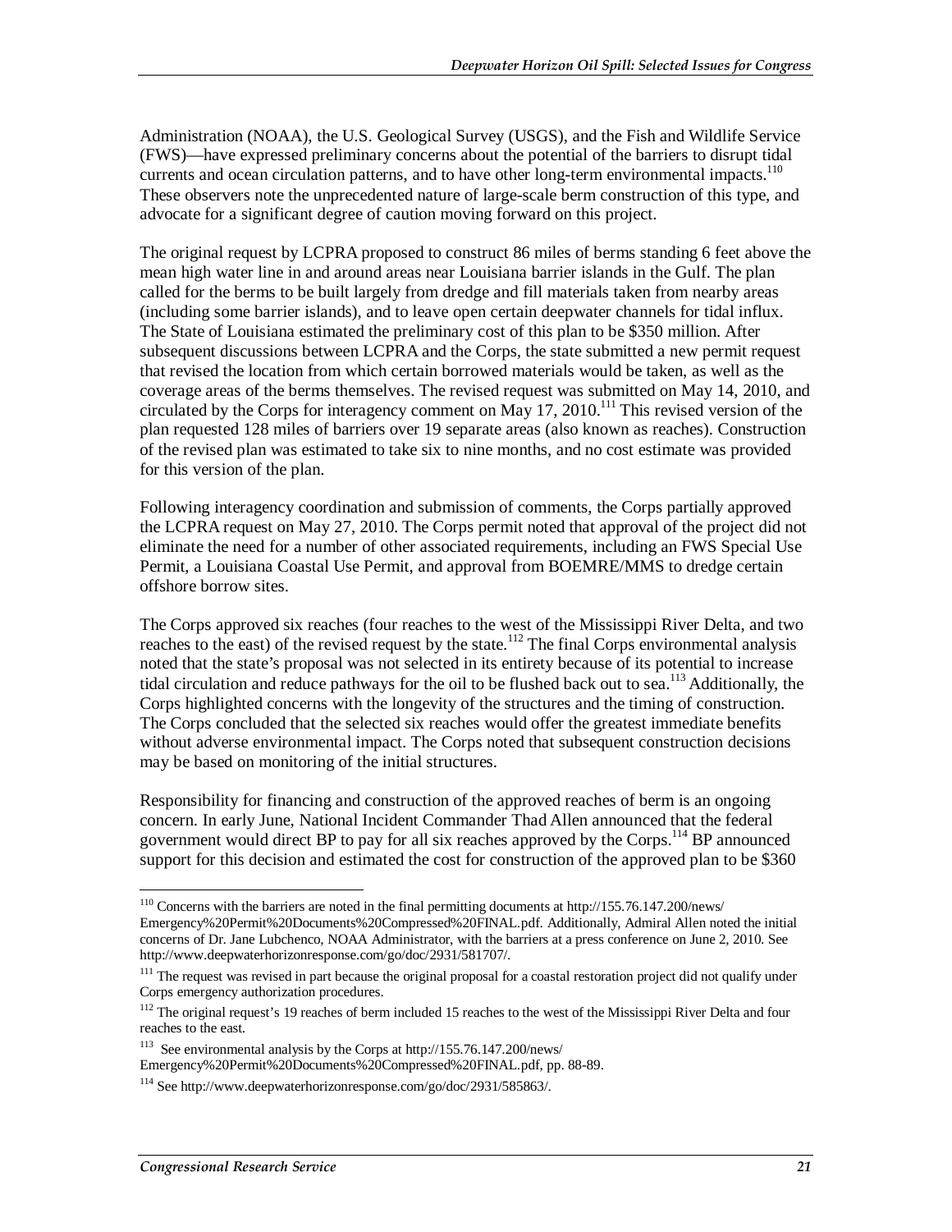Administration (NOAA), the U.S. Geological Survey (USGS), and the Fish and Wildlife Service (FWS)—have expressed preliminary concerns about the potential of the barriers to disrupt tidal currents and ocean circulation patterns, and to have other long-term environmental impacts.[110] These observers note the unprecedented nature of large-scale berm construction of this type, and advocate for a significant degree of caution moving forward on this project.

The original request by LCPRA proposed to construct 86 miles of berms standing 6 feet above the mean high water line in and around areas near Louisiana barrier islands in the Gulf. The plan called for the berms to be built largely from dredge and fill materials taken from nearby areas (including some barrier islands), and to leave open certain deepwater channels for tidal influx. The State of Louisiana estimated the preliminary cost of this plan to be $350 million. After subsequent discussions between LCPRA and the Corps, the state submitted a new permit request that revised the location from which certain borrowed materials would be taken, as well as the coverage areas of the berms themselves. The revised request was submitted on May 14, 2010, and circulated by the Corps for interagency comment on May 17, 2010.[111] This revised version of the plan requested 128 miles of barriers over 19 separate areas (also known as reaches). Construction of the revised plan was estimated to take six to nine months, and no cost estimate was provided for this version of the plan.

Following interagency coordination and submission of comments, the Corps partially approved the LCPRA request on May 27, 2010. The Corps permit noted that approval of the project did not eliminate the need for a number of other associated requirements, including an FWS Special Use Permit, a Louisiana Coastal Use Permit, and approval from BOEMRE/MMS to dredge certain offshore borrow sites.

The Corps approved six reaches (four reaches to the west of the Mississippi River Delta, and two reaches to the east) of the revised request by the state.[112] The final Corps environmental analysis noted that the state's proposal was not selected in its entirety because of its potential to increase tidal circulation and reduce pathways for the oil to be flushed back out to sea.[113] Additionally, the Corps highlighted concerns with the longevity of the structures and the timing of construction. The Corps concluded that the selected six reaches would offer the greatest immediate benefits without adverse environmental impact. The Corps noted that subsequent construction decisions may be based on monitoring of the initial structures.

Responsibility for financing and construction of the approved reaches of berm is an ongoing concern. In early June, National Incident Commander Thad Allen announced that the federal government would direct BP to pay for all six reaches approved by the Corps.[114] BP announced support for this decision and estimated the cost for construction of the approved plan to be $360

---

[110] Concerns with the barriers are noted in the final permitting documents at http://155.76.147.200/news/Emergency%20Permit%20Documents%20Compressed%20FINAL.pdf. Additionally, Admiral Allen noted the initial concerns of Dr. Jane Lubchenco, NOAA Administrator, with the barriers at a press conference on June 2, 2010. See http://www.deepwaterhorizonresponse.com/go/doc/2931/581707/.

[111] The request was revised in part because the original proposal for a coastal restoration project did not qualify under Corps emergency authorization procedures.

[112] The original request's 19 reaches of berm included 15 reaches to the west of the Mississippi River Delta and four reaches to the east.

[113] See environmental analysis by the Corps at http://155.76.147.200/news/Emergency%20Permit%20Documents%20Compressed%20FINAL.pdf, pp. 88-89.

[114] See http://www.deepwaterhorizonresponse.com/go/doc/2931/585863/.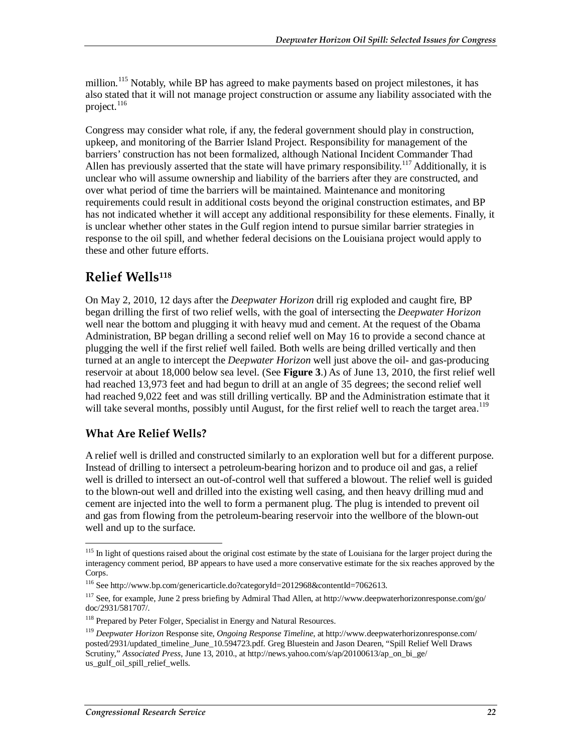million.[115] Notably, while BP has agreed to make payments based on project milestones, it has also stated that it will not manage project construction or assume any liability associated with the project.[116]

Congress may consider what role, if any, the federal government should play in construction, upkeep, and monitoring of the Barrier Island Project. Responsibility for management of the barriers' construction has not been formalized, although National Incident Commander Thad Allen has previously asserted that the state will have primary responsibility.[117] Additionally, it is unclear who will assume ownership and liability of the barriers after they are constructed, and over what period of time the barriers will be maintained. Maintenance and monitoring requirements could result in additional costs beyond the original construction estimates, and BP has not indicated whether it will accept any additional responsibility for these elements. Finally, it is unclear whether other states in the Gulf region intend to pursue similar barrier strategies in response to the oil spill, and whether federal decisions on the Louisiana project would apply to these and other future efforts.

## Relief Wells[118]

On May 2, 2010, 12 days after the *Deepwater Horizon* drill rig exploded and caught fire, BP began drilling the first of two relief wells, with the goal of intersecting the *Deepwater Horizon* well near the bottom and plugging it with heavy mud and cement. At the request of the Obama Administration, BP began drilling a second relief well on May 16 to provide a second chance at plugging the well if the first relief well failed. Both wells are being drilled vertically and then turned at an angle to intercept the *Deepwater Horizon* well just above the oil- and gas-producing reservoir at about 18,000 below sea level. (See **Figure 3**.) As of June 13, 2010, the first relief well had reached 13,973 feet and had begun to drill at an angle of 35 degrees; the second relief well had reached 9,022 feet and was still drilling vertically. BP and the Administration estimate that it will take several months, possibly until August, for the first relief well to reach the target area.[119]

### What Are Relief Wells?

A relief well is drilled and constructed similarly to an exploration well but for a different purpose. Instead of drilling to intersect a petroleum-bearing horizon and to produce oil and gas, a relief well is drilled to intersect an out-of-control well that suffered a blowout. The relief well is guided to the blown-out well and drilled into the existing well casing, and then heavy drilling mud and cement are injected into the well to form a permanent plug. The plug is intended to prevent oil and gas from flowing from the petroleum-bearing reservoir into the wellbore of the blown-out well and up to the surface.

---

[115] In light of questions raised about the original cost estimate by the state of Louisiana for the larger project during the interagency comment period, BP appears to have used a more conservative estimate for the six reaches approved by the Corps.

[116] See http://www.bp.com/genericarticle.do?categoryId=2012968&contentId=7062613.

[117] See, for example, June 2 press briefing by Admiral Thad Allen, at http://www.deepwaterhorizonresponse.com/go/doc/2931/581707/.

[118] Prepared by Peter Folger, Specialist in Energy and Natural Resources.

[119] *Deepwater Horizon* Response site, *Ongoing Response Timeline*, at http://www.deepwaterhorizonresponse.com/posted/2931/updated_timeline_June_10.594723.pdf. Greg Bluestein and Jason Dearen, "Spill Relief Well Draws Scrutiny," *Associated Press*, June 13, 2010., at http://news.yahoo.com/s/ap/20100613/ap_on_bi_ge/us_gulf_oil_spill_relief_wells.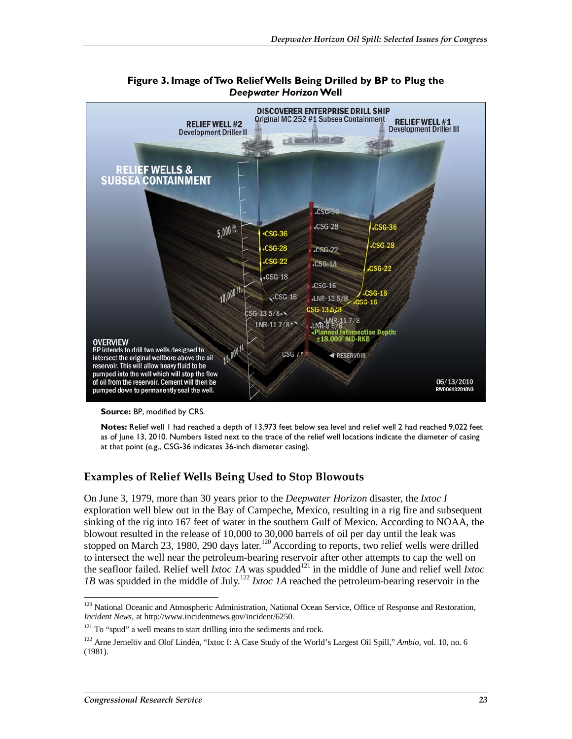**Figure 3. Image of Two Relief Wells Being Drilled by BP to Plug the *Deepwater Horizon* Well**

**Source:** BP, modified by CRS.

**Notes:** Relief well 1 had reached a depth of 13,973 feet below sea level and relief well 2 had reached 9,022 feet as of June 13, 2010. Numbers listed next to the trace of the relief well locations indicate the diameter of casing at that point (e.g., CSG-36 indicates 36-inch diameter casing).

## Examples of Relief Wells Being Used to Stop Blowouts

On June 3, 1979, more than 30 years prior to the *Deepwater Horizon* disaster, the *Ixtoc I* exploration well blew out in the Bay of Campeche, Mexico, resulting in a rig fire and subsequent sinking of the rig into 167 feet of water in the southern Gulf of Mexico. According to NOAA, the blowout resulted in the release of 10,000 to 30,000 barrels of oil per day until the leak was stopped on March 23, 1980, 290 days later.[120] According to reports, two relief wells were drilled to intersect the well near the petroleum-bearing reservoir after other attempts to cap the well on the seafloor failed. Relief well *Ixtoc 1A* was spudded[121] in the middle of June and relief well *Ixtoc 1B* was spudded in the middle of July.[122] *Ixtoc 1A* reached the petroleum-bearing reservoir in the

---

[120] National Oceanic and Atmospheric Administration, National Ocean Service, Office of Response and Restoration, *Incident News*, at http://www.incidentnews.gov/incident/6250.

[121] To "spud" a well means to start drilling into the sediments and rock.

[122] Arne Jernelöv and Olof Lindén, "Ixtoc I: A Case Study of the World's Largest Oil Spill," *Ambio*, vol. 10, no. 6 (1981).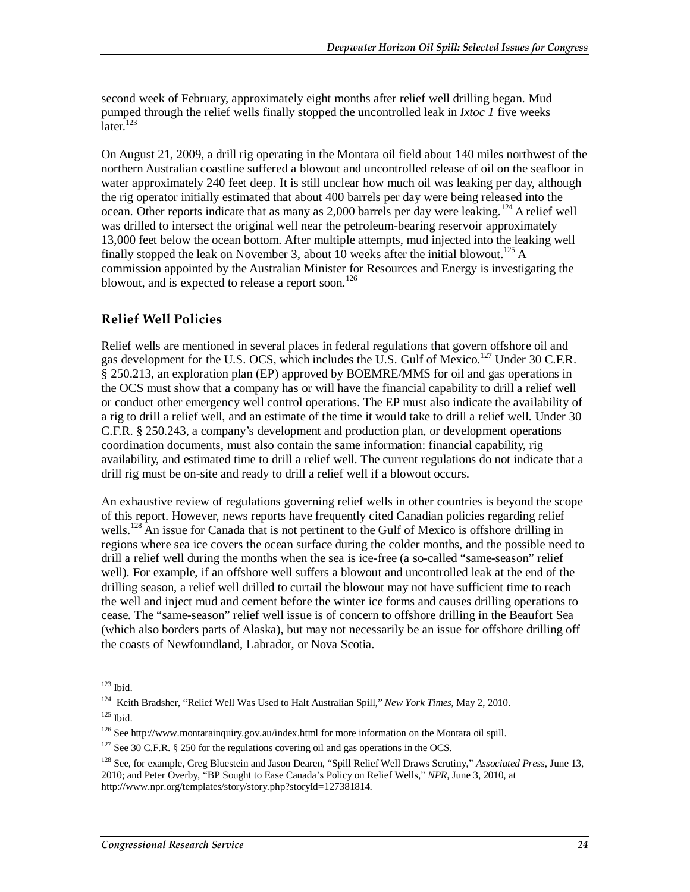second week of February, approximately eight months after relief well drilling began. Mud pumped through the relief wells finally stopped the uncontrolled leak in *Ixtoc 1* five weeks later.[123]

On August 21, 2009, a drill rig operating in the Montara oil field about 140 miles northwest of the northern Australian coastline suffered a blowout and uncontrolled release of oil on the seafloor in water approximately 240 feet deep. It is still unclear how much oil was leaking per day, although the rig operator initially estimated that about 400 barrels per day were being released into the ocean. Other reports indicate that as many as 2,000 barrels per day were leaking.[124] A relief well was drilled to intersect the original well near the petroleum-bearing reservoir approximately 13,000 feet below the ocean bottom. After multiple attempts, mud injected into the leaking well finally stopped the leak on November 3, about 10 weeks after the initial blowout.[125] A commission appointed by the Australian Minister for Resources and Energy is investigating the blowout, and is expected to release a report soon.[126]

## Relief Well Policies

Relief wells are mentioned in several places in federal regulations that govern offshore oil and gas development for the U.S. OCS, which includes the U.S. Gulf of Mexico.[127] Under 30 C.F.R. § 250.213, an exploration plan (EP) approved by BOEMRE/MMS for oil and gas operations in the OCS must show that a company has or will have the financial capability to drill a relief well or conduct other emergency well control operations. The EP must also indicate the availability of a rig to drill a relief well, and an estimate of the time it would take to drill a relief well. Under 30 C.F.R. § 250.243, a company's development and production plan, or development operations coordination documents, must also contain the same information: financial capability, rig availability, and estimated time to drill a relief well. The current regulations do not indicate that a drill rig must be on-site and ready to drill a relief well if a blowout occurs.

An exhaustive review of regulations governing relief wells in other countries is beyond the scope of this report. However, news reports have frequently cited Canadian policies regarding relief wells.[128] An issue for Canada that is not pertinent to the Gulf of Mexico is offshore drilling in regions where sea ice covers the ocean surface during the colder months, and the possible need to drill a relief well during the months when the sea is ice-free (a so-called "same-season" relief well). For example, if an offshore well suffers a blowout and uncontrolled leak at the end of the drilling season, a relief well drilled to curtail the blowout may not have sufficient time to reach the well and inject mud and cement before the winter ice forms and causes drilling operations to cease. The "same-season" relief well issue is of concern to offshore drilling in the Beaufort Sea (which also borders parts of Alaska), but may not necessarily be an issue for offshore drilling off the coasts of Newfoundland, Labrador, or Nova Scotia.

---

[123] Ibid.

[124] Keith Bradsher, "Relief Well Was Used to Halt Australian Spill," *New York Times*, May 2, 2010.

[125] Ibid.

[126] See http://www.montarainquiry.gov.au/index.html for more information on the Montara oil spill.

[127] See 30 C.F.R. § 250 for the regulations covering oil and gas operations in the OCS.

[128] See, for example, Greg Bluestein and Jason Dearen, "Spill Relief Well Draws Scrutiny," *Associated Press*, June 13, 2010; and Peter Overby, "BP Sought to Ease Canada's Policy on Relief Wells," *NPR*, June 3, 2010, at http://www.npr.org/templates/story/story.php?storyId=127381814.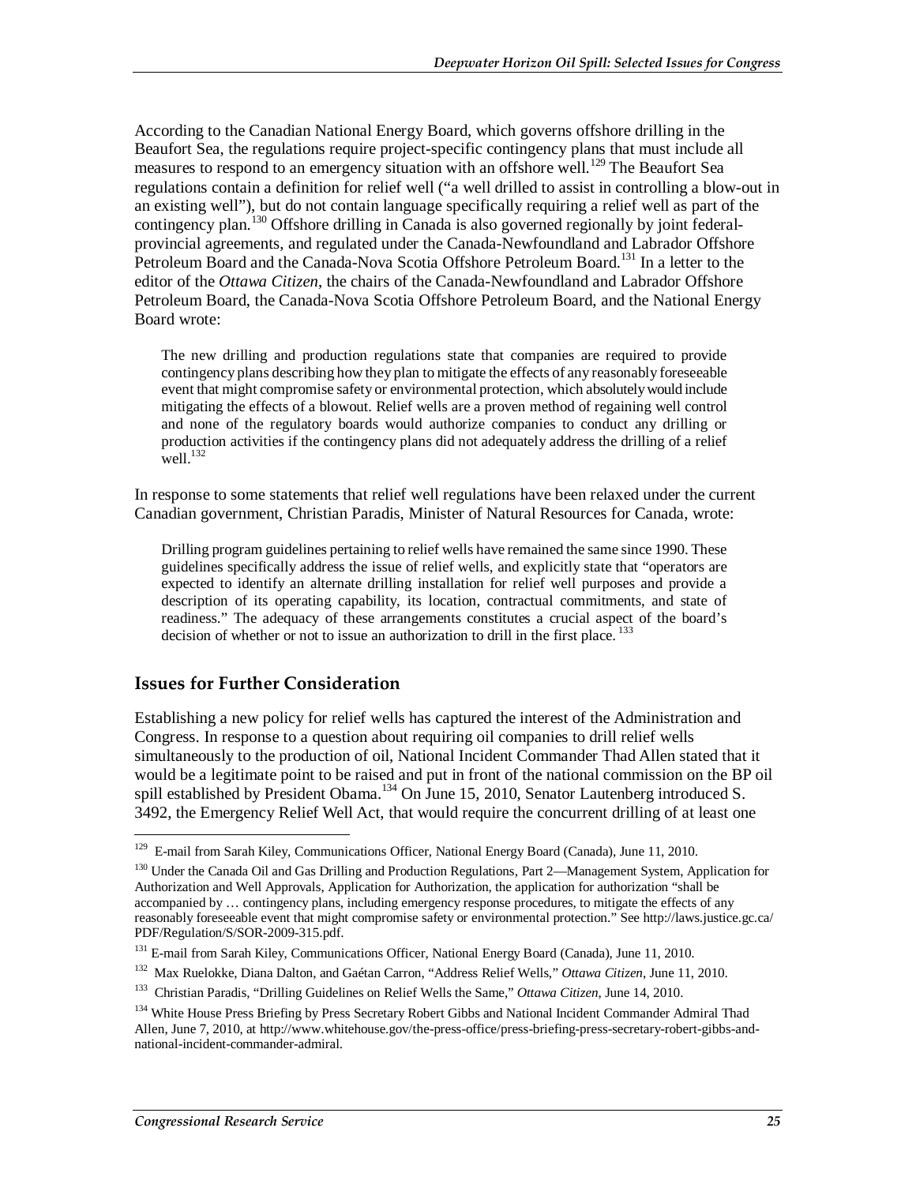According to the Canadian National Energy Board, which governs offshore drilling in the Beaufort Sea, the regulations require project-specific contingency plans that must include all measures to respond to an emergency situation with an offshore well.[129] The Beaufort Sea regulations contain a definition for relief well ("a well drilled to assist in controlling a blow-out in an existing well"), but do not contain language specifically requiring a relief well as part of the contingency plan.[130] Offshore drilling in Canada is also governed regionally by joint federal-provincial agreements, and regulated under the Canada-Newfoundland and Labrador Offshore Petroleum Board and the Canada-Nova Scotia Offshore Petroleum Board.[131] In a letter to the editor of the *Ottawa Citizen*, the chairs of the Canada-Newfoundland and Labrador Offshore Petroleum Board, the Canada-Nova Scotia Offshore Petroleum Board, and the National Energy Board wrote:

> The new drilling and production regulations state that companies are required to provide contingency plans describing how they plan to mitigate the effects of any reasonably foreseeable event that might compromise safety or environmental protection, which absolutely would include mitigating the effects of a blowout. Relief wells are a proven method of regaining well control and none of the regulatory boards would authorize companies to conduct any drilling or production activities if the contingency plans did not adequately address the drilling of a relief well.[132]

In response to some statements that relief well regulations have been relaxed under the current Canadian government, Christian Paradis, Minister of Natural Resources for Canada, wrote:

> Drilling program guidelines pertaining to relief wells have remained the same since 1990. These guidelines specifically address the issue of relief wells, and explicitly state that "operators are expected to identify an alternate drilling installation for relief well purposes and provide a description of its operating capability, its location, contractual commitments, and state of readiness." The adequacy of these arrangements constitutes a crucial aspect of the board's decision of whether or not to issue an authorization to drill in the first place.[133]

## Issues for Further Consideration

Establishing a new policy for relief wells has captured the interest of the Administration and Congress. In response to a question about requiring oil companies to drill relief wells simultaneously to the production of oil, National Incident Commander Thad Allen stated that it would be a legitimate point to be raised and put in front of the national commission on the BP oil spill established by President Obama.[134] On June 15, 2010, Senator Lautenberg introduced S. 3492, the Emergency Relief Well Act, that would require the concurrent drilling of at least one

---

[129] E-mail from Sarah Kiley, Communications Officer, National Energy Board (Canada), June 11, 2010.

[130] Under the Canada Oil and Gas Drilling and Production Regulations, Part 2—Management System, Application for Authorization and Well Approvals, Application for Authorization, the application for authorization "shall be accompanied by … contingency plans, including emergency response procedures, to mitigate the effects of any reasonably foreseeable event that might compromise safety or environmental protection." See http://laws.justice.gc.ca/PDF/Regulation/S/SOR-2009-315.pdf.

[131] E-mail from Sarah Kiley, Communications Officer, National Energy Board (Canada), June 11, 2010.

[132] Max Ruelokke, Diana Dalton, and Gaétan Carron, "Address Relief Wells," *Ottawa Citizen*, June 11, 2010.

[133] Christian Paradis, "Drilling Guidelines on Relief Wells the Same," *Ottawa Citizen*, June 14, 2010.

[134] White House Press Briefing by Press Secretary Robert Gibbs and National Incident Commander Admiral Thad Allen, June 7, 2010, at http://www.whitehouse.gov/the-press-office/press-briefing-press-secretary-robert-gibbs-and-national-incident-commander-admiral.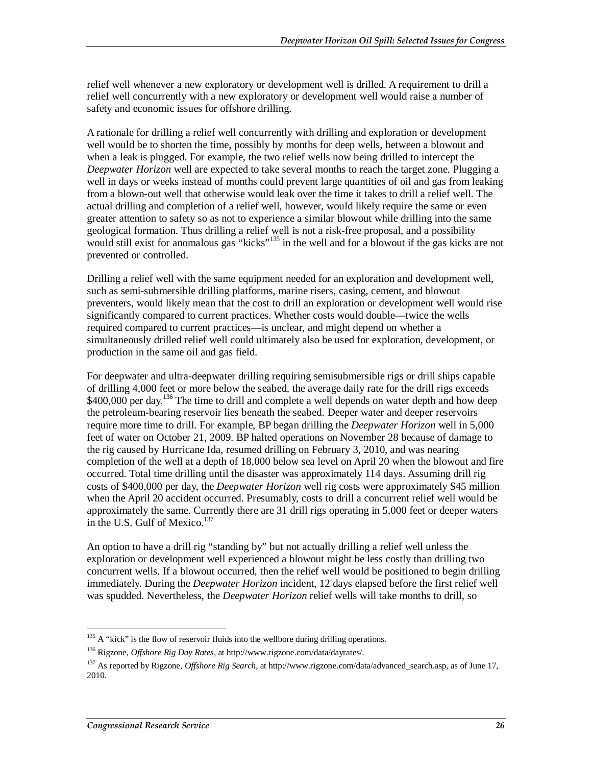relief well whenever a new exploratory or development well is drilled. A requirement to drill a relief well concurrently with a new exploratory or development well would raise a number of safety and economic issues for offshore drilling.

A rationale for drilling a relief well concurrently with drilling and exploration or development well would be to shorten the time, possibly by months for deep wells, between a blowout and when a leak is plugged. For example, the two relief wells now being drilled to intercept the *Deepwater Horizon* well are expected to take several months to reach the target zone. Plugging a well in days or weeks instead of months could prevent large quantities of oil and gas from leaking from a blown-out well that otherwise would leak over the time it takes to drill a relief well. The actual drilling and completion of a relief well, however, would likely require the same or even greater attention to safety so as not to experience a similar blowout while drilling into the same geological formation. Thus drilling a relief well is not a risk-free proposal, and a possibility would still exist for anomalous gas "kicks"[135] in the well and for a blowout if the gas kicks are not prevented or controlled.

Drilling a relief well with the same equipment needed for an exploration and development well, such as semi-submersible drilling platforms, marine risers, casing, cement, and blowout preventers, would likely mean that the cost to drill an exploration or development well would rise significantly compared to current practices. Whether costs would double—twice the wells required compared to current practices—is unclear, and might depend on whether a simultaneously drilled relief well could ultimately also be used for exploration, development, or production in the same oil and gas field.

For deepwater and ultra-deepwater drilling requiring semisubmersible rigs or drill ships capable of drilling 4,000 feet or more below the seabed, the average daily rate for the drill rigs exceeds $400,000 per day.[136] The time to drill and complete a well depends on water depth and how deep the petroleum-bearing reservoir lies beneath the seabed. Deeper water and deeper reservoirs require more time to drill. For example, BP began drilling the *Deepwater Horizon* well in 5,000 feet of water on October 21, 2009. BP halted operations on November 28 because of damage to the rig caused by Hurricane Ida, resumed drilling on February 3, 2010, and was nearing completion of the well at a depth of 18,000 below sea level on April 20 when the blowout and fire occurred. Total time drilling until the disaster was approximately 114 days. Assuming drill rig costs of $400,000 per day, the *Deepwater Horizon* well rig costs were approximately $45 million when the April 20 accident occurred. Presumably, costs to drill a concurrent relief well would be approximately the same. Currently there are 31 drill rigs operating in 5,000 feet or deeper waters in the U.S. Gulf of Mexico.[137]

An option to have a drill rig "standing by" but not actually drilling a relief well unless the exploration or development well experienced a blowout might be less costly than drilling two concurrent wells. If a blowout occurred, then the relief well would be positioned to begin drilling immediately. During the *Deepwater Horizon* incident, 12 days elapsed before the first relief well was spudded. Nevertheless, the *Deepwater Horizon* relief wells will take months to drill, so

---

[135] A "kick" is the flow of reservoir fluids into the wellbore during drilling operations.

[136] Rigzone, *Offshore Rig Day Rates*, at http://www.rigzone.com/data/dayrates/.

[137] As reported by Rigzone, *Offshore Rig Search*, at http://www.rigzone.com/data/advanced_search.asp, as of June 17, 2010.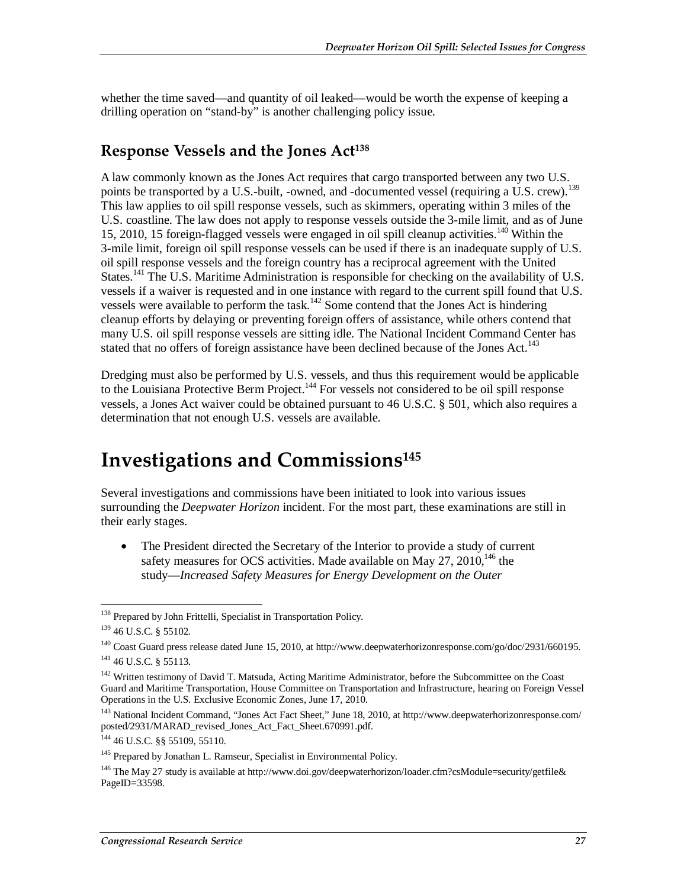whether the time saved—and quantity of oil leaked—would be worth the expense of keeping a drilling operation on "stand-by" is another challenging policy issue.

### Response Vessels and the Jones Act[138]

A law commonly known as the Jones Act requires that cargo transported between any two U.S. points be transported by a U.S.-built, -owned, and -documented vessel (requiring a U.S. crew).[139] This law applies to oil spill response vessels, such as skimmers, operating within 3 miles of the U.S. coastline. The law does not apply to response vessels outside the 3-mile limit, and as of June 15, 2010, 15 foreign-flagged vessels were engaged in oil spill cleanup activities.[140] Within the 3-mile limit, foreign oil spill response vessels can be used if there is an inadequate supply of U.S. oil spill response vessels and the foreign country has a reciprocal agreement with the United States.[141] The U.S. Maritime Administration is responsible for checking on the availability of U.S. vessels if a waiver is requested and in one instance with regard to the current spill found that U.S. vessels were available to perform the task.[142] Some contend that the Jones Act is hindering cleanup efforts by delaying or preventing foreign offers of assistance, while others contend that many U.S. oil spill response vessels are sitting idle. The National Incident Command Center has stated that no offers of foreign assistance have been declined because of the Jones Act.[143]

Dredging must also be performed by U.S. vessels, and thus this requirement would be applicable to the Louisiana Protective Berm Project.[144] For vessels not considered to be oil spill response vessels, a Jones Act waiver could be obtained pursuant to 46 U.S.C. § 501, which also requires a determination that not enough U.S. vessels are available.

## Investigations and Commissions[145]

Several investigations and commissions have been initiated to look into various issues surrounding the *Deepwater Horizon* incident. For the most part, these examinations are still in their early stages.

- The President directed the Secretary of the Interior to provide a study of current safety measures for OCS activities. Made available on May 27, 2010,[146] the study—*Increased Safety Measures for Energy Development on the Outer*

---

[138] Prepared by John Frittelli, Specialist in Transportation Policy.

[139] 46 U.S.C. § 55102.

[140] Coast Guard press release dated June 15, 2010, at http://www.deepwaterhorizonresponse.com/go/doc/2931/660195.

[141] 46 U.S.C. § 55113.

[142] Written testimony of David T. Matsuda, Acting Maritime Administrator, before the Subcommittee on the Coast Guard and Maritime Transportation, House Committee on Transportation and Infrastructure, hearing on Foreign Vessel Operations in the U.S. Exclusive Economic Zones, June 17, 2010.

[143] National Incident Command, "Jones Act Fact Sheet," June 18, 2010, at http://www.deepwaterhorizonresponse.com/posted/2931/MARAD_revised_Jones_Act_Fact_Sheet.670991.pdf.

[144] 46 U.S.C. §§ 55109, 55110.

[145] Prepared by Jonathan L. Ramseur, Specialist in Environmental Policy.

[146] The May 27 study is available at http://www.doi.gov/deepwaterhorizon/loader.cfm?csModule=security/getfile&PageID=33598.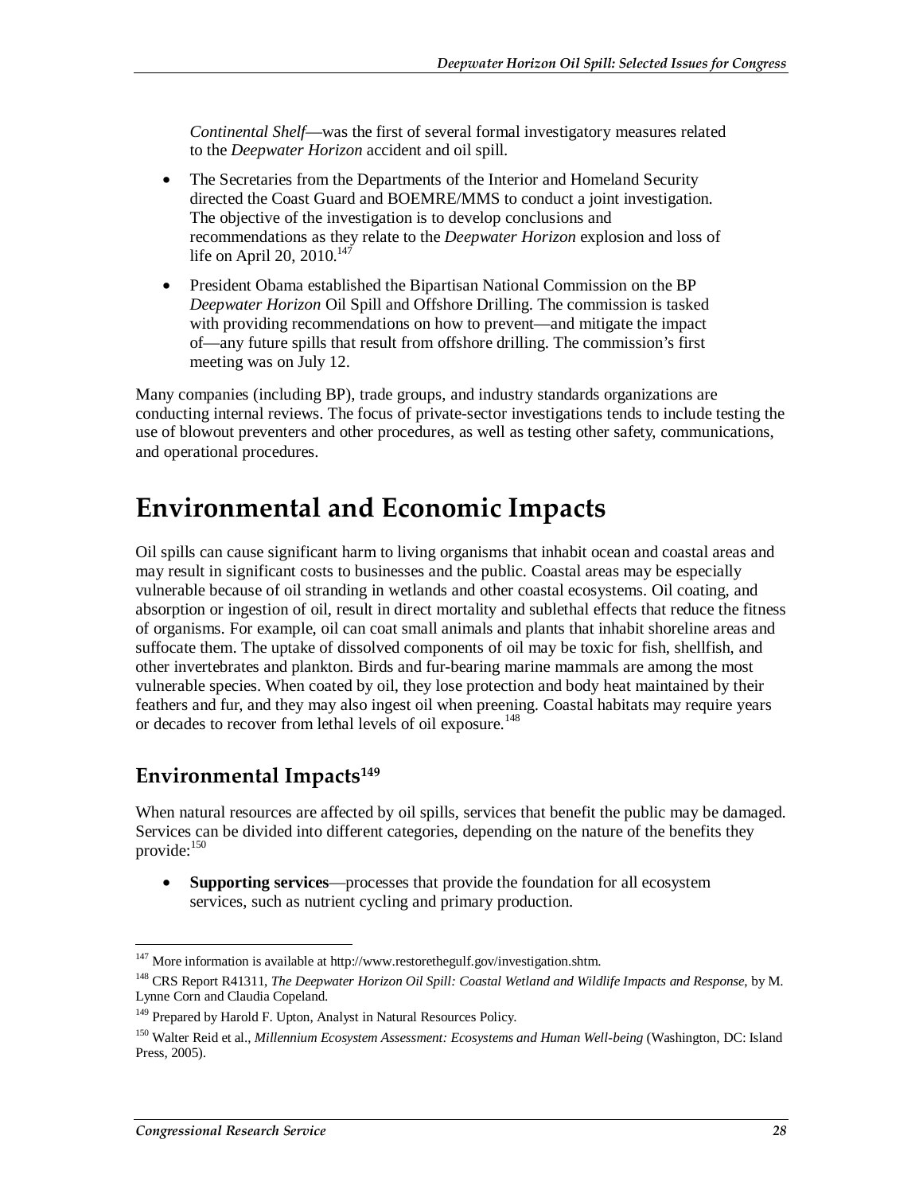*Continental Shelf*—was the first of several formal investigatory measures related to the *Deepwater Horizon* accident and oil spill.

- The Secretaries from the Departments of the Interior and Homeland Security directed the Coast Guard and BOEMRE/MMS to conduct a joint investigation. The objective of the investigation is to develop conclusions and recommendations as they relate to the *Deepwater Horizon* explosion and loss of life on April 20, 2010.[147]
- President Obama established the Bipartisan National Commission on the BP *Deepwater Horizon* Oil Spill and Offshore Drilling. The commission is tasked with providing recommendations on how to prevent—and mitigate the impact of—any future spills that result from offshore drilling. The commission's first meeting was on July 12.

Many companies (including BP), trade groups, and industry standards organizations are conducting internal reviews. The focus of private-sector investigations tends to include testing the use of blowout preventers and other procedures, as well as testing other safety, communications, and operational procedures.

# Environmental and Economic Impacts

Oil spills can cause significant harm to living organisms that inhabit ocean and coastal areas and may result in significant costs to businesses and the public. Coastal areas may be especially vulnerable because of oil stranding in wetlands and other coastal ecosystems. Oil coating, and absorption or ingestion of oil, result in direct mortality and sublethal effects that reduce the fitness of organisms. For example, oil can coat small animals and plants that inhabit shoreline areas and suffocate them. The uptake of dissolved components of oil may be toxic for fish, shellfish, and other invertebrates and plankton. Birds and fur-bearing marine mammals are among the most vulnerable species. When coated by oil, they lose protection and body heat maintained by their feathers and fur, and they may also ingest oil when preening. Coastal habitats may require years or decades to recover from lethal levels of oil exposure.[148]

## Environmental Impacts[149]

When natural resources are affected by oil spills, services that benefit the public may be damaged. Services can be divided into different categories, depending on the nature of the benefits they provide:[150]

- **Supporting services**—processes that provide the foundation for all ecosystem services, such as nutrient cycling and primary production.

---

[147] More information is available at http://www.restorethegulf.gov/investigation.shtm.

[148] CRS Report R41311, *The Deepwater Horizon Oil Spill: Coastal Wetland and Wildlife Impacts and Response*, by M. Lynne Corn and Claudia Copeland.

[149] Prepared by Harold F. Upton, Analyst in Natural Resources Policy.

[150] Walter Reid et al., *Millennium Ecosystem Assessment: Ecosystems and Human Well-being* (Washington, DC: Island Press, 2005).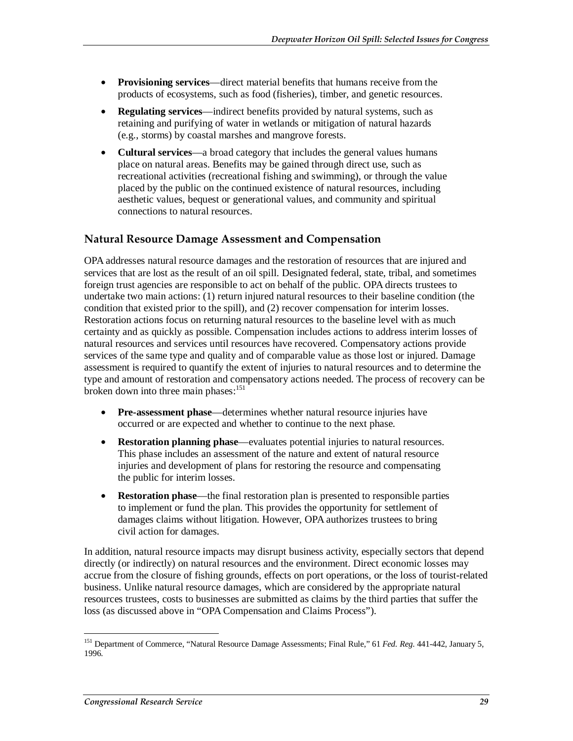- **Provisioning services**—direct material benefits that humans receive from the products of ecosystems, such as food (fisheries), timber, and genetic resources.
- **Regulating services**—indirect benefits provided by natural systems, such as retaining and purifying of water in wetlands or mitigation of natural hazards (e.g., storms) by coastal marshes and mangrove forests.
- **Cultural services**—a broad category that includes the general values humans place on natural areas. Benefits may be gained through direct use, such as recreational activities (recreational fishing and swimming), or through the value placed by the public on the continued existence of natural resources, including aesthetic values, bequest or generational values, and community and spiritual connections to natural resources.

## Natural Resource Damage Assessment and Compensation

OPA addresses natural resource damages and the restoration of resources that are injured and services that are lost as the result of an oil spill. Designated federal, state, tribal, and sometimes foreign trust agencies are responsible to act on behalf of the public. OPA directs trustees to undertake two main actions: (1) return injured natural resources to their baseline condition (the condition that existed prior to the spill), and (2) recover compensation for interim losses. Restoration actions focus on returning natural resources to the baseline level with as much certainty and as quickly as possible. Compensation includes actions to address interim losses of natural resources and services until resources have recovered. Compensatory actions provide services of the same type and quality and of comparable value as those lost or injured. Damage assessment is required to quantify the extent of injuries to natural resources and to determine the type and amount of restoration and compensatory actions needed. The process of recovery can be broken down into three main phases:[151]

- **Pre-assessment phase**—determines whether natural resource injuries have occurred or are expected and whether to continue to the next phase.
- **Restoration planning phase**—evaluates potential injuries to natural resources. This phase includes an assessment of the nature and extent of natural resource injuries and development of plans for restoring the resource and compensating the public for interim losses.
- **Restoration phase**—the final restoration plan is presented to responsible parties to implement or fund the plan. This provides the opportunity for settlement of damages claims without litigation. However, OPA authorizes trustees to bring civil action for damages.

In addition, natural resource impacts may disrupt business activity, especially sectors that depend directly (or indirectly) on natural resources and the environment. Direct economic losses may accrue from the closure of fishing grounds, effects on port operations, or the loss of tourist-related business. Unlike natural resource damages, which are considered by the appropriate natural resources trustees, costs to businesses are submitted as claims by the third parties that suffer the loss (as discussed above in "OPA Compensation and Claims Process").

---

[151] Department of Commerce, "Natural Resource Damage Assessments; Final Rule," 61 *Fed. Reg.* 441-442, January 5, 1996.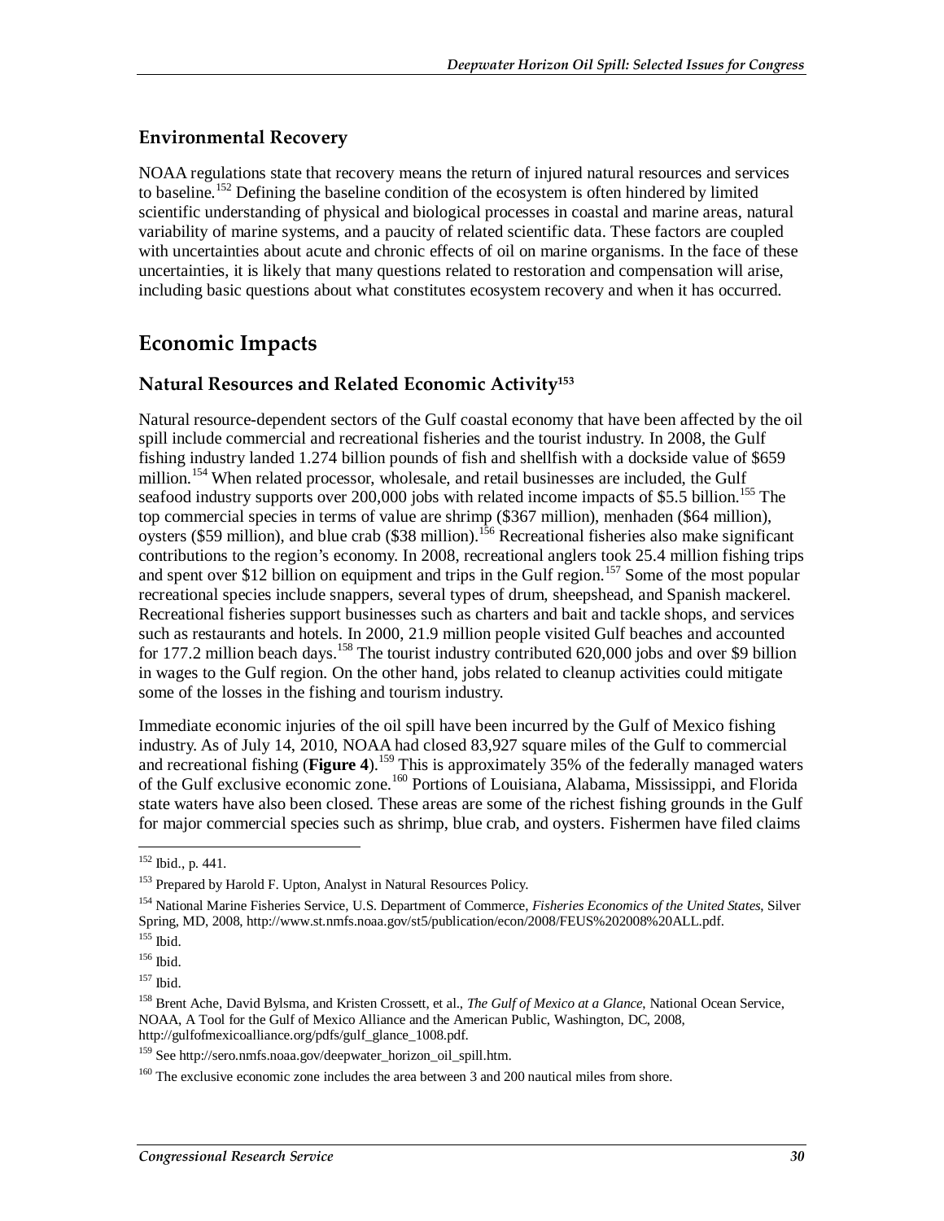### Environmental Recovery

NOAA regulations state that recovery means the return of injured natural resources and services to baseline.[152] Defining the baseline condition of the ecosystem is often hindered by limited scientific understanding of physical and biological processes in coastal and marine areas, natural variability of marine systems, and a paucity of related scientific data. These factors are coupled with uncertainties about acute and chronic effects of oil on marine organisms. In the face of these uncertainties, it is likely that many questions related to restoration and compensation will arise, including basic questions about what constitutes ecosystem recovery and when it has occurred.

## Economic Impacts

### Natural Resources and Related Economic Activity[153]

Natural resource-dependent sectors of the Gulf coastal economy that have been affected by the oil spill include commercial and recreational fisheries and the tourist industry. In 2008, the Gulf fishing industry landed 1.274 billion pounds of fish and shellfish with a dockside value of $659 million.[154] When related processor, wholesale, and retail businesses are included, the Gulf seafood industry supports over 200,000 jobs with related income impacts of $5.5 billion.[155] The top commercial species in terms of value are shrimp ($367 million), menhaden ($64 million), oysters ($59 million), and blue crab ($38 million).[156] Recreational fisheries also make significant contributions to the region's economy. In 2008, recreational anglers took 25.4 million fishing trips and spent over $12 billion on equipment and trips in the Gulf region.[157] Some of the most popular recreational species include snappers, several types of drum, sheepshead, and Spanish mackerel. Recreational fisheries support businesses such as charters and bait and tackle shops, and services such as restaurants and hotels. In 2000, 21.9 million people visited Gulf beaches and accounted for 177.2 million beach days.[158] The tourist industry contributed 620,000 jobs and over $9 billion in wages to the Gulf region. On the other hand, jobs related to cleanup activities could mitigate some of the losses in the fishing and tourism industry.

Immediate economic injuries of the oil spill have been incurred by the Gulf of Mexico fishing industry. As of July 14, 2010, NOAA had closed 83,927 square miles of the Gulf to commercial and recreational fishing (**Figure 4**).[159] This is approximately 35% of the federally managed waters of the Gulf exclusive economic zone.[160] Portions of Louisiana, Alabama, Mississippi, and Florida state waters have also been closed. These areas are some of the richest fishing grounds in the Gulf for major commercial species such as shrimp, blue crab, and oysters. Fishermen have filed claims

---

[152] Ibid., p. 441.

[153] Prepared by Harold F. Upton, Analyst in Natural Resources Policy.

[154] National Marine Fisheries Service, U.S. Department of Commerce, *Fisheries Economics of the United States*, Silver Spring, MD, 2008, http://www.st.nmfs.noaa.gov/st5/publication/econ/2008/FEUS%202008%20ALL.pdf.

[155] Ibid.

[156] Ibid.

[157] Ibid.

[158] Brent Ache, David Bylsma, and Kristen Crossett, et al., *The Gulf of Mexico at a Glance*, National Ocean Service, NOAA, A Tool for the Gulf of Mexico Alliance and the American Public, Washington, DC, 2008, http://gulfofmexicoalliance.org/pdfs/gulf_glance_1008.pdf.

[159] See http://sero.nmfs.noaa.gov/deepwater_horizon_oil_spill.htm.

[160] The exclusive economic zone includes the area between 3 and 200 nautical miles from shore.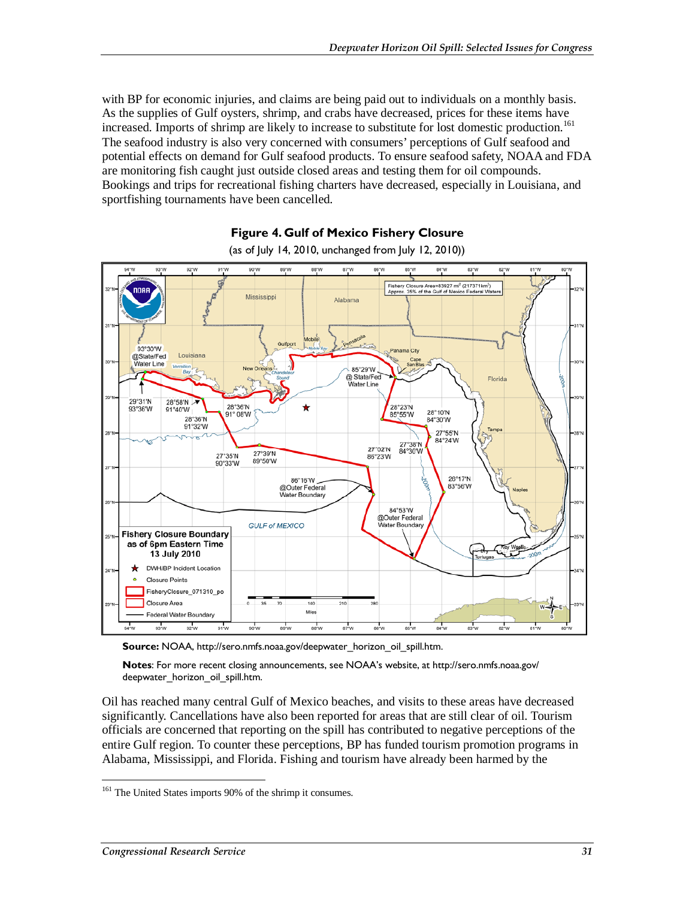with BP for economic injuries, and claims are being paid out to individuals on a monthly basis. As the supplies of Gulf oysters, shrimp, and crabs have decreased, prices for these items have increased. Imports of shrimp are likely to increase to substitute for lost domestic production.[161] The seafood industry is also very concerned with consumers' perceptions of Gulf seafood and potential effects on demand for Gulf seafood products. To ensure seafood safety, NOAA and FDA are monitoring fish caught just outside closed areas and testing them for oil compounds. Bookings and trips for recreational fishing charters have decreased, especially in Louisiana, and sportfishing tournaments have been cancelled.

**Figure 4. Gulf of Mexico Fishery Closure**

(as of July 14, 2010, unchanged from July 12, 2010))

**Source:** NOAA, http://sero.nmfs.noaa.gov/deepwater_horizon_oil_spill.htm.

**Notes**: For more recent closing announcements, see NOAA's website, at http://sero.nmfs.noaa.gov/deepwater_horizon_oil_spill.htm.

Oil has reached many central Gulf of Mexico beaches, and visits to these areas have decreased significantly. Cancellations have also been reported for areas that are still clear of oil. Tourism officials are concerned that reporting on the spill has contributed to negative perceptions of the entire Gulf region. To counter these perceptions, BP has funded tourism promotion programs in Alabama, Mississippi, and Florida. Fishing and tourism have already been harmed by the

---

[161] The United States imports 90% of the shrimp it consumes.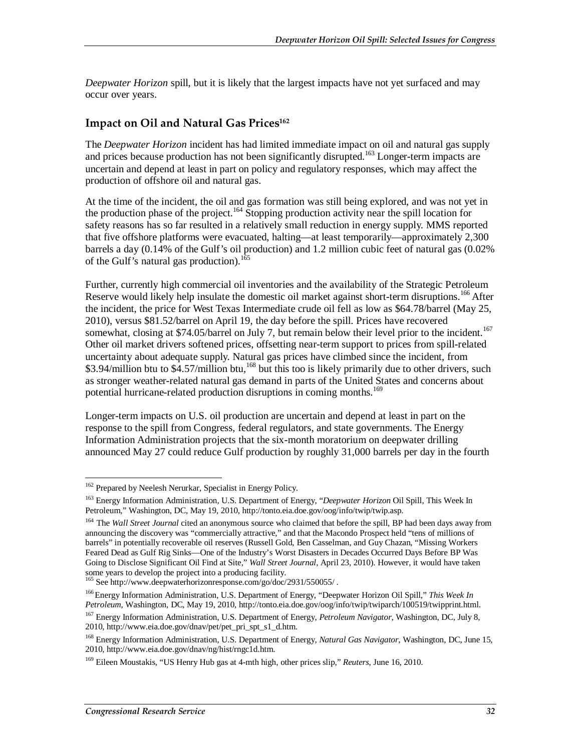*Deepwater Horizon* spill, but it is likely that the largest impacts have not yet surfaced and may occur over years.

## Impact on Oil and Natural Gas Prices[162]

The *Deepwater Horizon* incident has had limited immediate impact on oil and natural gas supply and prices because production has not been significantly disrupted.[163] Longer-term impacts are uncertain and depend at least in part on policy and regulatory responses, which may affect the production of offshore oil and natural gas.

At the time of the incident, the oil and gas formation was still being explored, and was not yet in the production phase of the project.[164] Stopping production activity near the spill location for safety reasons has so far resulted in a relatively small reduction in energy supply. MMS reported that five offshore platforms were evacuated, halting—at least temporarily—approximately 2,300 barrels a day (0.14% of the Gulf's oil production) and 1.2 million cubic feet of natural gas (0.02% of the Gulf's natural gas production).[165]

Further, currently high commercial oil inventories and the availability of the Strategic Petroleum Reserve would likely help insulate the domestic oil market against short-term disruptions.[166] After the incident, the price for West Texas Intermediate crude oil fell as low as $64.78/barrel (May 25, 2010), versus $81.52/barrel on April 19, the day before the spill. Prices have recovered somewhat, closing at $74.05/barrel on July 7, but remain below their level prior to the incident.[167] Other oil market drivers softened prices, offsetting near-term support to prices from spill-related uncertainty about adequate supply. Natural gas prices have climbed since the incident, from $3.94/million btu to $4.57/million btu,[168] but this too is likely primarily due to other drivers, such as stronger weather-related natural gas demand in parts of the United States and concerns about potential hurricane-related production disruptions in coming months.[169]

Longer-term impacts on U.S. oil production are uncertain and depend at least in part on the response to the spill from Congress, federal regulators, and state governments. The Energy Information Administration projects that the six-month moratorium on deepwater drilling announced May 27 could reduce Gulf production by roughly 31,000 barrels per day in the fourth

---

[162] Prepared by Neelesh Nerurkar, Specialist in Energy Policy.

[163] Energy Information Administration, U.S. Department of Energy, "*Deepwater Horizon* Oil Spill, This Week In Petroleum," Washington, DC, May 19, 2010, http://tonto.eia.doe.gov/oog/info/twip/twip.asp.

[164] The *Wall Street Journal* cited an anonymous source who claimed that before the spill, BP had been days away from announcing the discovery was "commercially attractive," and that the Macondo Prospect held "tens of millions of barrels" in potentially recoverable oil reserves (Russell Gold, Ben Casselman, and Guy Chazan, "Missing Workers Feared Dead as Gulf Rig Sinks—One of the Industry's Worst Disasters in Decades Occurred Days Before BP Was Going to Disclose Significant Oil Find at Site," *Wall Street Journal*, April 23, 2010). However, it would have taken some years to develop the project into a producing facility.

[165] See http://www.deepwaterhorizonresponse.com/go/doc/2931/550055/ .

[166] Energy Information Administration, U.S. Department of Energy, "Deepwater Horizon Oil Spill," *This Week In Petroleum*, Washington, DC, May 19, 2010, http://tonto.eia.doe.gov/oog/info/twip/twiparch/100519/twipprint.html.

[167] Energy Information Administration, U.S. Department of Energy, *Petroleum Navigator*, Washington, DC, July 8, 2010, http://www.eia.doe.gov/dnav/pet/pet_pri_spt_s1_d.htm.

[168] Energy Information Administration, U.S. Department of Energy, *Natural Gas Navigator*, Washington, DC, June 15, 2010, http://www.eia.doe.gov/dnav/ng/hist/rngc1d.htm.

[169] Eileen Moustakis, "US Henry Hub gas at 4-mth high, other prices slip," *Reuters*, June 16, 2010.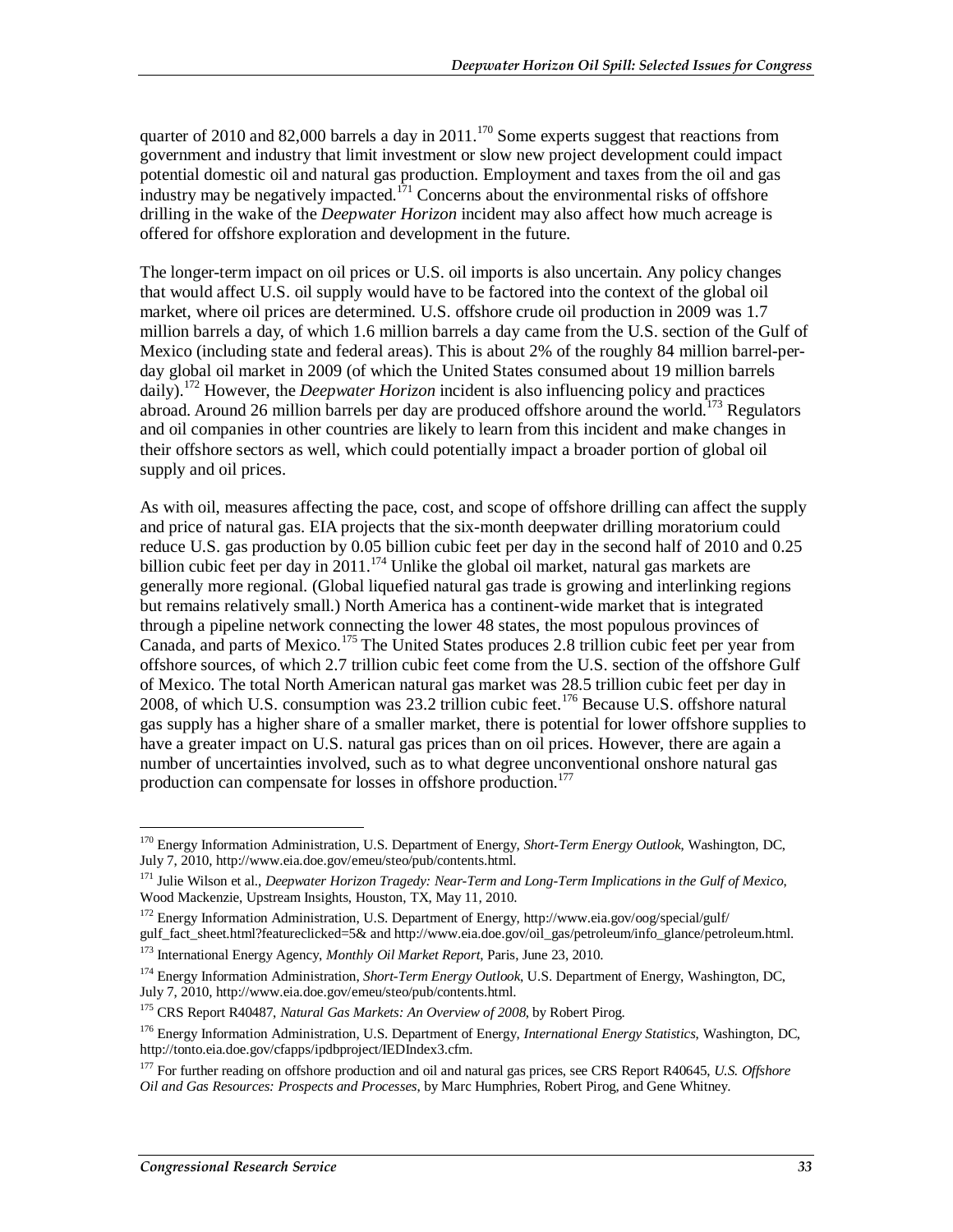quarter of 2010 and 82,000 barrels a day in 2011.[170] Some experts suggest that reactions from government and industry that limit investment or slow new project development could impact potential domestic oil and natural gas production. Employment and taxes from the oil and gas industry may be negatively impacted.[171] Concerns about the environmental risks of offshore drilling in the wake of the *Deepwater Horizon* incident may also affect how much acreage is offered for offshore exploration and development in the future.

The longer-term impact on oil prices or U.S. oil imports is also uncertain. Any policy changes that would affect U.S. oil supply would have to be factored into the context of the global oil market, where oil prices are determined. U.S. offshore crude oil production in 2009 was 1.7 million barrels a day, of which 1.6 million barrels a day came from the U.S. section of the Gulf of Mexico (including state and federal areas). This is about 2% of the roughly 84 million barrel-per-day global oil market in 2009 (of which the United States consumed about 19 million barrels daily).[172] However, the *Deepwater Horizon* incident is also influencing policy and practices abroad. Around 26 million barrels per day are produced offshore around the world.[173] Regulators and oil companies in other countries are likely to learn from this incident and make changes in their offshore sectors as well, which could potentially impact a broader portion of global oil supply and oil prices.

As with oil, measures affecting the pace, cost, and scope of offshore drilling can affect the supply and price of natural gas. EIA projects that the six-month deepwater drilling moratorium could reduce U.S. gas production by 0.05 billion cubic feet per day in the second half of 2010 and 0.25 billion cubic feet per day in 2011.[174] Unlike the global oil market, natural gas markets are generally more regional. (Global liquefied natural gas trade is growing and interlinking regions but remains relatively small.) North America has a continent-wide market that is integrated through a pipeline network connecting the lower 48 states, the most populous provinces of Canada, and parts of Mexico.[175] The United States produces 2.8 trillion cubic feet per year from offshore sources, of which 2.7 trillion cubic feet come from the U.S. section of the offshore Gulf of Mexico. The total North American natural gas market was 28.5 trillion cubic feet per day in 2008, of which U.S. consumption was 23.2 trillion cubic feet.[176] Because U.S. offshore natural gas supply has a higher share of a smaller market, there is potential for lower offshore supplies to have a greater impact on U.S. natural gas prices than on oil prices. However, there are again a number of uncertainties involved, such as to what degree unconventional onshore natural gas production can compensate for losses in offshore production.[177]

---

[170] Energy Information Administration, U.S. Department of Energy, *Short-Term Energy Outlook*, Washington, DC, July 7, 2010, http://www.eia.doe.gov/emeu/steo/pub/contents.html.

[171] Julie Wilson et al., *Deepwater Horizon Tragedy: Near-Term and Long-Term Implications in the Gulf of Mexico*, Wood Mackenzie, Upstream Insights, Houston, TX, May 11, 2010.

[172] Energy Information Administration, U.S. Department of Energy, http://www.eia.gov/oog/special/gulf/gulf_fact_sheet.html?featureclicked=5& and http://www.eia.doe.gov/oil_gas/petroleum/info_glance/petroleum.html.

[173] International Energy Agency, *Monthly Oil Market Report*, Paris, June 23, 2010.

[174] Energy Information Administration, *Short-Term Energy Outlook*, U.S. Department of Energy, Washington, DC, July 7, 2010, http://www.eia.doe.gov/emeu/steo/pub/contents.html.

[175] CRS Report R40487, *Natural Gas Markets: An Overview of 2008*, by Robert Pirog.

[176] Energy Information Administration, U.S. Department of Energy, *International Energy Statistics*, Washington, DC, http://tonto.eia.doe.gov/cfapps/ipdbproject/IEDIndex3.cfm.

[177] For further reading on offshore production and oil and natural gas prices, see CRS Report R40645, *U.S. Offshore Oil and Gas Resources: Prospects and Processes*, by Marc Humphries, Robert Pirog, and Gene Whitney.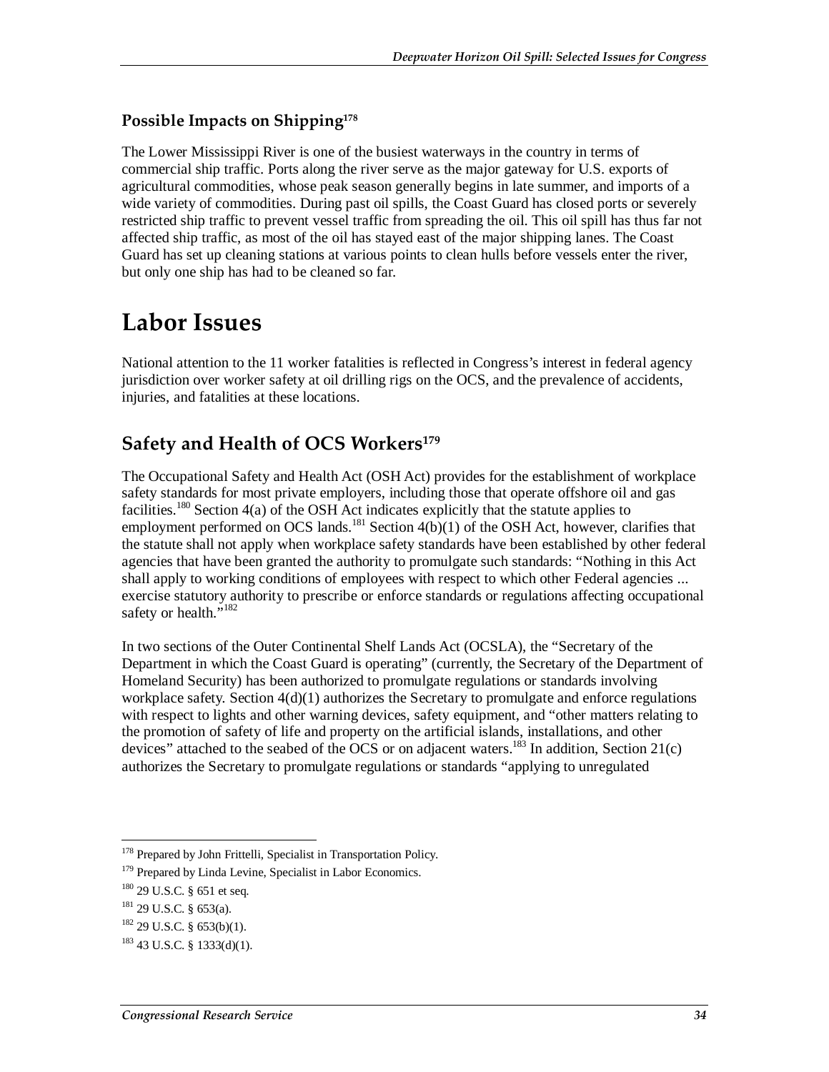### Possible Impacts on Shipping[178]

The Lower Mississippi River is one of the busiest waterways in the country in terms of commercial ship traffic. Ports along the river serve as the major gateway for U.S. exports of agricultural commodities, whose peak season generally begins in late summer, and imports of a wide variety of commodities. During past oil spills, the Coast Guard has closed ports or severely restricted ship traffic to prevent vessel traffic from spreading the oil. This oil spill has thus far not affected ship traffic, as most of the oil has stayed east of the major shipping lanes. The Coast Guard has set up cleaning stations at various points to clean hulls before vessels enter the river, but only one ship has had to be cleaned so far.

# Labor Issues

National attention to the 11 worker fatalities is reflected in Congress's interest in federal agency jurisdiction over worker safety at oil drilling rigs on the OCS, and the prevalence of accidents, injuries, and fatalities at these locations.

## Safety and Health of OCS Workers[179]

The Occupational Safety and Health Act (OSH Act) provides for the establishment of workplace safety standards for most private employers, including those that operate offshore oil and gas facilities.[180] Section 4(a) of the OSH Act indicates explicitly that the statute applies to employment performed on OCS lands.[181] Section 4(b)(1) of the OSH Act, however, clarifies that the statute shall not apply when workplace safety standards have been established by other federal agencies that have been granted the authority to promulgate such standards: "Nothing in this Act shall apply to working conditions of employees with respect to which other Federal agencies ... exercise statutory authority to prescribe or enforce standards or regulations affecting occupational safety or health."[182]

In two sections of the Outer Continental Shelf Lands Act (OCSLA), the "Secretary of the Department in which the Coast Guard is operating" (currently, the Secretary of the Department of Homeland Security) has been authorized to promulgate regulations or standards involving workplace safety. Section 4(d)(1) authorizes the Secretary to promulgate and enforce regulations with respect to lights and other warning devices, safety equipment, and "other matters relating to the promotion of safety of life and property on the artificial islands, installations, and other devices" attached to the seabed of the OCS or on adjacent waters.[183] In addition, Section 21(c) authorizes the Secretary to promulgate regulations or standards "applying to unregulated

---

[178] Prepared by John Frittelli, Specialist in Transportation Policy.

[179] Prepared by Linda Levine, Specialist in Labor Economics.

[180] 29 U.S.C. § 651 et seq.

[181] 29 U.S.C. § 653(a).

[182] 29 U.S.C. § 653(b)(1).

[183] 43 U.S.C. § 1333(d)(1).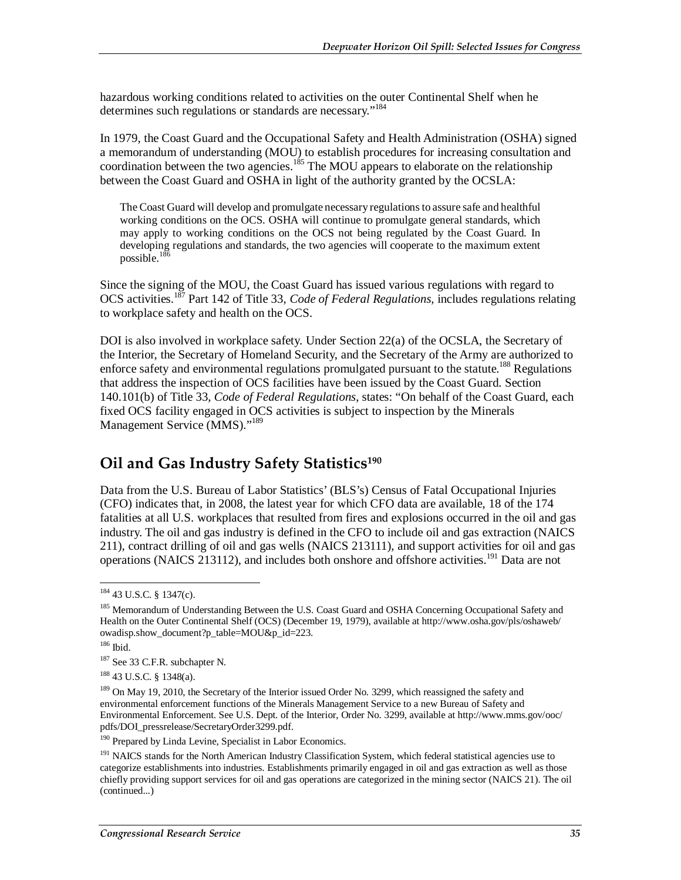hazardous working conditions related to activities on the outer Continental Shelf when he determines such regulations or standards are necessary."[184]

In 1979, the Coast Guard and the Occupational Safety and Health Administration (OSHA) signed a memorandum of understanding (MOU) to establish procedures for increasing consultation and coordination between the two agencies.[185] The MOU appears to elaborate on the relationship between the Coast Guard and OSHA in light of the authority granted by the OCSLA:

> The Coast Guard will develop and promulgate necessary regulations to assure safe and healthful working conditions on the OCS. OSHA will continue to promulgate general standards, which may apply to working conditions on the OCS not being regulated by the Coast Guard. In developing regulations and standards, the two agencies will cooperate to the maximum extent possible.[186]

Since the signing of the MOU, the Coast Guard has issued various regulations with regard to OCS activities.[187] Part 142 of Title 33, *Code of Federal Regulations*, includes regulations relating to workplace safety and health on the OCS.

DOI is also involved in workplace safety. Under Section 22(a) of the OCSLA, the Secretary of the Interior, the Secretary of Homeland Security, and the Secretary of the Army are authorized to enforce safety and environmental regulations promulgated pursuant to the statute.[188] Regulations that address the inspection of OCS facilities have been issued by the Coast Guard. Section 140.101(b) of Title 33, *Code of Federal Regulations*, states: "On behalf of the Coast Guard, each fixed OCS facility engaged in OCS activities is subject to inspection by the Minerals Management Service (MMS)."[189]

## Oil and Gas Industry Safety Statistics[190]

Data from the U.S. Bureau of Labor Statistics' (BLS's) Census of Fatal Occupational Injuries (CFO) indicates that, in 2008, the latest year for which CFO data are available, 18 of the 174 fatalities at all U.S. workplaces that resulted from fires and explosions occurred in the oil and gas industry. The oil and gas industry is defined in the CFO to include oil and gas extraction (NAICS 211), contract drilling of oil and gas wells (NAICS 213111), and support activities for oil and gas operations (NAICS 213112), and includes both onshore and offshore activities.[191] Data are not

---

[184] 43 U.S.C. § 1347(c).

[185] Memorandum of Understanding Between the U.S. Coast Guard and OSHA Concerning Occupational Safety and Health on the Outer Continental Shelf (OCS) (December 19, 1979), available at http://www.osha.gov/pls/oshaweb/owadisp.show_document?p_table=MOU&p_id=223.

[186] Ibid.

[187] See 33 C.F.R. subchapter N.

[188] 43 U.S.C. § 1348(a).

[189] On May 19, 2010, the Secretary of the Interior issued Order No. 3299, which reassigned the safety and environmental enforcement functions of the Minerals Management Service to a new Bureau of Safety and Environmental Enforcement. See U.S. Dept. of the Interior, Order No. 3299, available at http://www.mms.gov/ooc/pdfs/DOI_pressrelease/SecretaryOrder3299.pdf.

[190] Prepared by Linda Levine, Specialist in Labor Economics.

[191] NAICS stands for the North American Industry Classification System, which federal statistical agencies use to categorize establishments into industries. Establishments primarily engaged in oil and gas extraction as well as those chiefly providing support services for oil and gas operations are categorized in the mining sector (NAICS 21). The oil (continued...)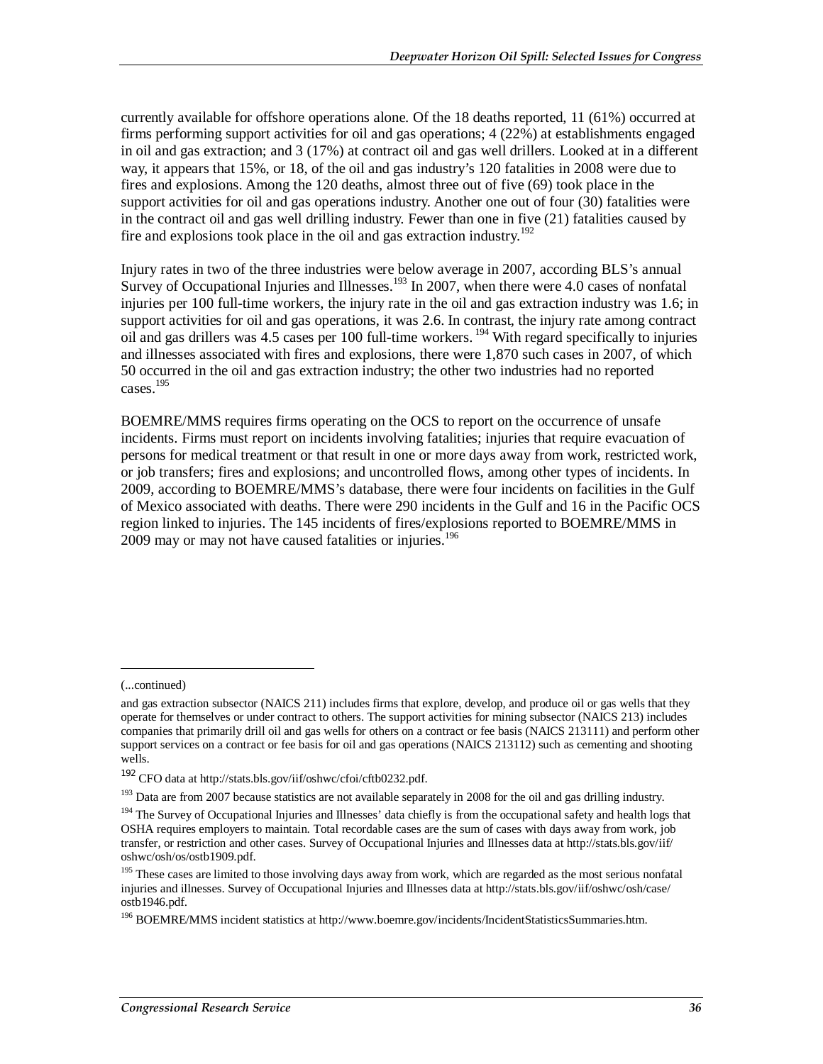currently available for offshore operations alone. Of the 18 deaths reported, 11 (61%) occurred at firms performing support activities for oil and gas operations; 4 (22%) at establishments engaged in oil and gas extraction; and 3 (17%) at contract oil and gas well drillers. Looked at in a different way, it appears that 15%, or 18, of the oil and gas industry's 120 fatalities in 2008 were due to fires and explosions. Among the 120 deaths, almost three out of five (69) took place in the support activities for oil and gas operations industry. Another one out of four (30) fatalities were in the contract oil and gas well drilling industry. Fewer than one in five (21) fatalities caused by fire and explosions took place in the oil and gas extraction industry.[192]

Injury rates in two of the three industries were below average in 2007, according BLS's annual Survey of Occupational Injuries and Illnesses.[193] In 2007, when there were 4.0 cases of nonfatal injuries per 100 full-time workers, the injury rate in the oil and gas extraction industry was 1.6; in support activities for oil and gas operations, it was 2.6. In contrast, the injury rate among contract oil and gas drillers was 4.5 cases per 100 full-time workers.[194] With regard specifically to injuries and illnesses associated with fires and explosions, there were 1,870 such cases in 2007, of which 50 occurred in the oil and gas extraction industry; the other two industries had no reported cases.[195]

BOEMRE/MMS requires firms operating on the OCS to report on the occurrence of unsafe incidents. Firms must report on incidents involving fatalities; injuries that require evacuation of persons for medical treatment or that result in one or more days away from work, restricted work, or job transfers; fires and explosions; and uncontrolled flows, among other types of incidents. In 2009, according to BOEMRE/MMS's database, there were four incidents on facilities in the Gulf of Mexico associated with deaths. There were 290 incidents in the Gulf and 16 in the Pacific OCS region linked to injuries. The 145 incidents of fires/explosions reported to BOEMRE/MMS in 2009 may or may not have caused fatalities or injuries.[196]

---

(...continued)

and gas extraction subsector (NAICS 211) includes firms that explore, develop, and produce oil or gas wells that they operate for themselves or under contract to others. The support activities for mining subsector (NAICS 213) includes companies that primarily drill oil and gas wells for others on a contract or fee basis (NAICS 213111) and perform other support services on a contract or fee basis for oil and gas operations (NAICS 213112) such as cementing and shooting wells.

[192] CFO data at http://stats.bls.gov/iif/oshwc/cfoi/cftb0232.pdf.

[193] Data are from 2007 because statistics are not available separately in 2008 for the oil and gas drilling industry.

[194] The Survey of Occupational Injuries and Illnesses' data chiefly is from the occupational safety and health logs that OSHA requires employers to maintain. Total recordable cases are the sum of cases with days away from work, job transfer, or restriction and other cases. Survey of Occupational Injuries and Illnesses data at http://stats.bls.gov/iif/oshwc/osh/os/ostb1909.pdf.

[195] These cases are limited to those involving days away from work, which are regarded as the most serious nonfatal injuries and illnesses. Survey of Occupational Injuries and Illnesses data at http://stats.bls.gov/iif/oshwc/osh/case/ostb1946.pdf.

[196] BOEMRE/MMS incident statistics at http://www.boemre.gov/incidents/IncidentStatisticsSummaries.htm.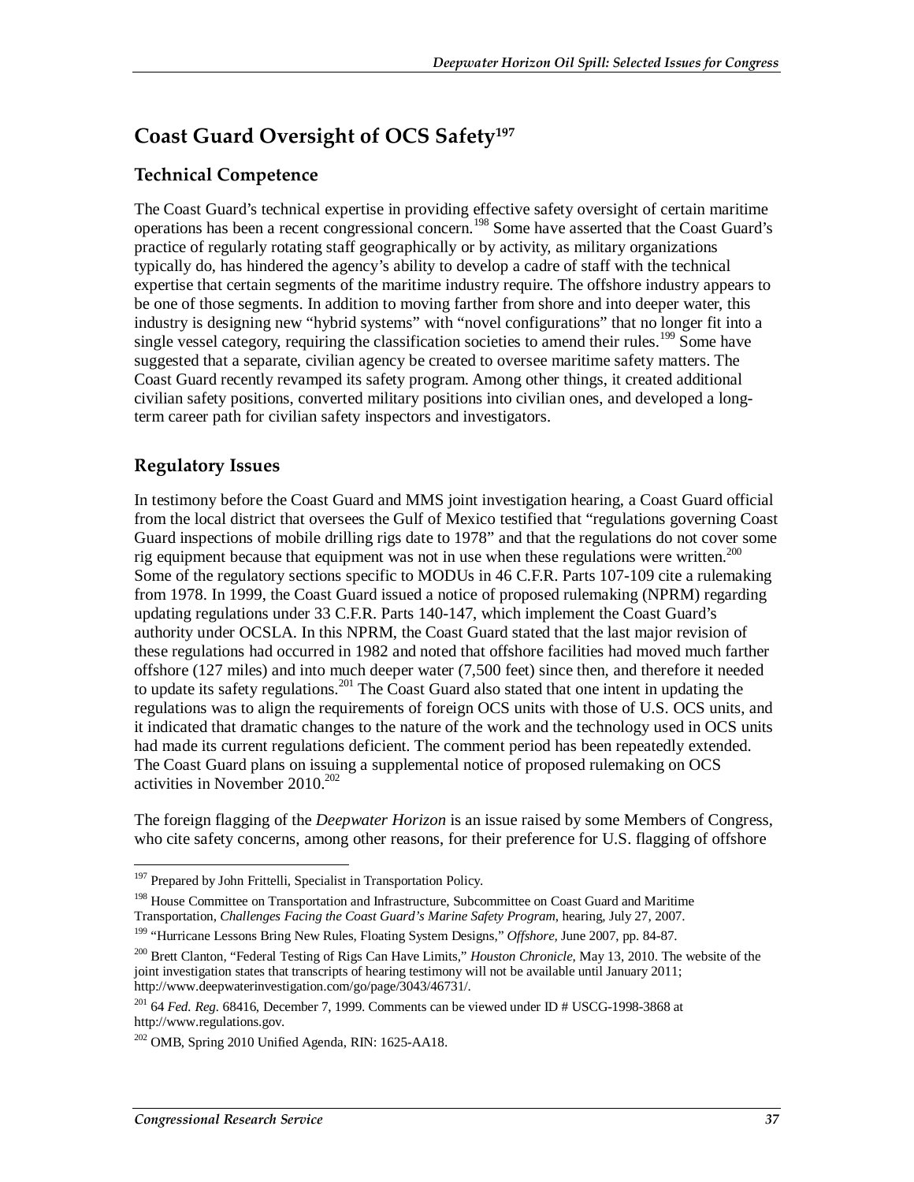## Coast Guard Oversight of OCS Safety[197]

### Technical Competence

The Coast Guard's technical expertise in providing effective safety oversight of certain maritime operations has been a recent congressional concern.[198] Some have asserted that the Coast Guard's practice of regularly rotating staff geographically or by activity, as military organizations typically do, has hindered the agency's ability to develop a cadre of staff with the technical expertise that certain segments of the maritime industry require. The offshore industry appears to be one of those segments. In addition to moving farther from shore and into deeper water, this industry is designing new "hybrid systems" with "novel configurations" that no longer fit into a single vessel category, requiring the classification societies to amend their rules.[199] Some have suggested that a separate, civilian agency be created to oversee maritime safety matters. The Coast Guard recently revamped its safety program. Among other things, it created additional civilian safety positions, converted military positions into civilian ones, and developed a long-term career path for civilian safety inspectors and investigators.

### Regulatory Issues

In testimony before the Coast Guard and MMS joint investigation hearing, a Coast Guard official from the local district that oversees the Gulf of Mexico testified that "regulations governing Coast Guard inspections of mobile drilling rigs date to 1978" and that the regulations do not cover some rig equipment because that equipment was not in use when these regulations were written.[200] Some of the regulatory sections specific to MODUs in 46 C.F.R. Parts 107-109 cite a rulemaking from 1978. In 1999, the Coast Guard issued a notice of proposed rulemaking (NPRM) regarding updating regulations under 33 C.F.R. Parts 140-147, which implement the Coast Guard's authority under OCSLA. In this NPRM, the Coast Guard stated that the last major revision of these regulations had occurred in 1982 and noted that offshore facilities had moved much farther offshore (127 miles) and into much deeper water (7,500 feet) since then, and therefore it needed to update its safety regulations.[201] The Coast Guard also stated that one intent in updating the regulations was to align the requirements of foreign OCS units with those of U.S. OCS units, and it indicated that dramatic changes to the nature of the work and the technology used in OCS units had made its current regulations deficient. The comment period has been repeatedly extended. The Coast Guard plans on issuing a supplemental notice of proposed rulemaking on OCS activities in November 2010.[202]

The foreign flagging of the *Deepwater Horizon* is an issue raised by some Members of Congress, who cite safety concerns, among other reasons, for their preference for U.S. flagging of offshore

---

[197] Prepared by John Frittelli, Specialist in Transportation Policy.

[198] House Committee on Transportation and Infrastructure, Subcommittee on Coast Guard and Maritime Transportation, *Challenges Facing the Coast Guard's Marine Safety Program*, hearing, July 27, 2007.

[199] "Hurricane Lessons Bring New Rules, Floating System Designs," *Offshore*, June 2007, pp. 84-87.

[200] Brett Clanton, "Federal Testing of Rigs Can Have Limits," *Houston Chronicle*, May 13, 2010. The website of the joint investigation states that transcripts of hearing testimony will not be available until January 2011; http://www.deepwaterinvestigation.com/go/page/3043/46731/.

[201] 64 *Fed. Reg.* 68416, December 7, 1999. Comments can be viewed under ID # USCG-1998-3868 at http://www.regulations.gov.

[202] OMB, Spring 2010 Unified Agenda, RIN: 1625-AA18.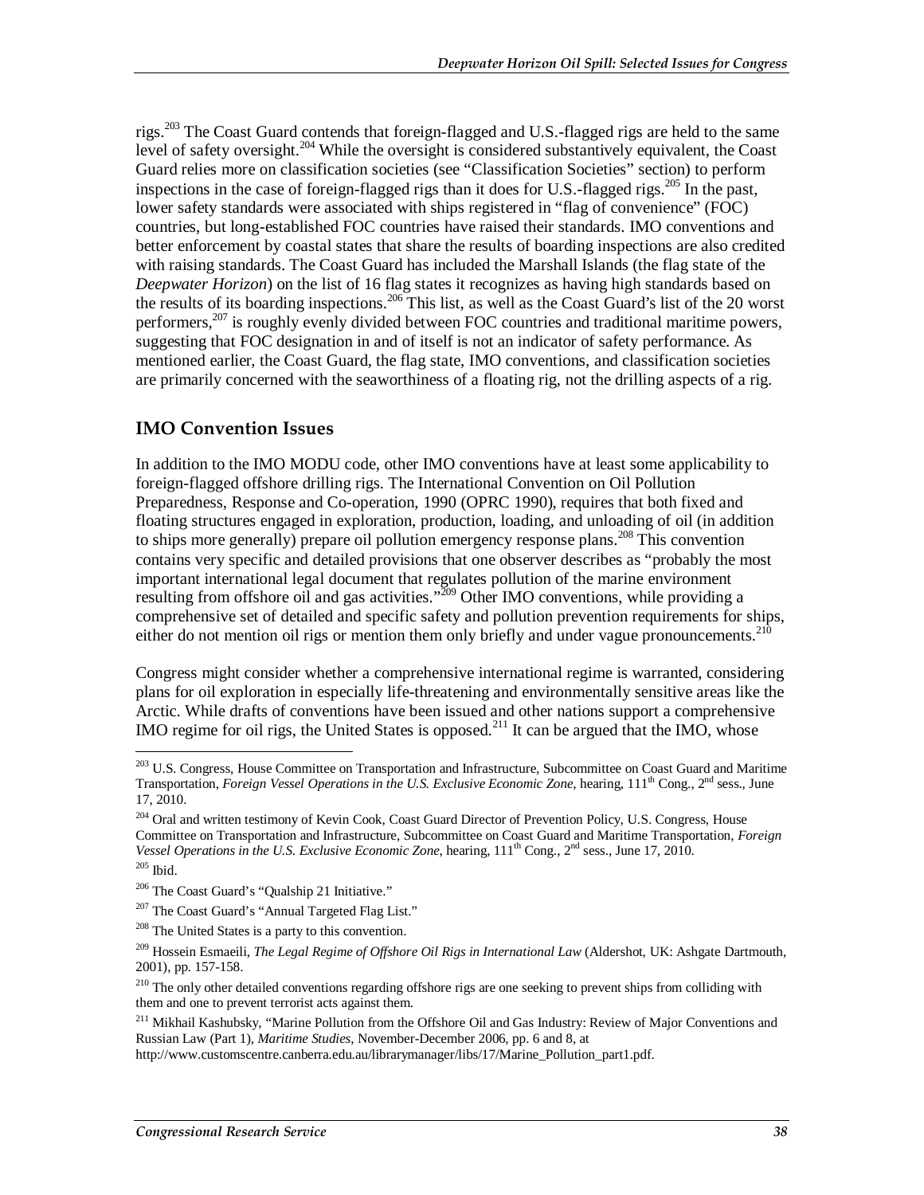rigs.[203] The Coast Guard contends that foreign-flagged and U.S.-flagged rigs are held to the same level of safety oversight.[204] While the oversight is considered substantively equivalent, the Coast Guard relies more on classification societies (see "Classification Societies" section) to perform inspections in the case of foreign-flagged rigs than it does for U.S.-flagged rigs.[205] In the past, lower safety standards were associated with ships registered in "flag of convenience" (FOC) countries, but long-established FOC countries have raised their standards. IMO conventions and better enforcement by coastal states that share the results of boarding inspections are also credited with raising standards. The Coast Guard has included the Marshall Islands (the flag state of the *Deepwater Horizon*) on the list of 16 flag states it recognizes as having high standards based on the results of its boarding inspections.[206] This list, as well as the Coast Guard's list of the 20 worst performers,[207] is roughly evenly divided between FOC countries and traditional maritime powers, suggesting that FOC designation in and of itself is not an indicator of safety performance. As mentioned earlier, the Coast Guard, the flag state, IMO conventions, and classification societies are primarily concerned with the seaworthiness of a floating rig, not the drilling aspects of a rig.

## IMO Convention Issues

In addition to the IMO MODU code, other IMO conventions have at least some applicability to foreign-flagged offshore drilling rigs. The International Convention on Oil Pollution Preparedness, Response and Co-operation, 1990 (OPRC 1990), requires that both fixed and floating structures engaged in exploration, production, loading, and unloading of oil (in addition to ships more generally) prepare oil pollution emergency response plans.[208] This convention contains very specific and detailed provisions that one observer describes as "probably the most important international legal document that regulates pollution of the marine environment resulting from offshore oil and gas activities."[209] Other IMO conventions, while providing a comprehensive set of detailed and specific safety and pollution prevention requirements for ships, either do not mention oil rigs or mention them only briefly and under vague pronouncements.[210]

Congress might consider whether a comprehensive international regime is warranted, considering plans for oil exploration in especially life-threatening and environmentally sensitive areas like the Arctic. While drafts of conventions have been issued and other nations support a comprehensive IMO regime for oil rigs, the United States is opposed.[211] It can be argued that the IMO, whose

---

[203] U.S. Congress, House Committee on Transportation and Infrastructure, Subcommittee on Coast Guard and Maritime Transportation, *Foreign Vessel Operations in the U.S. Exclusive Economic Zone*, hearing, 111th Cong., 2nd sess., June 17, 2010.

[204] Oral and written testimony of Kevin Cook, Coast Guard Director of Prevention Policy, U.S. Congress, House Committee on Transportation and Infrastructure, Subcommittee on Coast Guard and Maritime Transportation, *Foreign Vessel Operations in the U.S. Exclusive Economic Zone*, hearing, 111th Cong., 2nd sess., June 17, 2010.

[205] Ibid.

[206] The Coast Guard's "Qualship 21 Initiative."

[207] The Coast Guard's "Annual Targeted Flag List."

[208] The United States is a party to this convention.

[209] Hossein Esmaeili, *The Legal Regime of Offshore Oil Rigs in International Law* (Aldershot, UK: Ashgate Dartmouth, 2001), pp. 157-158.

[210] The only other detailed conventions regarding offshore rigs are one seeking to prevent ships from colliding with them and one to prevent terrorist acts against them.

[211] Mikhail Kashubsky, "Marine Pollution from the Offshore Oil and Gas Industry: Review of Major Conventions and Russian Law (Part 1), *Maritime Studies*, November-December 2006, pp. 6 and 8, at http://www.customscentre.canberra.edu.au/librarymanager/libs/17/Marine_Pollution_part1.pdf.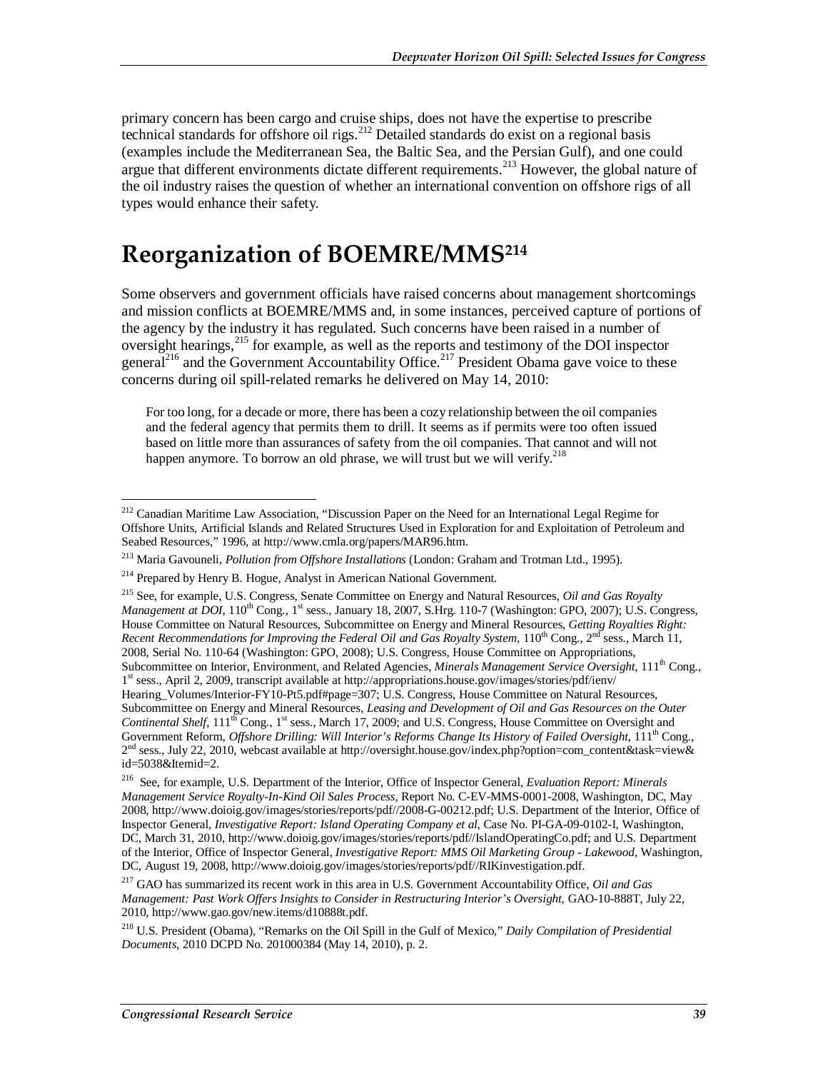primary concern has been cargo and cruise ships, does not have the expertise to prescribe technical standards for offshore oil rigs.[212] Detailed standards do exist on a regional basis (examples include the Mediterranean Sea, the Baltic Sea, and the Persian Gulf), and one could argue that different environments dictate different requirements.[213] However, the global nature of the oil industry raises the question of whether an international convention on offshore rigs of all types would enhance their safety.

# Reorganization of BOEMRE/MMS[214]

Some observers and government officials have raised concerns about management shortcomings and mission conflicts at BOEMRE/MMS and, in some instances, perceived capture of portions of the agency by the industry it has regulated. Such concerns have been raised in a number of oversight hearings,[215] for example, as well as the reports and testimony of the DOI inspector general[216] and the Government Accountability Office.[217] President Obama gave voice to these concerns during oil spill-related remarks he delivered on May 14, 2010:

> For too long, for a decade or more, there has been a cozy relationship between the oil companies and the federal agency that permits them to drill. It seems as if permits were too often issued based on little more than assurances of safety from the oil companies. That cannot and will not happen anymore. To borrow an old phrase, we will trust but we will verify.[218]

---

[212] Canadian Maritime Law Association, "Discussion Paper on the Need for an International Legal Regime for Offshore Units, Artificial Islands and Related Structures Used in Exploration for and Exploitation of Petroleum and Seabed Resources," 1996, at http://www.cmla.org/papers/MAR96.htm.

[213] Maria Gavouneli, *Pollution from Offshore Installations* (London: Graham and Trotman Ltd., 1995).

[214] Prepared by Henry B. Hogue, Analyst in American National Government.

[215] See, for example, U.S. Congress, Senate Committee on Energy and Natural Resources, *Oil and Gas Royalty Management at DOI*, 110th Cong., 1st sess., January 18, 2007, S.Hrg. 110-7 (Washington: GPO, 2007); U.S. Congress, House Committee on Natural Resources, Subcommittee on Energy and Mineral Resources, *Getting Royalties Right: Recent Recommendations for Improving the Federal Oil and Gas Royalty System*, 110th Cong., 2nd sess., March 11, 2008, Serial No. 110-64 (Washington: GPO, 2008); U.S. Congress, House Committee on Appropriations, Subcommittee on Interior, Environment, and Related Agencies, *Minerals Management Service Oversight*, 111th Cong., 1st sess., April 2, 2009, transcript available at http://appropriations.house.gov/images/stories/pdf/ienv/Hearing_Volumes/Interior-FY10-Pt5.pdf#page=307; U.S. Congress, House Committee on Natural Resources, Subcommittee on Energy and Mineral Resources, *Leasing and Development of Oil and Gas Resources on the Outer Continental Shelf*, 111th Cong., 1st sess., March 17, 2009; and U.S. Congress, House Committee on Oversight and Government Reform, *Offshore Drilling: Will Interior's Reforms Change Its History of Failed Oversight*, 111th Cong., 2nd sess., July 22, 2010, webcast available at http://oversight.house.gov/index.php?option=com_content&task=view&id=5038&Itemid=2.

[216] See, for example, U.S. Department of the Interior, Office of Inspector General, *Evaluation Report: Minerals Management Service Royalty-In-Kind Oil Sales Process*, Report No. C-EV-MMS-0001-2008, Washington, DC, May 2008, http://www.doioig.gov/images/stories/reports/pdf//2008-G-00212.pdf; U.S. Department of the Interior, Office of Inspector General, *Investigative Report: Island Operating Company et al*, Case No. PI-GA-09-0102-I, Washington, DC, March 31, 2010, http://www.doioig.gov/images/stories/reports/pdf//IslandOperatingCo.pdf; and U.S. Department of the Interior, Office of Inspector General, *Investigative Report: MMS Oil Marketing Group - Lakewood*, Washington, DC, August 19, 2008, http://www.doioig.gov/images/stories/reports/pdf//RIKinvestigation.pdf.

[217] GAO has summarized its recent work in this area in U.S. Government Accountability Office, *Oil and Gas Management: Past Work Offers Insights to Consider in Restructuring Interior's Oversight*, GAO-10-888T, July 22, 2010, http://www.gao.gov/new.items/d10888t.pdf.

[218] U.S. President (Obama), "Remarks on the Oil Spill in the Gulf of Mexico," *Daily Compilation of Presidential Documents*, 2010 DCPD No. 201000384 (May 14, 2010), p. 2.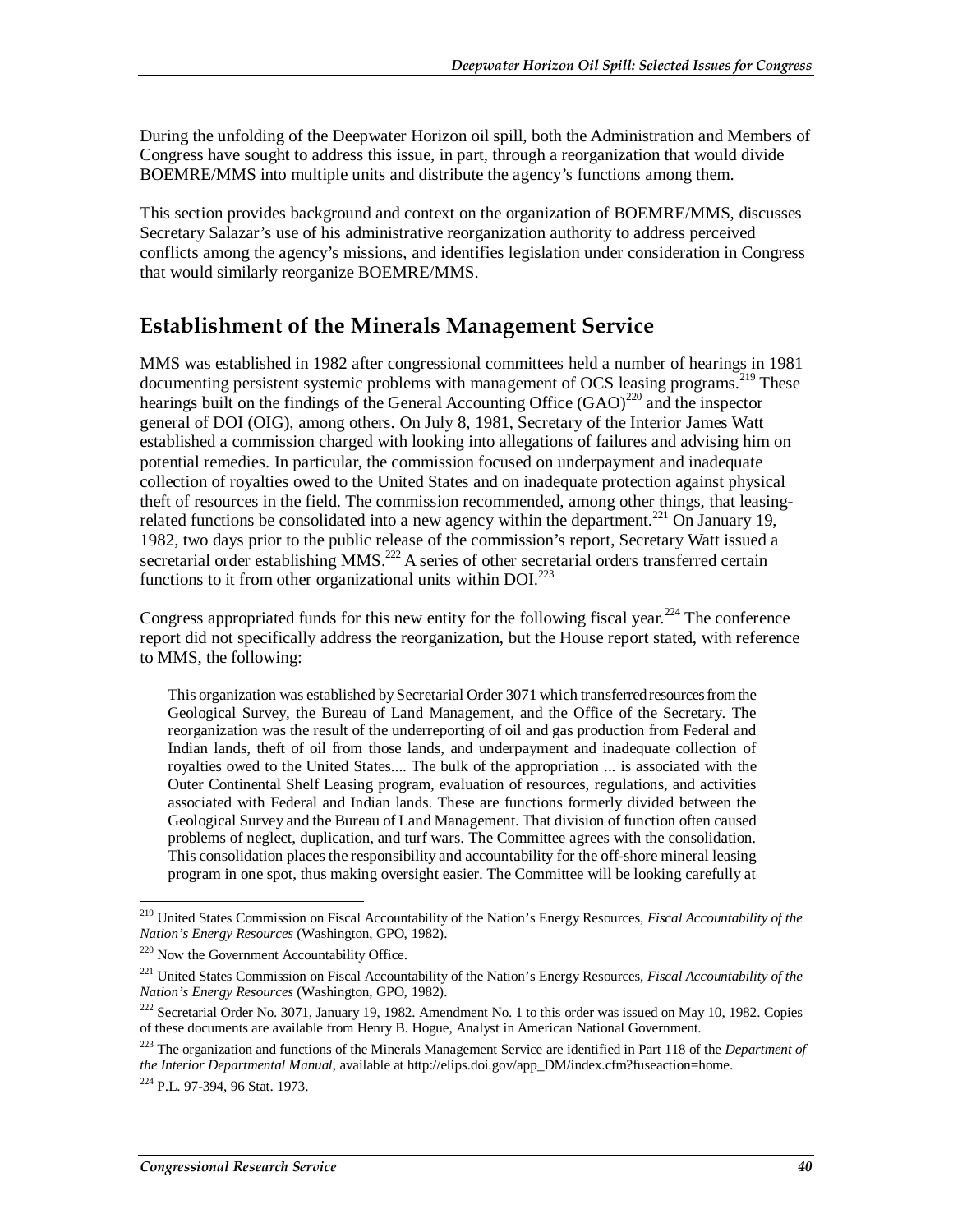During the unfolding of the Deepwater Horizon oil spill, both the Administration and Members of Congress have sought to address this issue, in part, through a reorganization that would divide BOEMRE/MMS into multiple units and distribute the agency's functions among them.

This section provides background and context on the organization of BOEMRE/MMS, discusses Secretary Salazar's use of his administrative reorganization authority to address perceived conflicts among the agency's missions, and identifies legislation under consideration in Congress that would similarly reorganize BOEMRE/MMS.

## Establishment of the Minerals Management Service

MMS was established in 1982 after congressional committees held a number of hearings in 1981 documenting persistent systemic problems with management of OCS leasing programs.[219] These hearings built on the findings of the General Accounting Office (GAO)[220] and the inspector general of DOI (OIG), among others. On July 8, 1981, Secretary of the Interior James Watt established a commission charged with looking into allegations of failures and advising him on potential remedies. In particular, the commission focused on underpayment and inadequate collection of royalties owed to the United States and on inadequate protection against physical theft of resources in the field. The commission recommended, among other things, that leasing-related functions be consolidated into a new agency within the department.[221] On January 19, 1982, two days prior to the public release of the commission's report, Secretary Watt issued a secretarial order establishing MMS.[222] A series of other secretarial orders transferred certain functions to it from other organizational units within DOI.[223]

Congress appropriated funds for this new entity for the following fiscal year.[224] The conference report did not specifically address the reorganization, but the House report stated, with reference to MMS, the following:

> This organization was established by Secretarial Order 3071 which transferred resources from the Geological Survey, the Bureau of Land Management, and the Office of the Secretary. The reorganization was the result of the underreporting of oil and gas production from Federal and Indian lands, theft of oil from those lands, and underpayment and inadequate collection of royalties owed to the United States.... The bulk of the appropriation ... is associated with the Outer Continental Shelf Leasing program, evaluation of resources, regulations, and activities associated with Federal and Indian lands. These are functions formerly divided between the Geological Survey and the Bureau of Land Management. That division of function often caused problems of neglect, duplication, and turf wars. The Committee agrees with the consolidation. This consolidation places the responsibility and accountability for the off-shore mineral leasing program in one spot, thus making oversight easier. The Committee will be looking carefully at

---

[219] United States Commission on Fiscal Accountability of the Nation's Energy Resources, *Fiscal Accountability of the Nation's Energy Resources* (Washington, GPO, 1982).

[220] Now the Government Accountability Office.

[221] United States Commission on Fiscal Accountability of the Nation's Energy Resources, *Fiscal Accountability of the Nation's Energy Resources* (Washington, GPO, 1982).

[222] Secretarial Order No. 3071, January 19, 1982. Amendment No. 1 to this order was issued on May 10, 1982. Copies of these documents are available from Henry B. Hogue, Analyst in American National Government.

[223] The organization and functions of the Minerals Management Service are identified in Part 118 of the *Department of the Interior Departmental Manual*, available at http://elips.doi.gov/app_DM/index.cfm?fuseaction=home.

[224] P.L. 97-394, 96 Stat. 1973.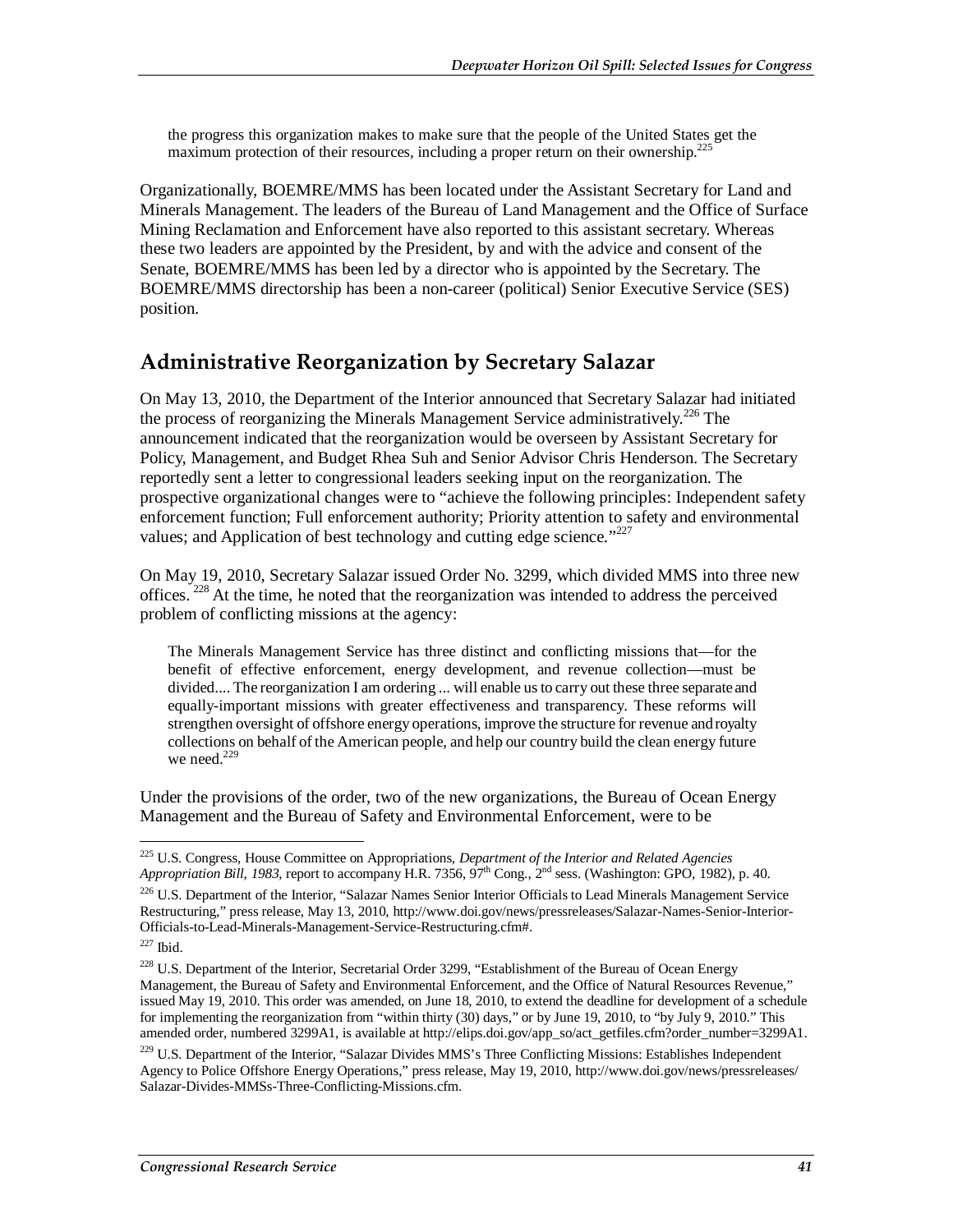> the progress this organization makes to make sure that the people of the United States get the maximum protection of their resources, including a proper return on their ownership.[225]

Organizationally, BOEMRE/MMS has been located under the Assistant Secretary for Land and Minerals Management. The leaders of the Bureau of Land Management and the Office of Surface Mining Reclamation and Enforcement have also reported to this assistant secretary. Whereas these two leaders are appointed by the President, by and with the advice and consent of the Senate, BOEMRE/MMS has been led by a director who is appointed by the Secretary. The BOEMRE/MMS directorship has been a non-career (political) Senior Executive Service (SES) position.

## Administrative Reorganization by Secretary Salazar

On May 13, 2010, the Department of the Interior announced that Secretary Salazar had initiated the process of reorganizing the Minerals Management Service administratively.[226] The announcement indicated that the reorganization would be overseen by Assistant Secretary for Policy, Management, and Budget Rhea Suh and Senior Advisor Chris Henderson. The Secretary reportedly sent a letter to congressional leaders seeking input on the reorganization. The prospective organizational changes were to "achieve the following principles: Independent safety enforcement function; Full enforcement authority; Priority attention to safety and environmental values; and Application of best technology and cutting edge science."[227]

On May 19, 2010, Secretary Salazar issued Order No. 3299, which divided MMS into three new offices. [228] At the time, he noted that the reorganization was intended to address the perceived problem of conflicting missions at the agency:

> The Minerals Management Service has three distinct and conflicting missions that—for the benefit of effective enforcement, energy development, and revenue collection—must be divided.... The reorganization I am ordering ... will enable us to carry out these three separate and equally-important missions with greater effectiveness and transparency. These reforms will strengthen oversight of offshore energy operations, improve the structure for revenue and royalty collections on behalf of the American people, and help our country build the clean energy future we need.[229]

Under the provisions of the order, two of the new organizations, the Bureau of Ocean Energy Management and the Bureau of Safety and Environmental Enforcement, were to be

---

[225] U.S. Congress, House Committee on Appropriations, *Department of the Interior and Related Agencies Appropriation Bill, 1983*, report to accompany H.R. 7356, 97th Cong., 2nd sess. (Washington: GPO, 1982), p. 40.

[226] U.S. Department of the Interior, "Salazar Names Senior Interior Officials to Lead Minerals Management Service Restructuring," press release, May 13, 2010, http://www.doi.gov/news/pressreleases/Salazar-Names-Senior-Interior-Officials-to-Lead-Minerals-Management-Service-Restructuring.cfm#.

[227] Ibid.

[228] U.S. Department of the Interior, Secretarial Order 3299, "Establishment of the Bureau of Ocean Energy Management, the Bureau of Safety and Environmental Enforcement, and the Office of Natural Resources Revenue," issued May 19, 2010. This order was amended, on June 18, 2010, to extend the deadline for development of a schedule for implementing the reorganization from "within thirty (30) days," or by June 19, 2010, to "by July 9, 2010." This amended order, numbered 3299A1, is available at http://elips.doi.gov/app_so/act_getfiles.cfm?order_number=3299A1.

[229] U.S. Department of the Interior, "Salazar Divides MMS's Three Conflicting Missions: Establishes Independent Agency to Police Offshore Energy Operations," press release, May 19, 2010, http://www.doi.gov/news/pressreleases/Salazar-Divides-MMSs-Three-Conflicting-Missions.cfm.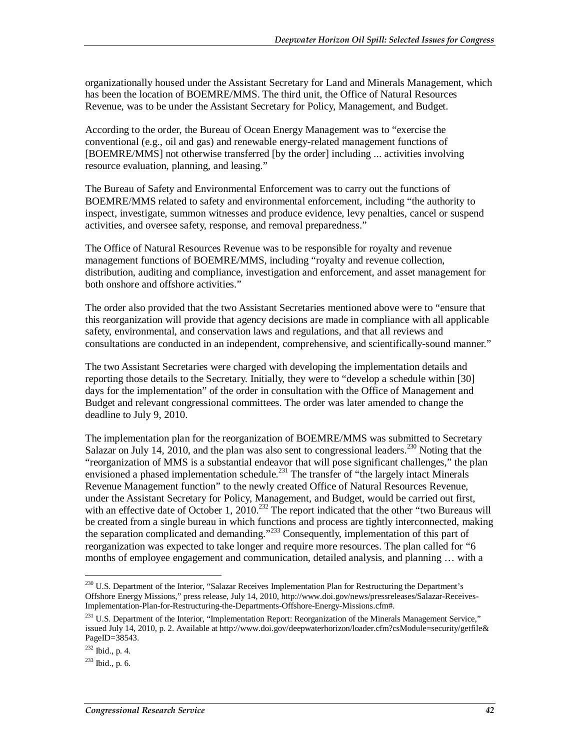organizationally housed under the Assistant Secretary for Land and Minerals Management, which has been the location of BOEMRE/MMS. The third unit, the Office of Natural Resources Revenue, was to be under the Assistant Secretary for Policy, Management, and Budget.

According to the order, the Bureau of Ocean Energy Management was to "exercise the conventional (e.g., oil and gas) and renewable energy-related management functions of [BOEMRE/MMS] not otherwise transferred [by the order] including ... activities involving resource evaluation, planning, and leasing."

The Bureau of Safety and Environmental Enforcement was to carry out the functions of BOEMRE/MMS related to safety and environmental enforcement, including "the authority to inspect, investigate, summon witnesses and produce evidence, levy penalties, cancel or suspend activities, and oversee safety, response, and removal preparedness."

The Office of Natural Resources Revenue was to be responsible for royalty and revenue management functions of BOEMRE/MMS, including "royalty and revenue collection, distribution, auditing and compliance, investigation and enforcement, and asset management for both onshore and offshore activities."

The order also provided that the two Assistant Secretaries mentioned above were to "ensure that this reorganization will provide that agency decisions are made in compliance with all applicable safety, environmental, and conservation laws and regulations, and that all reviews and consultations are conducted in an independent, comprehensive, and scientifically-sound manner."

The two Assistant Secretaries were charged with developing the implementation details and reporting those details to the Secretary. Initially, they were to "develop a schedule within [30] days for the implementation" of the order in consultation with the Office of Management and Budget and relevant congressional committees. The order was later amended to change the deadline to July 9, 2010.

The implementation plan for the reorganization of BOEMRE/MMS was submitted to Secretary Salazar on July 14, 2010, and the plan was also sent to congressional leaders.[230] Noting that the "reorganization of MMS is a substantial endeavor that will pose significant challenges," the plan envisioned a phased implementation schedule.[231] The transfer of "the largely intact Minerals Revenue Management function" to the newly created Office of Natural Resources Revenue, under the Assistant Secretary for Policy, Management, and Budget, would be carried out first, with an effective date of October 1, 2010.[232] The report indicated that the other "two Bureaus will be created from a single bureau in which functions and process are tightly interconnected, making the separation complicated and demanding."[233] Consequently, implementation of this part of reorganization was expected to take longer and require more resources. The plan called for "6 months of employee engagement and communication, detailed analysis, and planning … with a

---

[230] U.S. Department of the Interior, "Salazar Receives Implementation Plan for Restructuring the Department's Offshore Energy Missions," press release, July 14, 2010, http://www.doi.gov/news/pressreleases/Salazar-Receives-Implementation-Plan-for-Restructuring-the-Departments-Offshore-Energy-Missions.cfm#.

[231] U.S. Department of the Interior, "Implementation Report: Reorganization of the Minerals Management Service," issued July 14, 2010, p. 2. Available at http://www.doi.gov/deepwaterhorizon/loader.cfm?csModule=security/getfile&PageID=38543.

[232] Ibid., p. 4.

[233] Ibid., p. 6.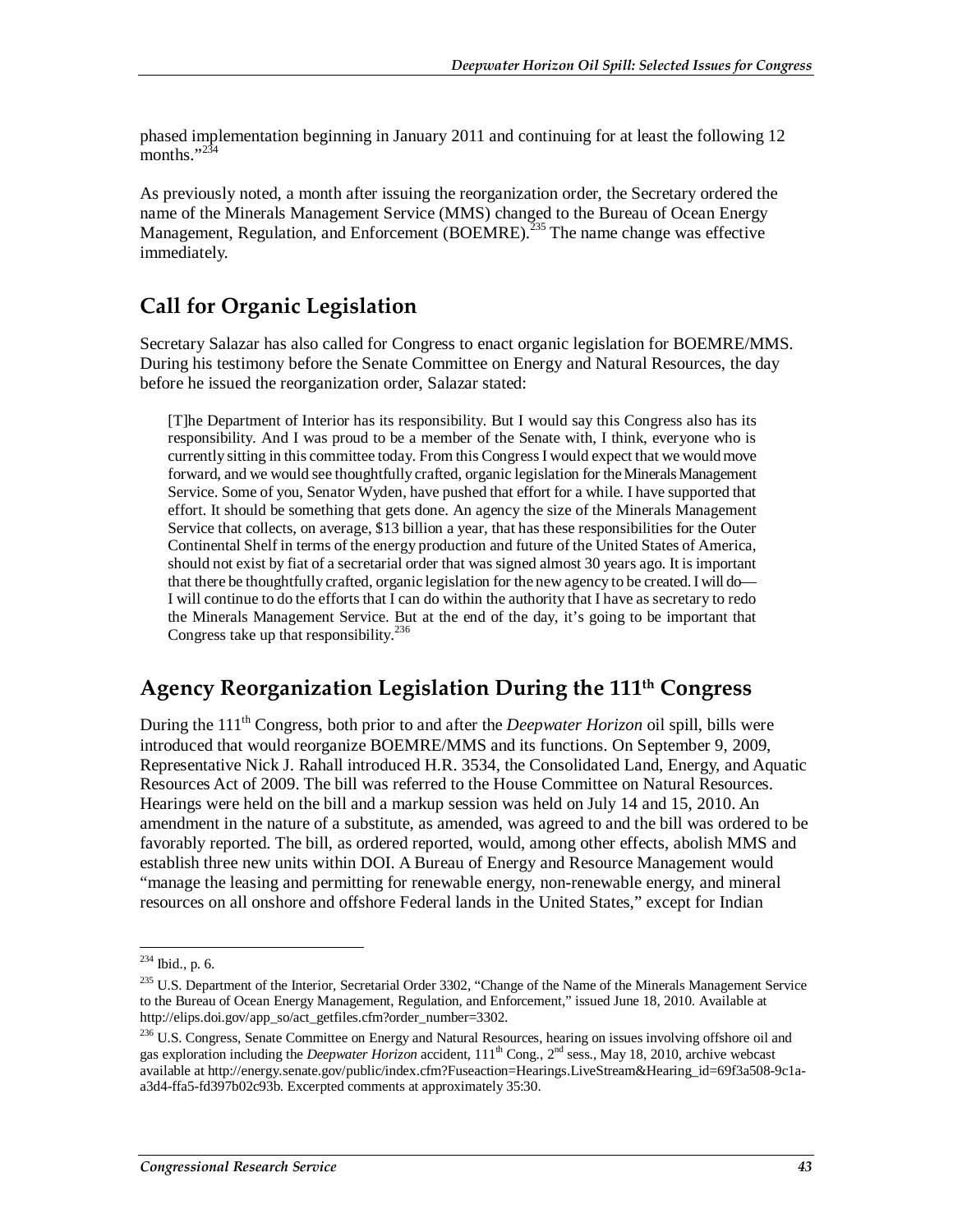phased implementation beginning in January 2011 and continuing for at least the following 12 months."[234]

As previously noted, a month after issuing the reorganization order, the Secretary ordered the name of the Minerals Management Service (MMS) changed to the Bureau of Ocean Energy Management, Regulation, and Enforcement (BOEMRE).[235] The name change was effective immediately.

## Call for Organic Legislation

Secretary Salazar has also called for Congress to enact organic legislation for BOEMRE/MMS. During his testimony before the Senate Committee on Energy and Natural Resources, the day before he issued the reorganization order, Salazar stated:

> [T]he Department of Interior has its responsibility. But I would say this Congress also has its responsibility. And I was proud to be a member of the Senate with, I think, everyone who is currently sitting in this committee today. From this Congress I would expect that we would move forward, and we would see thoughtfully crafted, organic legislation for the Minerals Management Service. Some of you, Senator Wyden, have pushed that effort for a while. I have supported that effort. It should be something that gets done. An agency the size of the Minerals Management Service that collects, on average, $13 billion a year, that has these responsibilities for the Outer Continental Shelf in terms of the energy production and future of the United States of America, should not exist by fiat of a secretarial order that was signed almost 30 years ago. It is important that there be thoughtfully crafted, organic legislation for the new agency to be created. I will do—I will continue to do the efforts that I can do within the authority that I have as secretary to redo the Minerals Management Service. But at the end of the day, it's going to be important that Congress take up that responsibility.[236]

## Agency Reorganization Legislation During the 111th Congress

During the 111th Congress, both prior to and after the *Deepwater Horizon* oil spill, bills were introduced that would reorganize BOEMRE/MMS and its functions. On September 9, 2009, Representative Nick J. Rahall introduced H.R. 3534, the Consolidated Land, Energy, and Aquatic Resources Act of 2009. The bill was referred to the House Committee on Natural Resources. Hearings were held on the bill and a markup session was held on July 14 and 15, 2010. An amendment in the nature of a substitute, as amended, was agreed to and the bill was ordered to be favorably reported. The bill, as ordered reported, would, among other effects, abolish MMS and establish three new units within DOI. A Bureau of Energy and Resource Management would "manage the leasing and permitting for renewable energy, non-renewable energy, and mineral resources on all onshore and offshore Federal lands in the United States," except for Indian

---

[234] Ibid., p. 6.

[235] U.S. Department of the Interior, Secretarial Order 3302, "Change of the Name of the Minerals Management Service to the Bureau of Ocean Energy Management, Regulation, and Enforcement," issued June 18, 2010. Available at http://elips.doi.gov/app_so/act_getfiles.cfm?order_number=3302.

[236] U.S. Congress, Senate Committee on Energy and Natural Resources, hearing on issues involving offshore oil and gas exploration including the *Deepwater Horizon* accident, 111th Cong., 2nd sess., May 18, 2010, archive webcast available at http://energy.senate.gov/public/index.cfm?Fuseaction=Hearings.LiveStream&Hearing_id=69f3a508-9c1a-a3d4-ffa5-fd397b02c93b. Excerpted comments at approximately 35:30.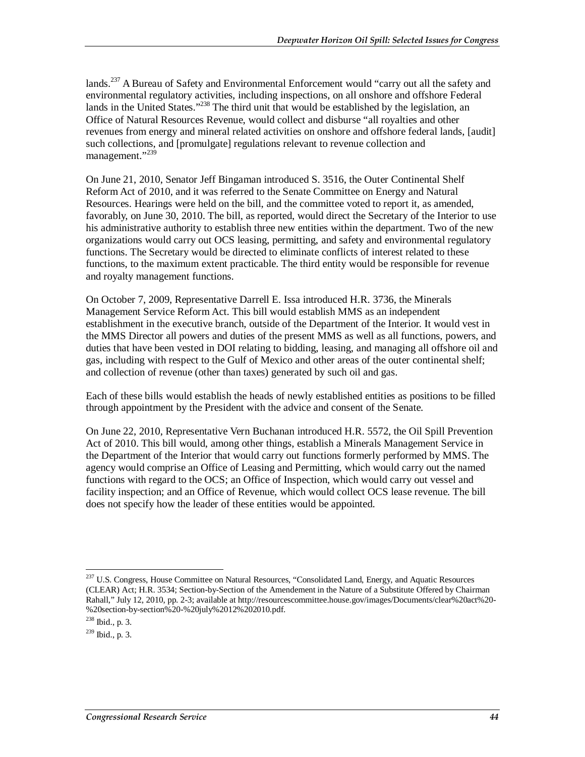lands.[237] A Bureau of Safety and Environmental Enforcement would "carry out all the safety and environmental regulatory activities, including inspections, on all onshore and offshore Federal lands in the United States."[238] The third unit that would be established by the legislation, an Office of Natural Resources Revenue, would collect and disburse "all royalties and other revenues from energy and mineral related activities on onshore and offshore federal lands, [audit] such collections, and [promulgate] regulations relevant to revenue collection and management."[239]

On June 21, 2010, Senator Jeff Bingaman introduced S. 3516, the Outer Continental Shelf Reform Act of 2010, and it was referred to the Senate Committee on Energy and Natural Resources. Hearings were held on the bill, and the committee voted to report it, as amended, favorably, on June 30, 2010. The bill, as reported, would direct the Secretary of the Interior to use his administrative authority to establish three new entities within the department. Two of the new organizations would carry out OCS leasing, permitting, and safety and environmental regulatory functions. The Secretary would be directed to eliminate conflicts of interest related to these functions, to the maximum extent practicable. The third entity would be responsible for revenue and royalty management functions.

On October 7, 2009, Representative Darrell E. Issa introduced H.R. 3736, the Minerals Management Service Reform Act. This bill would establish MMS as an independent establishment in the executive branch, outside of the Department of the Interior. It would vest in the MMS Director all powers and duties of the present MMS as well as all functions, powers, and duties that have been vested in DOI relating to bidding, leasing, and managing all offshore oil and gas, including with respect to the Gulf of Mexico and other areas of the outer continental shelf; and collection of revenue (other than taxes) generated by such oil and gas.

Each of these bills would establish the heads of newly established entities as positions to be filled through appointment by the President with the advice and consent of the Senate.

On June 22, 2010, Representative Vern Buchanan introduced H.R. 5572, the Oil Spill Prevention Act of 2010. This bill would, among other things, establish a Minerals Management Service in the Department of the Interior that would carry out functions formerly performed by MMS. The agency would comprise an Office of Leasing and Permitting, which would carry out the named functions with regard to the OCS; an Office of Inspection, which would carry out vessel and facility inspection; and an Office of Revenue, which would collect OCS lease revenue. The bill does not specify how the leader of these entities would be appointed.

---

[237] U.S. Congress, House Committee on Natural Resources, "Consolidated Land, Energy, and Aquatic Resources (CLEAR) Act; H.R. 3534; Section-by-Section of the Amendement in the Nature of a Substitute Offered by Chairman Rahall," July 12, 2010, pp. 2-3; available at http://resourcescommittee.house.gov/images/Documents/clear%20act%20-%20section-by-section%20-%20july%2012%202010.pdf.

[238] Ibid., p. 3.

[239] Ibid., p. 3.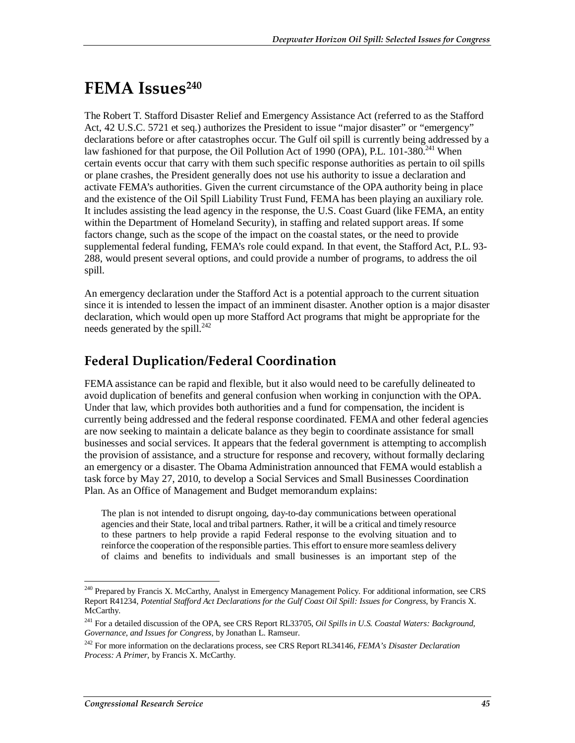# FEMA Issues[240]

The Robert T. Stafford Disaster Relief and Emergency Assistance Act (referred to as the Stafford Act, 42 U.S.C. 5721 et seq.) authorizes the President to issue "major disaster" or "emergency" declarations before or after catastrophes occur. The Gulf oil spill is currently being addressed by a law fashioned for that purpose, the Oil Pollution Act of 1990 (OPA), P.L. 101-380.[241] When certain events occur that carry with them such specific response authorities as pertain to oil spills or plane crashes, the President generally does not use his authority to issue a declaration and activate FEMA's authorities. Given the current circumstance of the OPA authority being in place and the existence of the Oil Spill Liability Trust Fund, FEMA has been playing an auxiliary role. It includes assisting the lead agency in the response, the U.S. Coast Guard (like FEMA, an entity within the Department of Homeland Security), in staffing and related support areas. If some factors change, such as the scope of the impact on the coastal states, or the need to provide supplemental federal funding, FEMA's role could expand. In that event, the Stafford Act, P.L. 93-288, would present several options, and could provide a number of programs, to address the oil spill.

An emergency declaration under the Stafford Act is a potential approach to the current situation since it is intended to lessen the impact of an imminent disaster. Another option is a major disaster declaration, which would open up more Stafford Act programs that might be appropriate for the needs generated by the spill.[242]

## Federal Duplication/Federal Coordination

FEMA assistance can be rapid and flexible, but it also would need to be carefully delineated to avoid duplication of benefits and general confusion when working in conjunction with the OPA. Under that law, which provides both authorities and a fund for compensation, the incident is currently being addressed and the federal response coordinated. FEMA and other federal agencies are now seeking to maintain a delicate balance as they begin to coordinate assistance for small businesses and social services. It appears that the federal government is attempting to accomplish the provision of assistance, and a structure for response and recovery, without formally declaring an emergency or a disaster. The Obama Administration announced that FEMA would establish a task force by May 27, 2010, to develop a Social Services and Small Businesses Coordination Plan. As an Office of Management and Budget memorandum explains:

> The plan is not intended to disrupt ongoing, day-to-day communications between operational agencies and their State, local and tribal partners. Rather, it will be a critical and timely resource to these partners to help provide a rapid Federal response to the evolving situation and to reinforce the cooperation of the responsible parties. This effort to ensure more seamless delivery of claims and benefits to individuals and small businesses is an important step of the

---

[240] Prepared by Francis X. McCarthy, Analyst in Emergency Management Policy. For additional information, see CRS Report R41234, *Potential Stafford Act Declarations for the Gulf Coast Oil Spill: Issues for Congress*, by Francis X. McCarthy.

[241] For a detailed discussion of the OPA, see CRS Report RL33705, *Oil Spills in U.S. Coastal Waters: Background, Governance, and Issues for Congress*, by Jonathan L. Ramseur.

[242] For more information on the declarations process, see CRS Report RL34146, *FEMA's Disaster Declaration Process: A Primer*, by Francis X. McCarthy.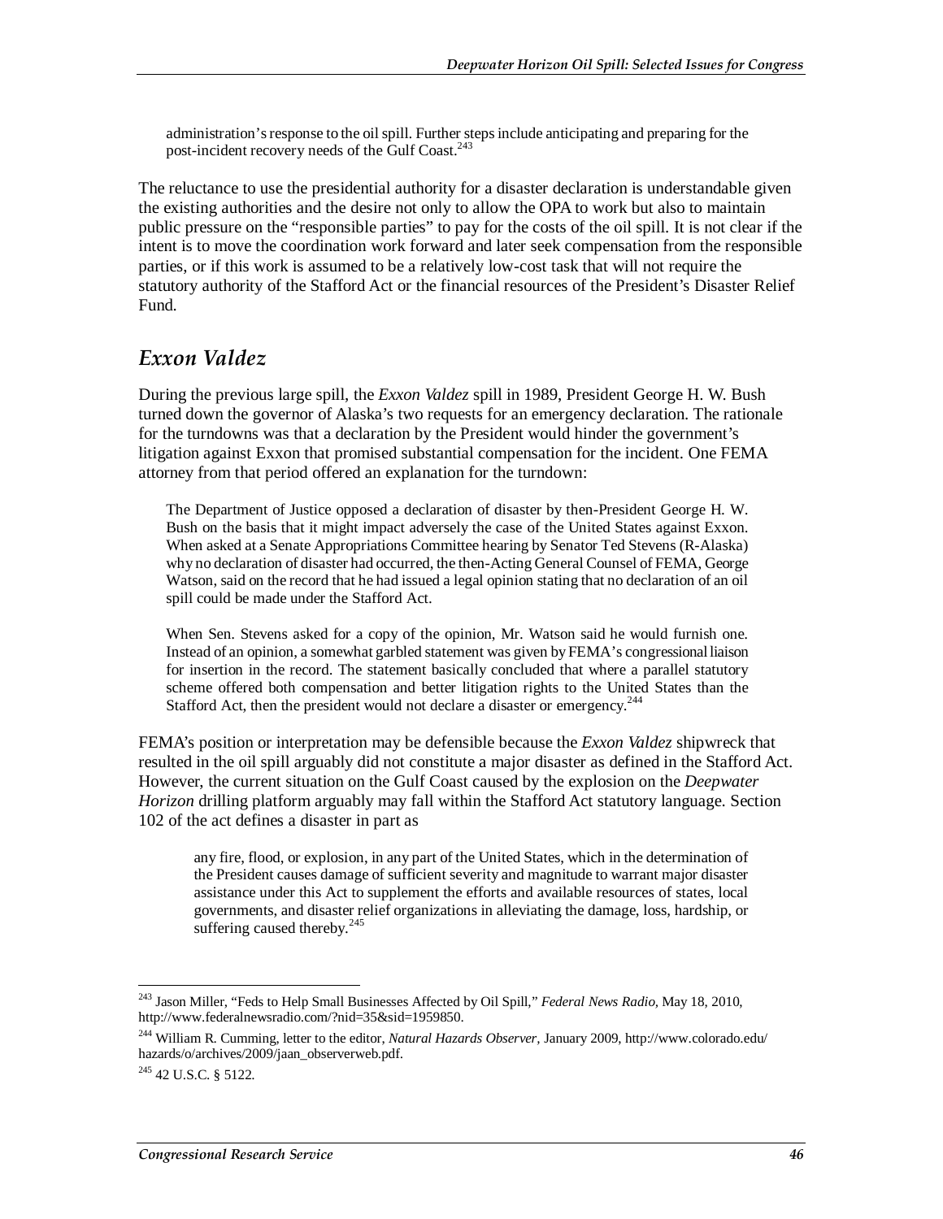> administration's response to the oil spill. Further steps include anticipating and preparing for the post-incident recovery needs of the Gulf Coast.[243]

The reluctance to use the presidential authority for a disaster declaration is understandable given the existing authorities and the desire not only to allow the OPA to work but also to maintain public pressure on the "responsible parties" to pay for the costs of the oil spill. It is not clear if the intent is to move the coordination work forward and later seek compensation from the responsible parties, or if this work is assumed to be a relatively low-cost task that will not require the statutory authority of the Stafford Act or the financial resources of the President's Disaster Relief Fund.

## *Exxon Valdez*

During the previous large spill, the *Exxon Valdez* spill in 1989, President George H. W. Bush turned down the governor of Alaska's two requests for an emergency declaration. The rationale for the turndowns was that a declaration by the President would hinder the government's litigation against Exxon that promised substantial compensation for the incident. One FEMA attorney from that period offered an explanation for the turndown:

> The Department of Justice opposed a declaration of disaster by then-President George H. W. Bush on the basis that it might impact adversely the case of the United States against Exxon. When asked at a Senate Appropriations Committee hearing by Senator Ted Stevens (R-Alaska) why no declaration of disaster had occurred, the then-Acting General Counsel of FEMA, George Watson, said on the record that he had issued a legal opinion stating that no declaration of an oil spill could be made under the Stafford Act.
>
> When Sen. Stevens asked for a copy of the opinion, Mr. Watson said he would furnish one. Instead of an opinion, a somewhat garbled statement was given by FEMA's congressional liaison for insertion in the record. The statement basically concluded that where a parallel statutory scheme offered both compensation and better litigation rights to the United States than the Stafford Act, then the president would not declare a disaster or emergency.[244]

FEMA's position or interpretation may be defensible because the *Exxon Valdez* shipwreck that resulted in the oil spill arguably did not constitute a major disaster as defined in the Stafford Act. However, the current situation on the Gulf Coast caused by the explosion on the *Deepwater Horizon* drilling platform arguably may fall within the Stafford Act statutory language. Section 102 of the act defines a disaster in part as

> any fire, flood, or explosion, in any part of the United States, which in the determination of the President causes damage of sufficient severity and magnitude to warrant major disaster assistance under this Act to supplement the efforts and available resources of states, local governments, and disaster relief organizations in alleviating the damage, loss, hardship, or suffering caused thereby.[245]

---

[243] Jason Miller, "Feds to Help Small Businesses Affected by Oil Spill," *Federal News Radio*, May 18, 2010, http://www.federalnewsradio.com/?nid=35&sid=1959850.

[244] William R. Cumming, letter to the editor, *Natural Hazards Observer*, January 2009, http://www.colorado.edu/hazards/o/archives/2009/jaan_observerweb.pdf.

[245] 42 U.S.C. § 5122.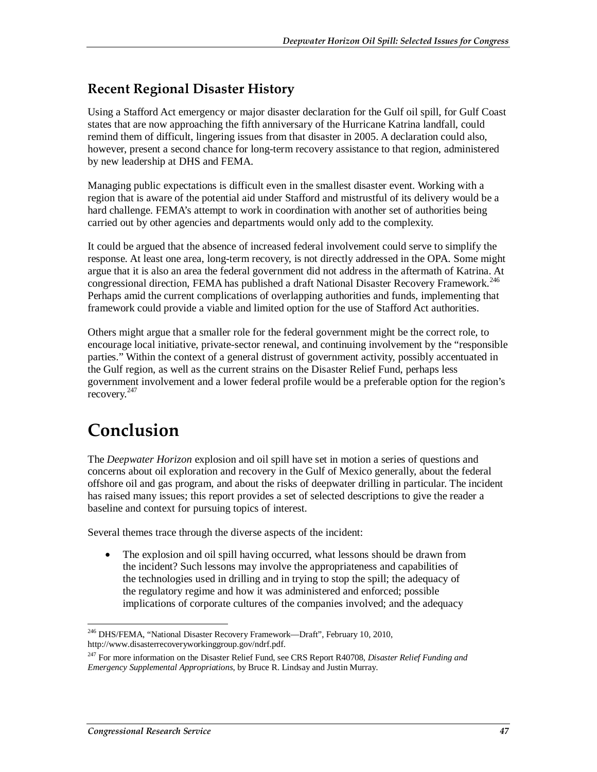### Recent Regional Disaster History

Using a Stafford Act emergency or major disaster declaration for the Gulf oil spill, for Gulf Coast states that are now approaching the fifth anniversary of the Hurricane Katrina landfall, could remind them of difficult, lingering issues from that disaster in 2005. A declaration could also, however, present a second chance for long-term recovery assistance to that region, administered by new leadership at DHS and FEMA.

Managing public expectations is difficult even in the smallest disaster event. Working with a region that is aware of the potential aid under Stafford and mistrustful of its delivery would be a hard challenge. FEMA's attempt to work in coordination with another set of authorities being carried out by other agencies and departments would only add to the complexity.

It could be argued that the absence of increased federal involvement could serve to simplify the response. At least one area, long-term recovery, is not directly addressed in the OPA. Some might argue that it is also an area the federal government did not address in the aftermath of Katrina. At congressional direction, FEMA has published a draft National Disaster Recovery Framework.[246] Perhaps amid the current complications of overlapping authorities and funds, implementing that framework could provide a viable and limited option for the use of Stafford Act authorities.

Others might argue that a smaller role for the federal government might be the correct role, to encourage local initiative, private-sector renewal, and continuing involvement by the "responsible parties." Within the context of a general distrust of government activity, possibly accentuated in the Gulf region, as well as the current strains on the Disaster Relief Fund, perhaps less government involvement and a lower federal profile would be a preferable option for the region's recovery.[247]

# Conclusion

The *Deepwater Horizon* explosion and oil spill have set in motion a series of questions and concerns about oil exploration and recovery in the Gulf of Mexico generally, about the federal offshore oil and gas program, and about the risks of deepwater drilling in particular. The incident has raised many issues; this report provides a set of selected descriptions to give the reader a baseline and context for pursuing topics of interest.

Several themes trace through the diverse aspects of the incident:

- The explosion and oil spill having occurred, what lessons should be drawn from the incident? Such lessons may involve the appropriateness and capabilities of the technologies used in drilling and in trying to stop the spill; the adequacy of the regulatory regime and how it was administered and enforced; possible implications of corporate cultures of the companies involved; and the adequacy

---

[246] DHS/FEMA, "National Disaster Recovery Framework—Draft", February 10, 2010, http://www.disasterrecoveryworkinggroup.gov/ndrf.pdf.

[247] For more information on the Disaster Relief Fund, see CRS Report R40708, *Disaster Relief Funding and Emergency Supplemental Appropriations*, by Bruce R. Lindsay and Justin Murray.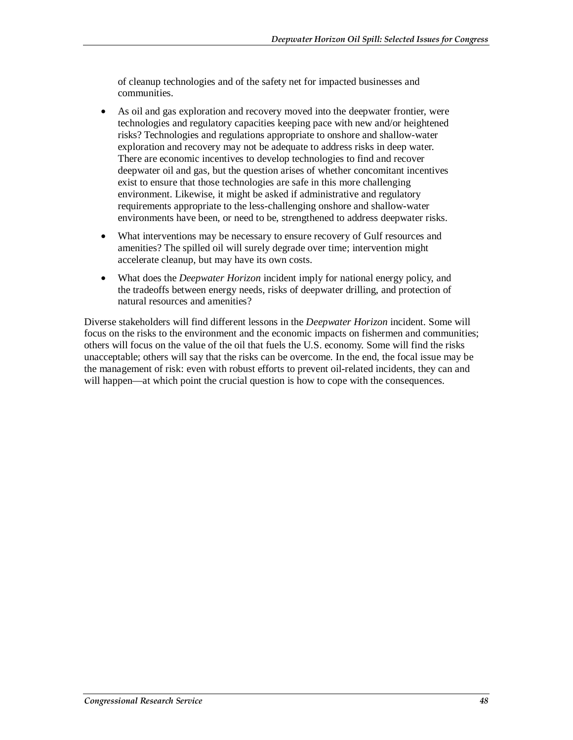of cleanup technologies and of the safety net for impacted businesses and communities.

- As oil and gas exploration and recovery moved into the deepwater frontier, were technologies and regulatory capacities keeping pace with new and/or heightened risks? Technologies and regulations appropriate to onshore and shallow-water exploration and recovery may not be adequate to address risks in deep water. There are economic incentives to develop technologies to find and recover deepwater oil and gas, but the question arises of whether concomitant incentives exist to ensure that those technologies are safe in this more challenging environment. Likewise, it might be asked if administrative and regulatory requirements appropriate to the less-challenging onshore and shallow-water environments have been, or need to be, strengthened to address deepwater risks.
- What interventions may be necessary to ensure recovery of Gulf resources and amenities? The spilled oil will surely degrade over time; intervention might accelerate cleanup, but may have its own costs.
- What does the *Deepwater Horizon* incident imply for national energy policy, and the tradeoffs between energy needs, risks of deepwater drilling, and protection of natural resources and amenities?

Diverse stakeholders will find different lessons in the *Deepwater Horizon* incident. Some will focus on the risks to the environment and the economic impacts on fishermen and communities; others will focus on the value of the oil that fuels the U.S. economy. Some will find the risks unacceptable; others will say that the risks can be overcome. In the end, the focal issue may be the management of risk: even with robust efforts to prevent oil-related incidents, they can and will happen—at which point the crucial question is how to cope with the consequences.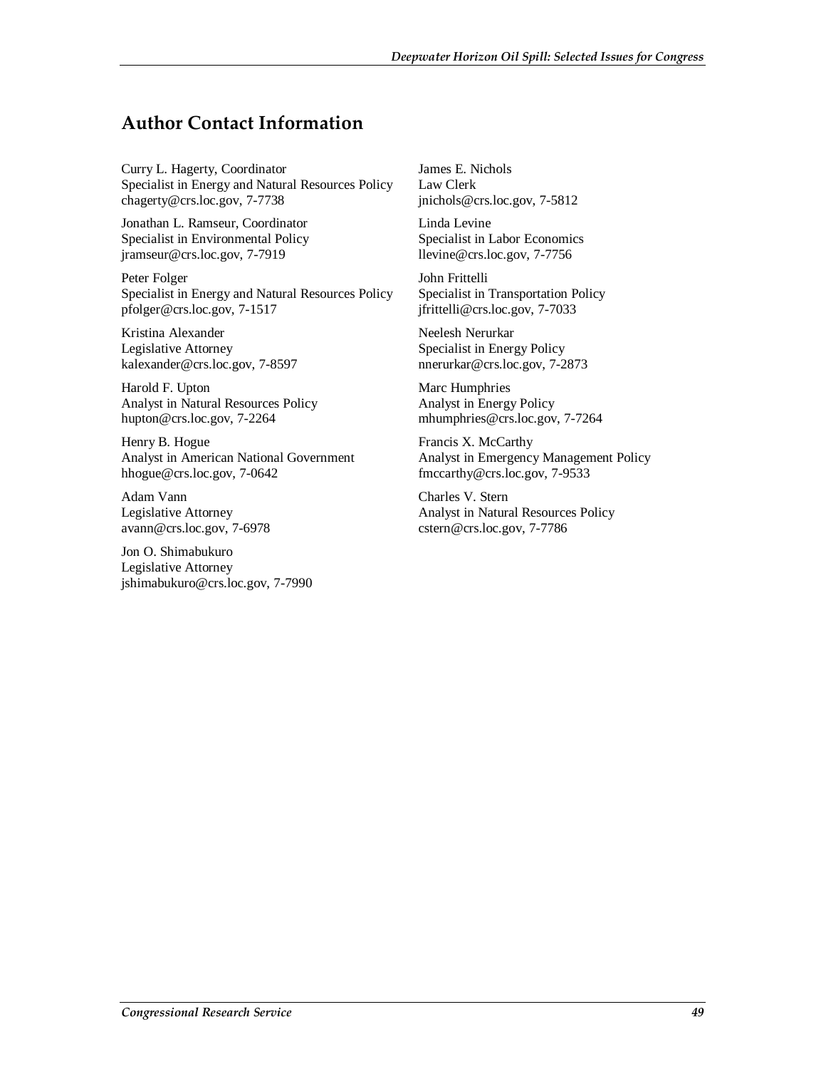## Author Contact Information

Curry L. Hagerty, Coordinator
Specialist in Energy and Natural Resources Policy
chagerty@crs.loc.gov, 7-7738

Jonathan L. Ramseur, Coordinator
Specialist in Environmental Policy
jramseur@crs.loc.gov, 7-7919

Peter Folger
Specialist in Energy and Natural Resources Policy
pfolger@crs.loc.gov, 7-1517

Kristina Alexander
Legislative Attorney
kalexander@crs.loc.gov, 7-8597

Harold F. Upton
Analyst in Natural Resources Policy
hupton@crs.loc.gov, 7-2264

Henry B. Hogue
Analyst in American National Government
hhogue@crs.loc.gov, 7-0642

Adam Vann
Legislative Attorney
avann@crs.loc.gov, 7-6978

Jon O. Shimabukuro
Legislative Attorney
jshimabukuro@crs.loc.gov, 7-7990

James E. Nichols
Law Clerk
jnichols@crs.loc.gov, 7-5812

Linda Levine
Specialist in Labor Economics
llevine@crs.loc.gov, 7-7756

John Frittelli
Specialist in Transportation Policy
jfrittelli@crs.loc.gov, 7-7033

Neelesh Nerurkar
Specialist in Energy Policy
nnerurkar@crs.loc.gov, 7-2873

Marc Humphries
Analyst in Energy Policy
mhumphries@crs.loc.gov, 7-7264

Francis X. McCarthy
Analyst in Emergency Management Policy
fmccarthy@crs.loc.gov, 7-9533

Charles V. Stern
Analyst in Natural Resources Policy
cstern@crs.loc.gov, 7-7786